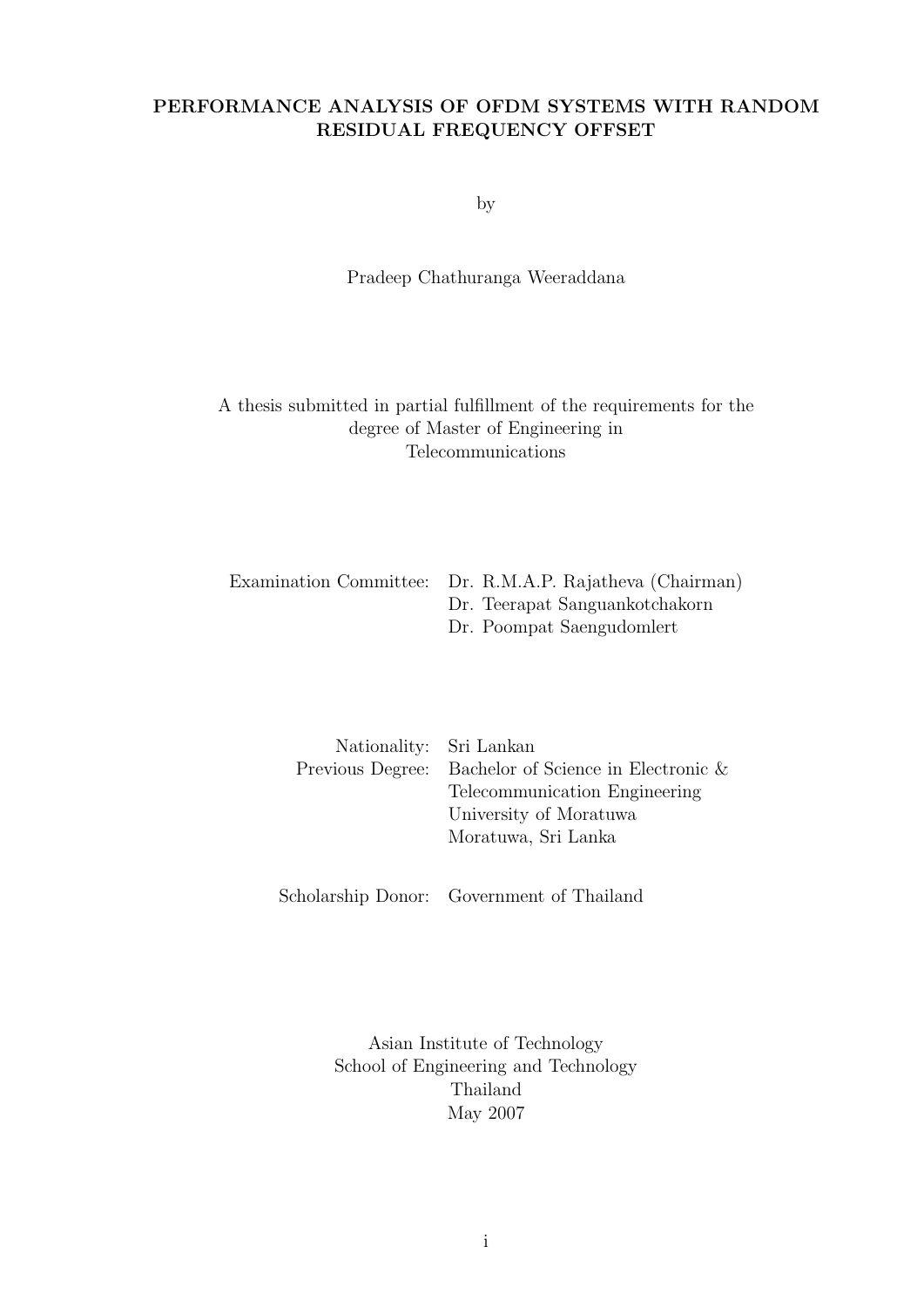# PERFORMANCE ANALYSIS OF OFDM SYSTEMS WITH RANDOM RESIDUAL FREQUENCY OFFSET

by

Pradeep Chathuranga Weeraddana

A thesis submitted in partial fulfillment of the requirements for the degree of Master of Engineering in Telecommunications

Examination Committee: Dr. R.M.A.P. Rajatheva (Chairman)
Dr. Teerapat Sanguankotchakorn
Dr. Poompat Saengudomlert

Nationality: Sri Lankan
Previous Degree: Bachelor of Science in Electronic & Telecommunication Engineering
University of Moratuwa
Moratuwa, Sri Lanka

Scholarship Donor: Government of Thailand

Asian Institute of Technology
School of Engineering and Technology
Thailand
May 2007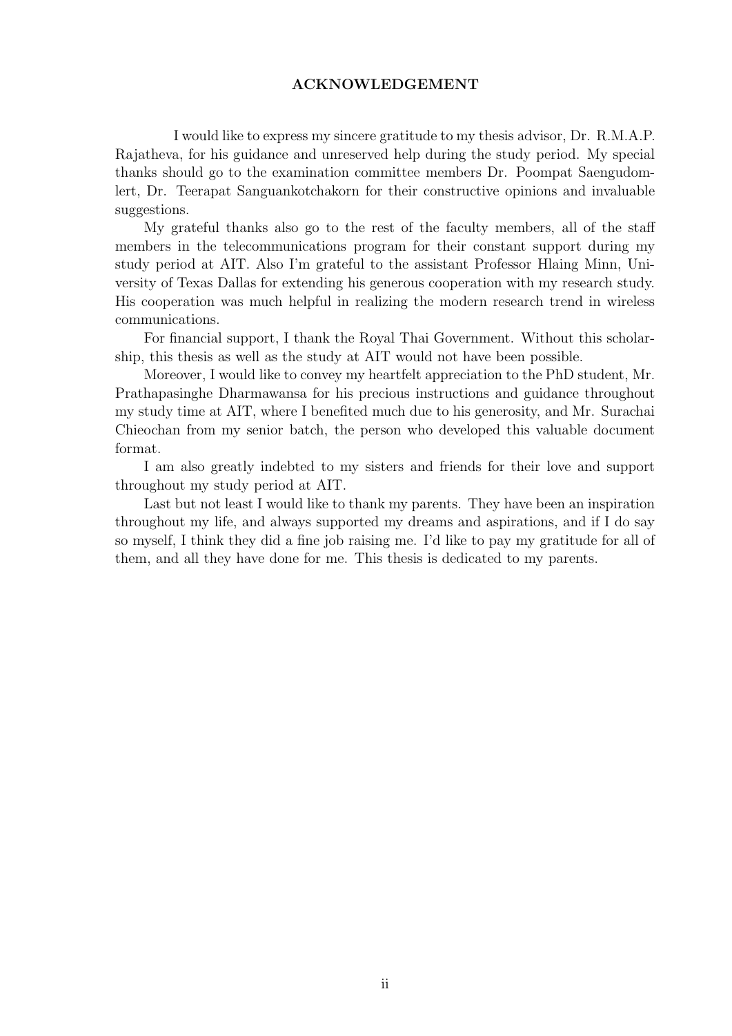# ACKNOWLEDGEMENT

I would like to express my sincere gratitude to my thesis advisor, Dr. R.M.A.P. Rajatheva, for his guidance and unreserved help during the study period. My special thanks should go to the examination committee members Dr. Poompat Saengudomlert, Dr. Teerapat Sanguankotchakorn for their constructive opinions and invaluable suggestions.

My grateful thanks also go to the rest of the faculty members, all of the staff members in the telecommunications program for their constant support during my study period at AIT. Also I'm grateful to the assistant Professor Hlaing Minn, University of Texas Dallas for extending his generous cooperation with my research study. His cooperation was much helpful in realizing the modern research trend in wireless communications.

For financial support, I thank the Royal Thai Government. Without this scholarship, this thesis as well as the study at AIT would not have been possible.

Moreover, I would like to convey my heartfelt appreciation to the PhD student, Mr. Prathapasinghe Dharmawansa for his precious instructions and guidance throughout my study time at AIT, where I benefited much due to his generosity, and Mr. Surachai Chieochan from my senior batch, the person who developed this valuable document format.

I am also greatly indebted to my sisters and friends for their love and support throughout my study period at AIT.

Last but not least I would like to thank my parents. They have been an inspiration throughout my life, and always supported my dreams and aspirations, and if I do say so myself, I think they did a fine job raising me. I'd like to pay my gratitude for all of them, and all they have done for me. This thesis is dedicated to my parents.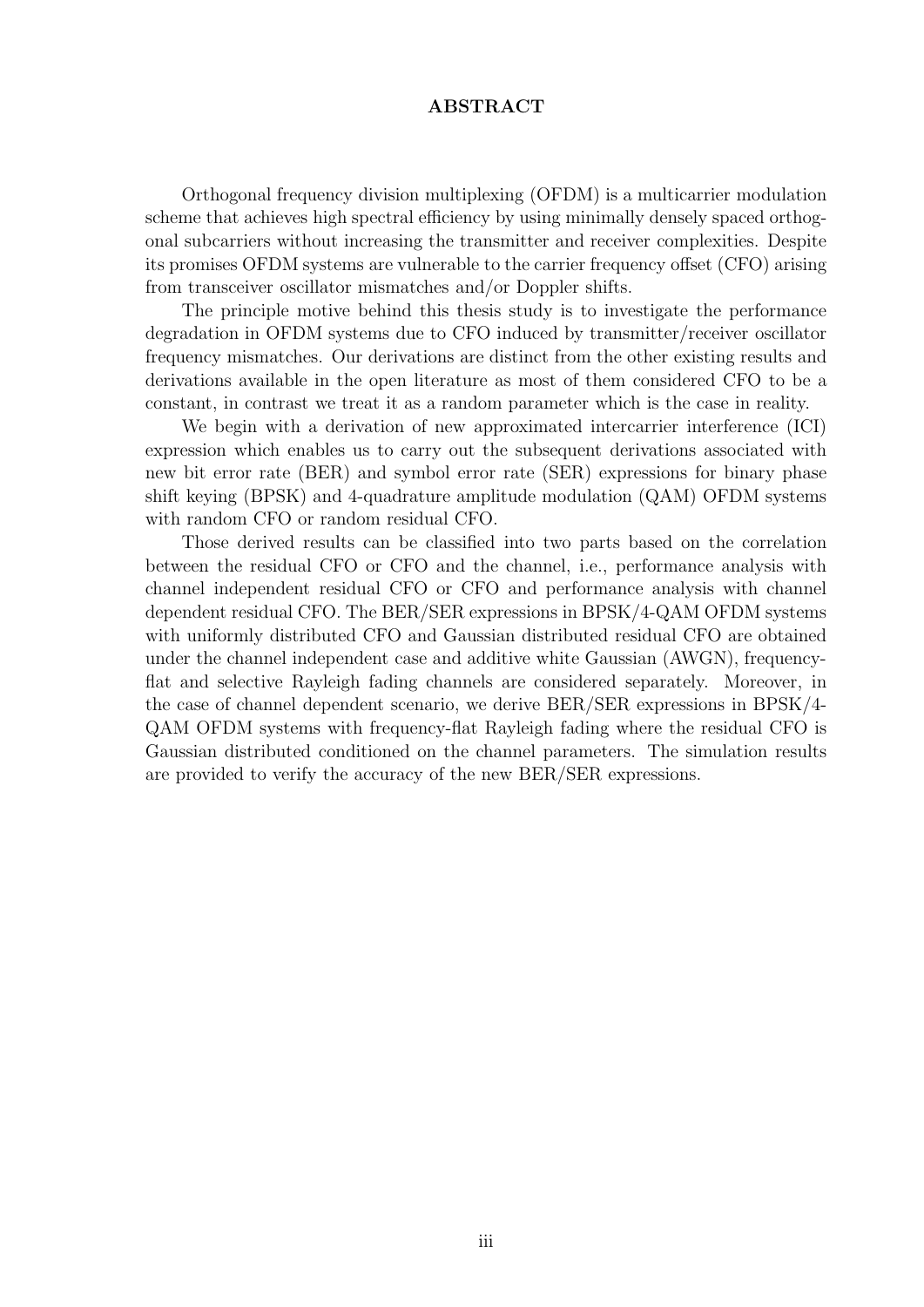# ABSTRACT

Orthogonal frequency division multiplexing (OFDM) is a multicarrier modulation scheme that achieves high spectral efficiency by using minimally densely spaced orthogonal subcarriers without increasing the transmitter and receiver complexities. Despite its promises OFDM systems are vulnerable to the carrier frequency offset (CFO) arising from transceiver oscillator mismatches and/or Doppler shifts.

The principle motive behind this thesis study is to investigate the performance degradation in OFDM systems due to CFO induced by transmitter/receiver oscillator frequency mismatches. Our derivations are distinct from the other existing results and derivations available in the open literature as most of them considered CFO to be a constant, in contrast we treat it as a random parameter which is the case in reality.

We begin with a derivation of new approximated intercarrier interference (ICI) expression which enables us to carry out the subsequent derivations associated with new bit error rate (BER) and symbol error rate (SER) expressions for binary phase shift keying (BPSK) and 4-quadrature amplitude modulation (QAM) OFDM systems with random CFO or random residual CFO.

Those derived results can be classified into two parts based on the correlation between the residual CFO or CFO and the channel, i.e., performance analysis with channel independent residual CFO or CFO and performance analysis with channel dependent residual CFO. The BER/SER expressions in BPSK/4-QAM OFDM systems with uniformly distributed CFO and Gaussian distributed residual CFO are obtained under the channel independent case and additive white Gaussian (AWGN), frequency-flat and selective Rayleigh fading channels are considered separately. Moreover, in the case of channel dependent scenario, we derive BER/SER expressions in BPSK/4-QAM OFDM systems with frequency-flat Rayleigh fading where the residual CFO is Gaussian distributed conditioned on the channel parameters. The simulation results are provided to verify the accuracy of the new BER/SER expressions.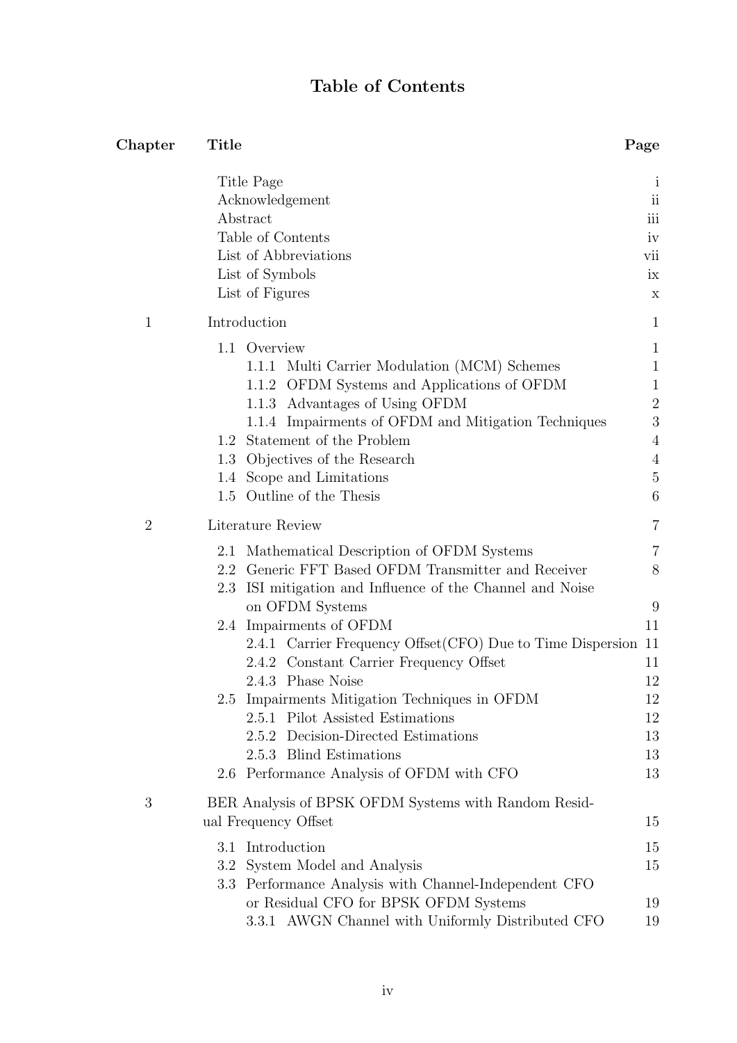# Table of Contents

| Chapter | Title | Page |
|---|---|---|
| | Title Page | i |
| | Acknowledgement | ii |
| | Abstract | iii |
| | Table of Contents | iv |
| | List of Abbreviations | vii |
| | List of Symbols | ix |
| | List of Figures | x |
| 1 | Introduction | 1 |
| | 1.1 Overview | 1 |
| | 1.1.1 Multi Carrier Modulation (MCM) Schemes | 1 |
| | 1.1.2 OFDM Systems and Applications of OFDM | 1 |
| | 1.1.3 Advantages of Using OFDM | 2 |
| | 1.1.4 Impairments of OFDM and Mitigation Techniques | 3 |
| | 1.2 Statement of the Problem | 4 |
| | 1.3 Objectives of the Research | 4 |
| | 1.4 Scope and Limitations | 5 |
| | 1.5 Outline of the Thesis | 6 |
| 2 | Literature Review | 7 |
| | 2.1 Mathematical Description of OFDM Systems | 7 |
| | 2.2 Generic FFT Based OFDM Transmitter and Receiver | 8 |
| | 2.3 ISI mitigation and Influence of the Channel and Noise on OFDM Systems | 9 |
| | 2.4 Impairments of OFDM | 11 |
| | 2.4.1 Carrier Frequency Offset(CFO) Due to Time Dispersion | 11 |
| | 2.4.2 Constant Carrier Frequency Offset | 11 |
| | 2.4.3 Phase Noise | 12 |
| | 2.5 Impairments Mitigation Techniques in OFDM | 12 |
| | 2.5.1 Pilot Assisted Estimations | 12 |
| | 2.5.2 Decision-Directed Estimations | 13 |
| | 2.5.3 Blind Estimations | 13 |
| | 2.6 Performance Analysis of OFDM with CFO | 13 |
| 3 | BER Analysis of BPSK OFDM Systems with Random Residual Frequency Offset | 15 |
| | 3.1 Introduction | 15 |
| | 3.2 System Model and Analysis | 15 |
| | 3.3 Performance Analysis with Channel-Independent CFO or Residual CFO for BPSK OFDM Systems | 19 |
| | 3.3.1 AWGN Channel with Uniformly Distributed CFO | 19 |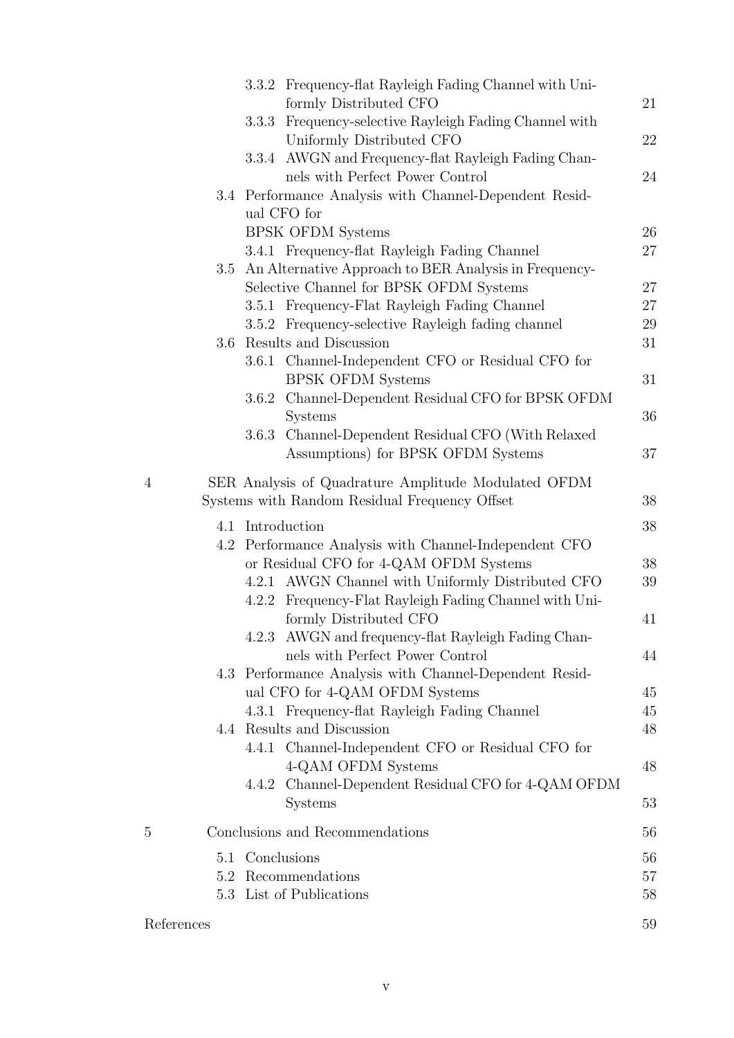| | | |
|---|---|---|
| | 3.3.2 Frequency-flat Rayleigh Fading Channel with Uniformly Distributed CFO | 21 |
| | 3.3.3 Frequency-selective Rayleigh Fading Channel with Uniformly Distributed CFO | 22 |
| | 3.3.4 AWGN and Frequency-flat Rayleigh Fading Channels with Perfect Power Control | 24 |
| | 3.4 Performance Analysis with Channel-Dependent Residual CFO for BPSK OFDM Systems | 26 |
| | 3.4.1 Frequency-flat Rayleigh Fading Channel | 27 |
| | 3.5 An Alternative Approach to BER Analysis in Frequency-Selective Channel for BPSK OFDM Systems | 27 |
| | 3.5.1 Frequency-Flat Rayleigh Fading Channel | 27 |
| | 3.5.2 Frequency-selective Rayleigh fading channel | 29 |
| | 3.6 Results and Discussion | 31 |
| | 3.6.1 Channel-Independent CFO or Residual CFO for BPSK OFDM Systems | 31 |
| | 3.6.2 Channel-Dependent Residual CFO for BPSK OFDM Systems | 36 |
| | 3.6.3 Channel-Dependent Residual CFO (With Relaxed Assumptions) for BPSK OFDM Systems | 37 |
| 4 | SER Analysis of Quadrature Amplitude Modulated OFDM Systems with Random Residual Frequency Offset | 38 |
| | 4.1 Introduction | 38 |
| | 4.2 Performance Analysis with Channel-Independent CFO or Residual CFO for 4-QAM OFDM Systems | 38 |
| | 4.2.1 AWGN Channel with Uniformly Distributed CFO | 39 |
| | 4.2.2 Frequency-Flat Rayleigh Fading Channel with Uniformly Distributed CFO | 41 |
| | 4.2.3 AWGN and frequency-flat Rayleigh Fading Channels with Perfect Power Control | 44 |
| | 4.3 Performance Analysis with Channel-Dependent Residual CFO for 4-QAM OFDM Systems | 45 |
| | 4.3.1 Frequency-flat Rayleigh Fading Channel | 45 |
| | 4.4 Results and Discussion | 48 |
| | 4.4.1 Channel-Independent CFO or Residual CFO for 4-QAM OFDM Systems | 48 |
| | 4.4.2 Channel-Dependent Residual CFO for 4-QAM OFDM Systems | 53 |
| 5 | Conclusions and Recommendations | 56 |
| | 5.1 Conclusions | 56 |
| | 5.2 Recommendations | 57 |
| | 5.3 List of Publications | 58 |
| References | | 59 |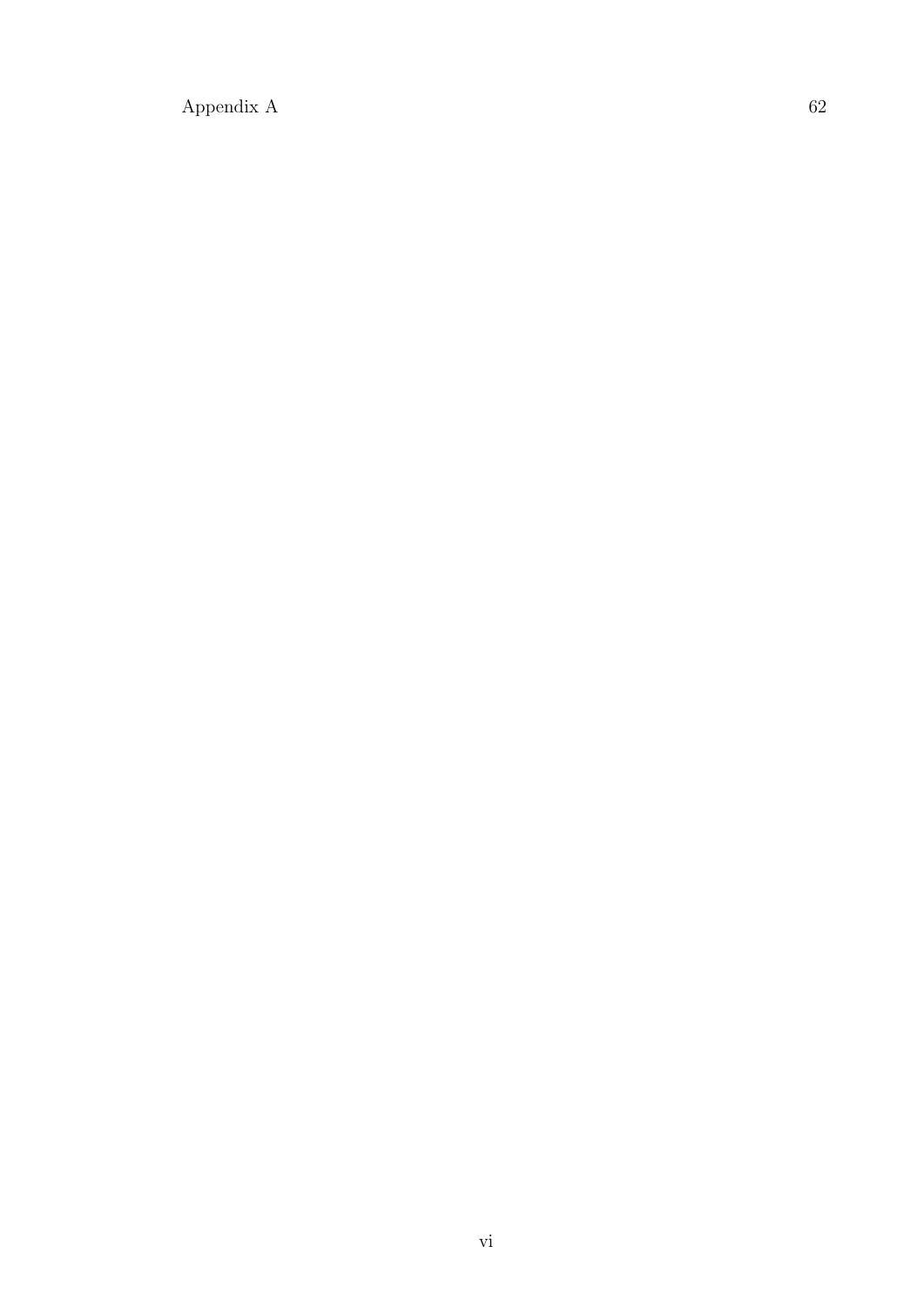Appendix A 62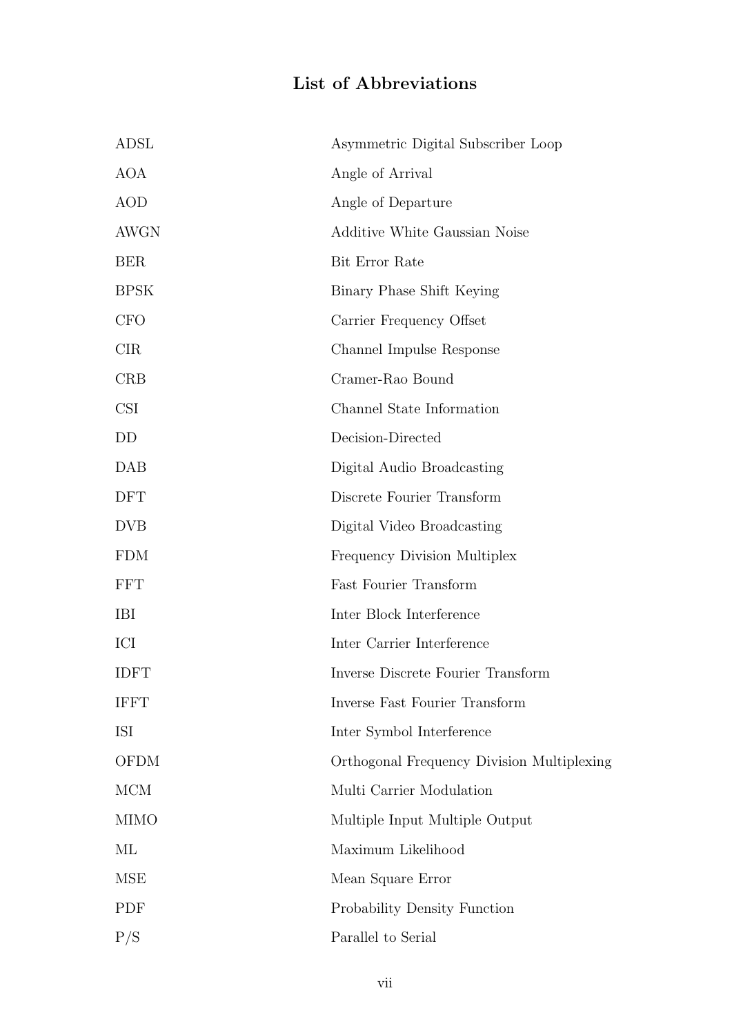# List of Abbreviations

| | |
|---|---|
| ADSL | Asymmetric Digital Subscriber Loop |
| AOA | Angle of Arrival |
| AOD | Angle of Departure |
| AWGN | Additive White Gaussian Noise |
| BER | Bit Error Rate |
| BPSK | Binary Phase Shift Keying |
| CFO | Carrier Frequency Offset |
| CIR | Channel Impulse Response |
| CRB | Cramer-Rao Bound |
| CSI | Channel State Information |
| DD | Decision-Directed |
| DAB | Digital Audio Broadcasting |
| DFT | Discrete Fourier Transform |
| DVB | Digital Video Broadcasting |
| FDM | Frequency Division Multiplex |
| FFT | Fast Fourier Transform |
| IBI | Inter Block Interference |
| ICI | Inter Carrier Interference |
| IDFT | Inverse Discrete Fourier Transform |
| IFFT | Inverse Fast Fourier Transform |
| ISI | Inter Symbol Interference |
| OFDM | Orthogonal Frequency Division Multiplexing |
| MCM | Multi Carrier Modulation |
| MIMO | Multiple Input Multiple Output |
| ML | Maximum Likelihood |
| MSE | Mean Square Error |
| PDF | Probability Density Function |
| P/S | Parallel to Serial |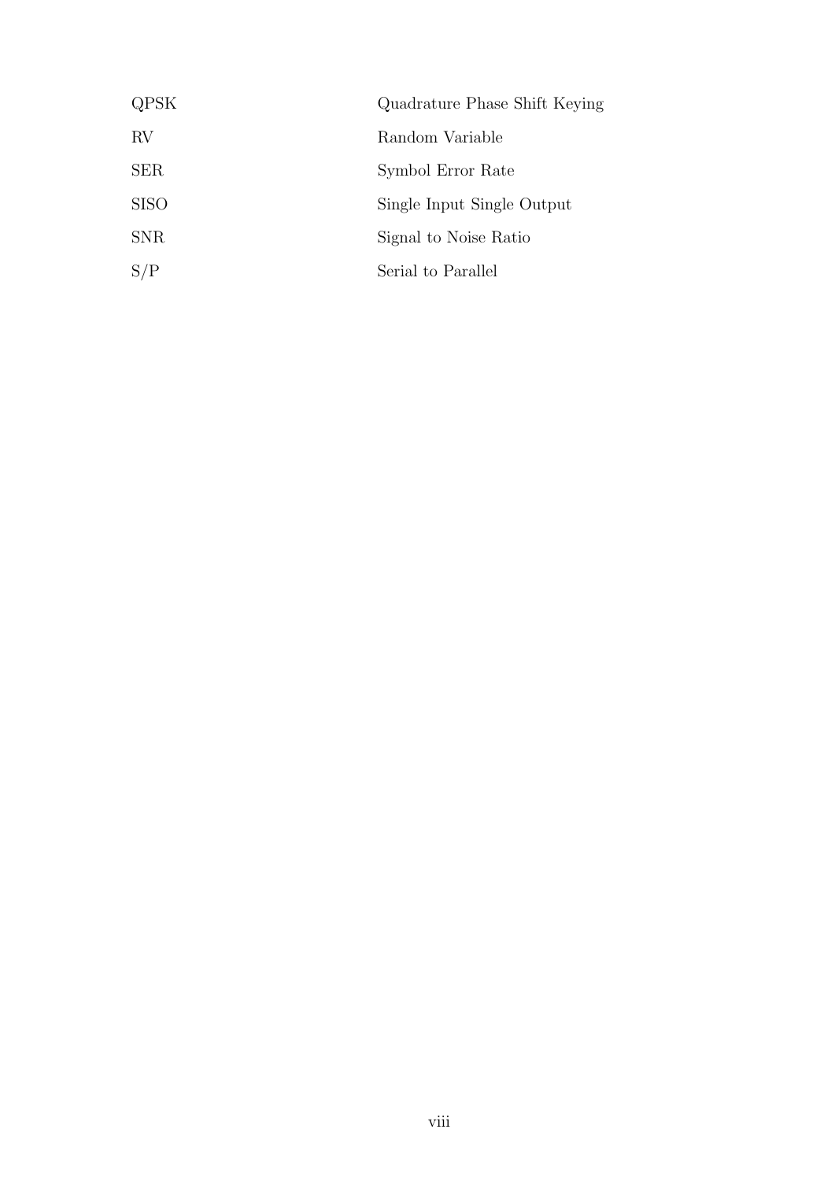| | |
|---|---|
| QPSK | Quadrature Phase Shift Keying |
| RV | Random Variable |
| SER | Symbol Error Rate |
| SISO | Single Input Single Output |
| SNR | Signal to Noise Ratio |
| S/P | Serial to Parallel |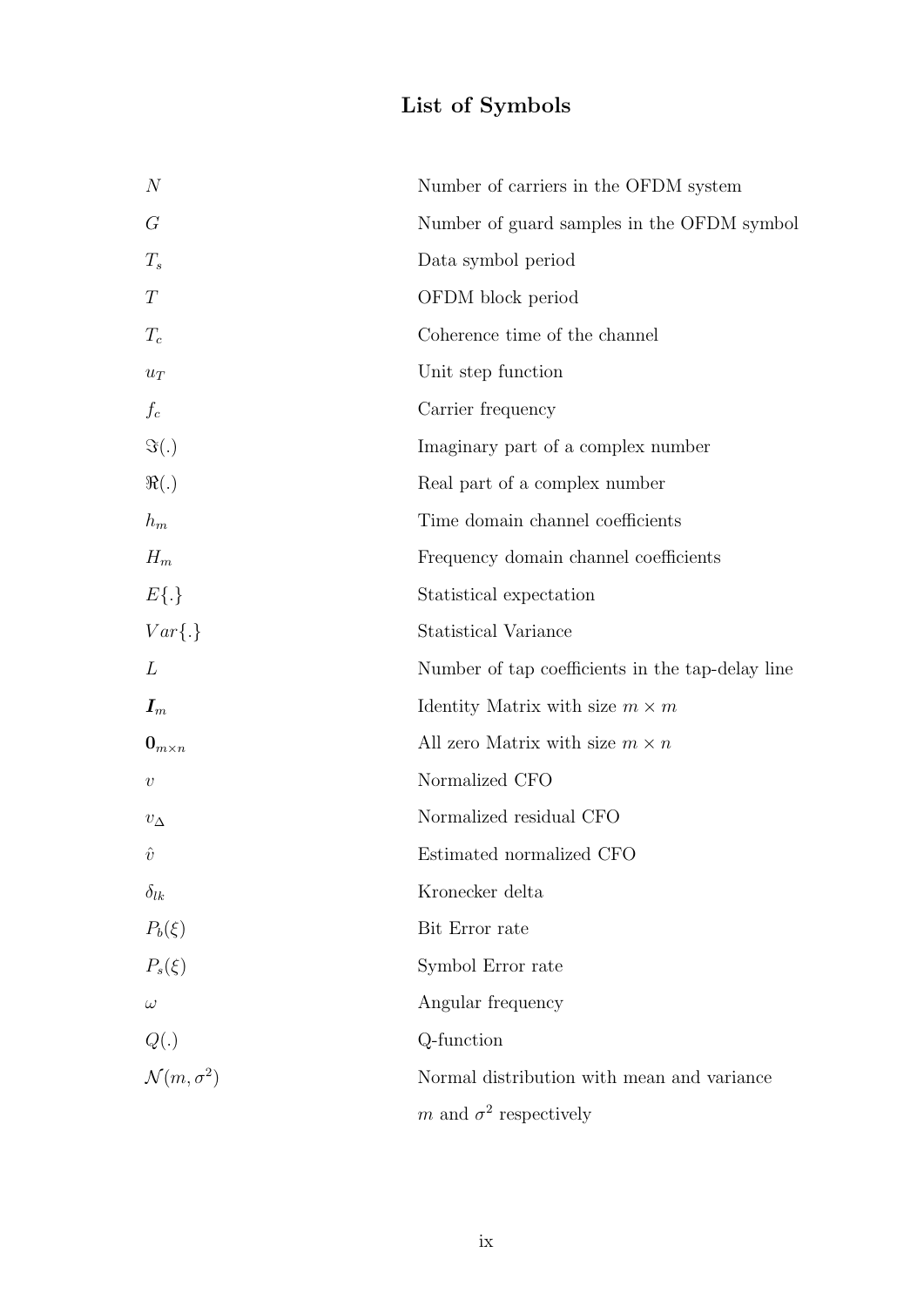# List of Symbols

| Symbol | Description |
|---|---|
| $N$ | Number of carriers in the OFDM system |
| $G$ | Number of guard samples in the OFDM symbol |
| $T_s$ | Data symbol period |
| $T$ | OFDM block period |
| $T_c$ | Coherence time of the channel |
| $u_T$ | Unit step function |
| $f_c$ | Carrier frequency |
| $\Im(.)$ | Imaginary part of a complex number |
| $\Re(.)$ | Real part of a complex number |
| $h_m$ | Time domain channel coefficients |
| $H_m$ | Frequency domain channel coefficients |
| $E\{.\}$ | Statistical expectation |
| $Var\{.\}$ | Statistical Variance |
| $L$ | Number of tap coefficients in the tap-delay line |
| $\boldsymbol{I}_m$ | Identity Matrix with size $m \times m$ |
| $\mathbf{0}_{m \times n}$ | All zero Matrix with size $m \times n$ |
| $v$ | Normalized CFO |
| $v_{\Delta}$ | Normalized residual CFO |
| $\hat{v}$ | Estimated normalized CFO |
| $\delta_{lk}$ | Kronecker delta |
| $P_b(\xi)$ | Bit Error rate |
| $P_s(\xi)$ | Symbol Error rate |
| $\omega$ | Angular frequency |
| $Q(.)$ | Q-function |
| $\mathcal{N}(m, \sigma^2)$ | Normal distribution with mean and variance $m$ and $\sigma^2$ respectively |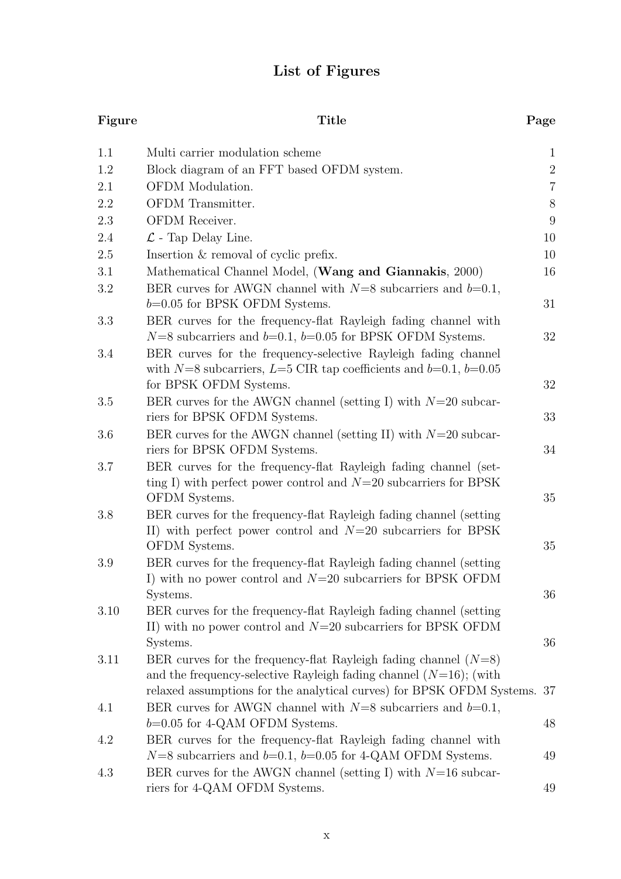# List of Figures

| Figure | Title | Page |
|---|---|---|
| 1.1 | Multi carrier modulation scheme | 1 |
| 1.2 | Block diagram of an FFT based OFDM system. | 2 |
| 2.1 | OFDM Modulation. | 7 |
| 2.2 | OFDM Transmitter. | 8 |
| 2.3 | OFDM Receiver. | 9 |
| 2.4 | $\mathcal{L}$ - Tap Delay Line. | 10 |
| 2.5 | Insertion & removal of cyclic prefix. | 10 |
| 3.1 | Mathematical Channel Model, (**Wang and Giannakis**, 2000) | 16 |
| 3.2 | BER curves for AWGN channel with $N$=8 subcarriers and $b$=0.1, $b$=0.05 for BPSK OFDM Systems. | 31 |
| 3.3 | BER curves for the frequency-flat Rayleigh fading channel with $N$=8 subcarriers and $b$=0.1, $b$=0.05 for BPSK OFDM Systems. | 32 |
| 3.4 | BER curves for the frequency-selective Rayleigh fading channel with $N$=8 subcarriers, $L$=5 CIR tap coefficients and $b$=0.1, $b$=0.05 for BPSK OFDM Systems. | 32 |
| 3.5 | BER curves for the AWGN channel (setting I) with $N$=20 subcarriers for BPSK OFDM Systems. | 33 |
| 3.6 | BER curves for the AWGN channel (setting II) with $N$=20 subcarriers for BPSK OFDM Systems. | 34 |
| 3.7 | BER curves for the frequency-flat Rayleigh fading channel (setting I) with perfect power control and $N$=20 subcarriers for BPSK OFDM Systems. | 35 |
| 3.8 | BER curves for the frequency-flat Rayleigh fading channel (setting II) with perfect power control and $N$=20 subcarriers for BPSK OFDM Systems. | 35 |
| 3.9 | BER curves for the frequency-flat Rayleigh fading channel (setting I) with no power control and $N$=20 subcarriers for BPSK OFDM Systems. | 36 |
| 3.10 | BER curves for the frequency-flat Rayleigh fading channel (setting II) with no power control and $N$=20 subcarriers for BPSK OFDM Systems. | 36 |
| 3.11 | BER curves for the frequency-flat Rayleigh fading channel ($N$=8) and the frequency-selective Rayleigh fading channel ($N$=16); (with relaxed assumptions for the analytical curves) for BPSK OFDM Systems. | 37 |
| 4.1 | BER curves for AWGN channel with $N$=8 subcarriers and $b$=0.1, $b$=0.05 for 4-QAM OFDM Systems. | 48 |
| 4.2 | BER curves for the frequency-flat Rayleigh fading channel with $N$=8 subcarriers and $b$=0.1, $b$=0.05 for 4-QAM OFDM Systems. | 49 |
| 4.3 | BER curves for the AWGN channel (setting I) with $N$=16 subcarriers for 4-QAM OFDM Systems. | 49 |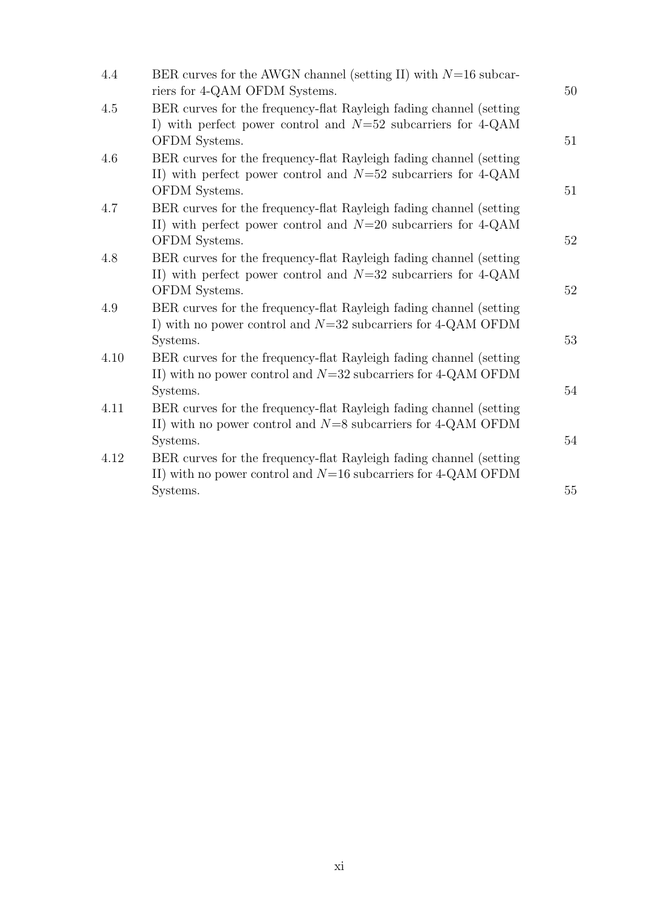| | | |
|---|---|---|
| 4.4 | BER curves for the AWGN channel (setting II) with $N$=16 subcarriers for 4-QAM OFDM Systems. | 50 |
| 4.5 | BER curves for the frequency-flat Rayleigh fading channel (setting I) with perfect power control and $N$=52 subcarriers for 4-QAM OFDM Systems. | 51 |
| 4.6 | BER curves for the frequency-flat Rayleigh fading channel (setting II) with perfect power control and $N$=52 subcarriers for 4-QAM OFDM Systems. | 51 |
| 4.7 | BER curves for the frequency-flat Rayleigh fading channel (setting II) with perfect power control and $N$=20 subcarriers for 4-QAM OFDM Systems. | 52 |
| 4.8 | BER curves for the frequency-flat Rayleigh fading channel (setting II) with perfect power control and $N$=32 subcarriers for 4-QAM OFDM Systems. | 52 |
| 4.9 | BER curves for the frequency-flat Rayleigh fading channel (setting I) with no power control and $N$=32 subcarriers for 4-QAM OFDM Systems. | 53 |
| 4.10 | BER curves for the frequency-flat Rayleigh fading channel (setting II) with no power control and $N$=32 subcarriers for 4-QAM OFDM Systems. | 54 |
| 4.11 | BER curves for the frequency-flat Rayleigh fading channel (setting II) with no power control and $N$=8 subcarriers for 4-QAM OFDM Systems. | 54 |
| 4.12 | BER curves for the frequency-flat Rayleigh fading channel (setting II) with no power control and $N$=16 subcarriers for 4-QAM OFDM Systems. | 55 |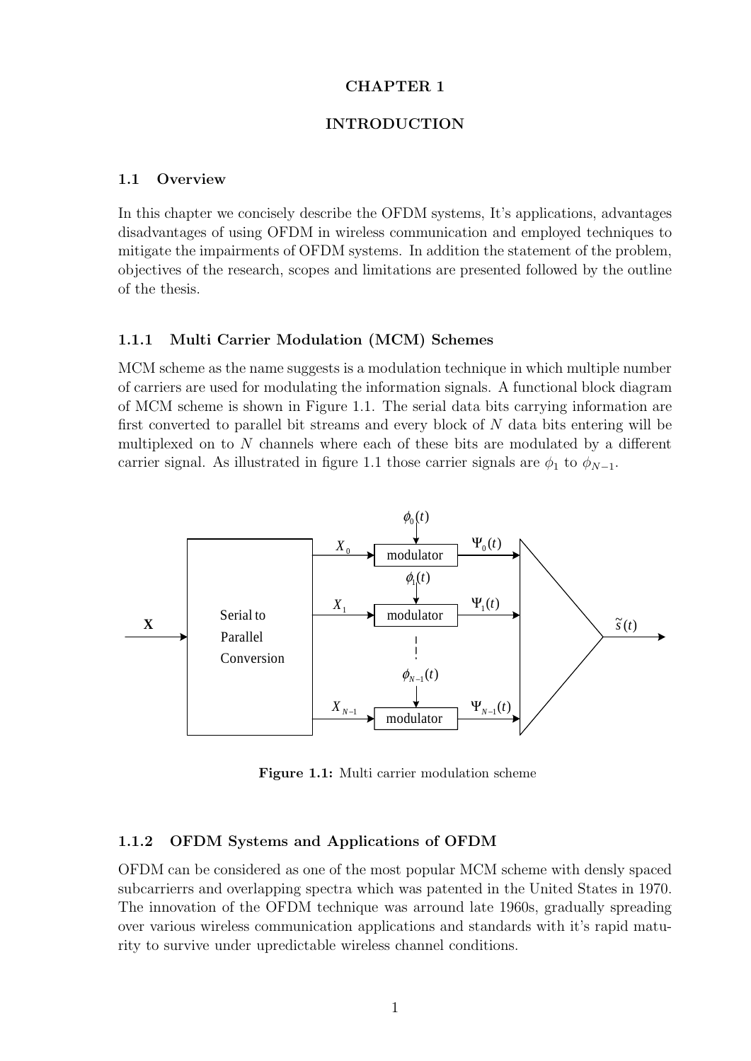# CHAPTER 1

# INTRODUCTION

## 1.1 Overview

In this chapter we concisely describe the OFDM systems, It's applications, advantages disadvantages of using OFDM in wireless communication and employed techniques to mitigate the impairments of OFDM systems. In addition the statement of the problem, objectives of the research, scopes and limitations are presented followed by the outline of the thesis.

### 1.1.1 Multi Carrier Modulation (MCM) Schemes

MCM scheme as the name suggests is a modulation technique in which multiple number of carriers are used for modulating the information signals. A functional block diagram of MCM scheme is shown in Figure 1.1. The serial data bits carrying information are first converted to parallel bit streams and every block of $N$ data bits entering will be multiplexed on to $N$ channels where each of these bits are modulated by a different carrier signal. As illustrated in figure 1.1 those carrier signals are $\phi_1$ to $\phi_{N-1}$.

**Figure 1.1:** Multi carrier modulation scheme

### 1.1.2 OFDM Systems and Applications of OFDM

OFDM can be considered as one of the most popular MCM scheme with densly spaced subcarrierrs and overlapping spectra which was patented in the United States in 1970. The innovation of the OFDM technique was arround late 1960s, gradually spreading over various wireless communication applications and standards with it's rapid maturity to survive under upredictable wireless channel conditions.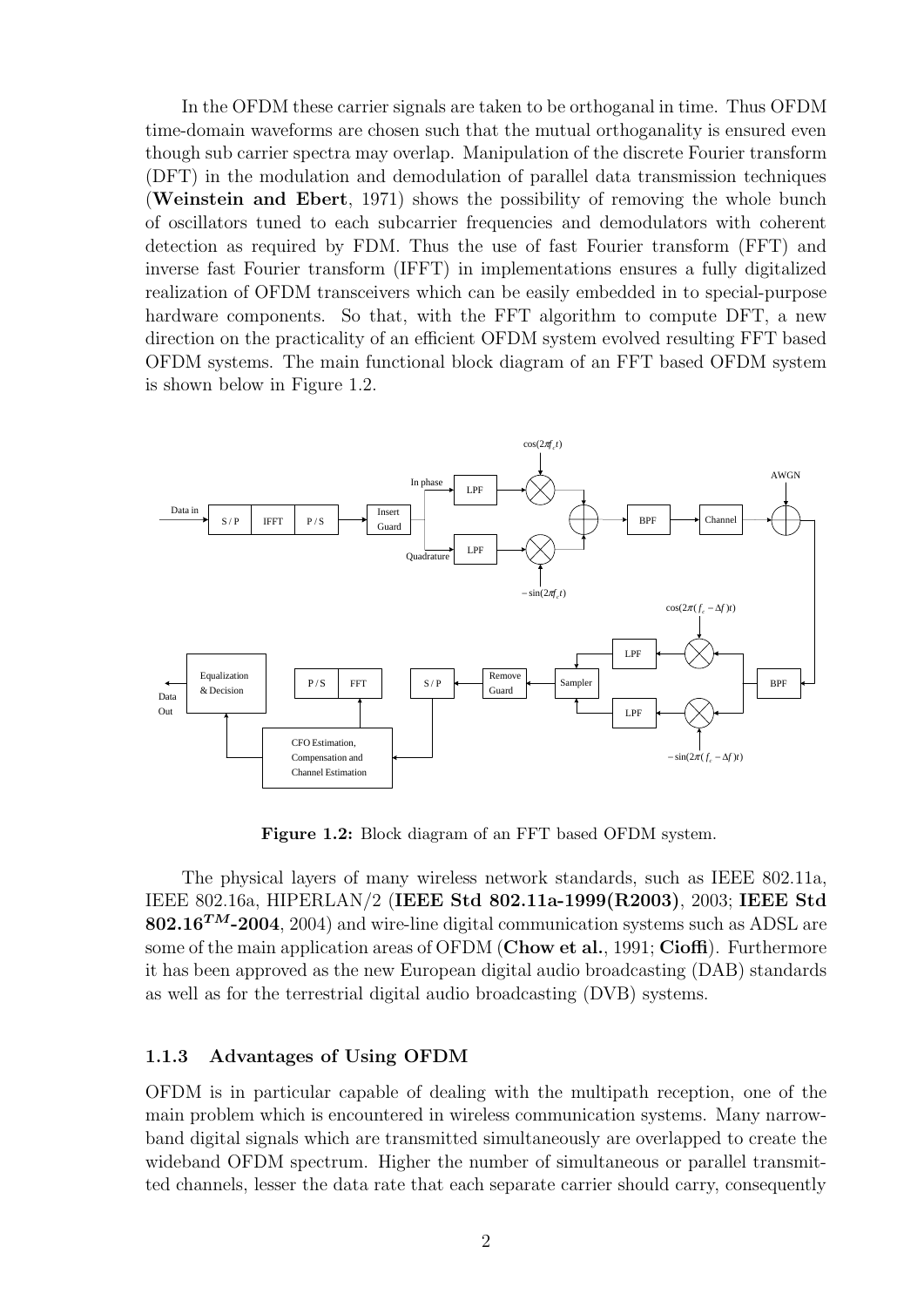In the OFDM these carrier signals are taken to be orthoganal in time. Thus OFDM time-domain waveforms are chosen such that the mutual orthoganality is ensured even though sub carrier spectra may overlap. Manipulation of the discrete Fourier transform (DFT) in the modulation and demodulation of parallel data transmission techniques (**Weinstein and Ebert**, 1971) shows the possibility of removing the whole bunch of oscillators tuned to each subcarrier frequencies and demodulators with coherent detection as required by FDM. Thus the use of fast Fourier transform (FFT) and inverse fast Fourier transform (IFFT) in implementations ensures a fully digitalized realization of OFDM transceivers which can be easily embedded in to special-purpose hardware components. So that, with the FFT algorithm to compute DFT, a new direction on the practicality of an efficient OFDM system evolved resulting FFT based OFDM systems. The main functional block diagram of an FFT based OFDM system is shown below in Figure 1.2.

**Figure 1.2:** Block diagram of an FFT based OFDM system.

The physical layers of many wireless network standards, such as IEEE 802.11a, IEEE 802.16a, HIPERLAN/2 (**IEEE Std 802.11a-1999(R2003)**, 2003; **IEEE Std 802.16$^{TM}$-2004**, 2004) and wire-line digital communication systems such as ADSL are some of the main application areas of OFDM (**Chow et al.**, 1991; **Cioffi**). Furthermore it has been approved as the new European digital audio broadcasting (DAB) standards as well as for the terrestrial digital audio broadcasting (DVB) systems.

### 1.1.3 Advantages of Using OFDM

OFDM is in particular capable of dealing with the multipath reception, one of the main problem which is encountered in wireless communication systems. Many narrow-band digital signals which are transmitted simultaneously are overlapped to create the wideband OFDM spectrum. Higher the number of simultaneous or parallel transmitted channels, lesser the data rate that each separate carrier should carry, consequently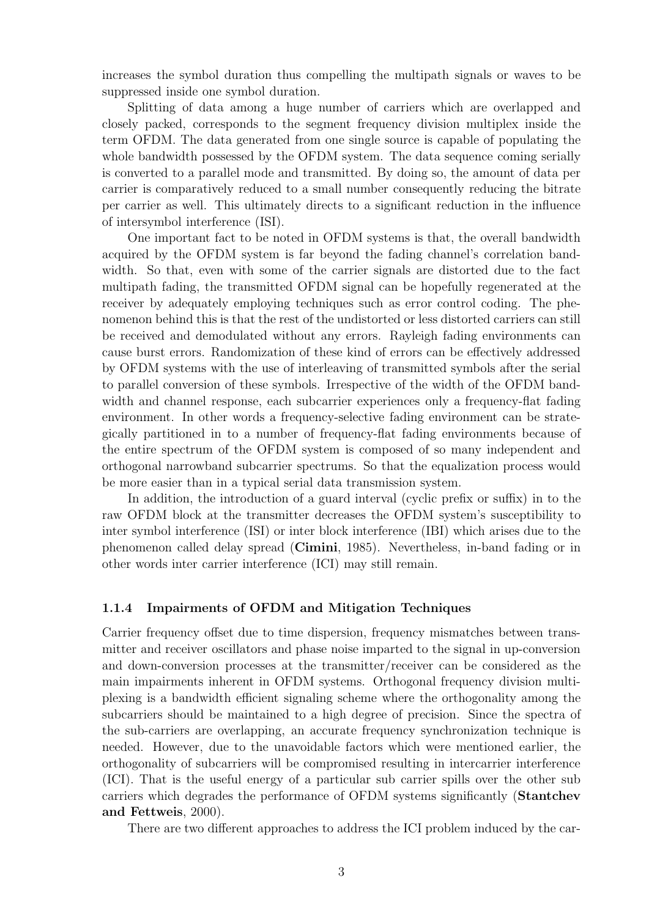increases the symbol duration thus compelling the multipath signals or waves to be suppressed inside one symbol duration.

Splitting of data among a huge number of carriers which are overlapped and closely packed, corresponds to the segment frequency division multiplex inside the term OFDM. The data generated from one single source is capable of populating the whole bandwidth possessed by the OFDM system. The data sequence coming serially is converted to a parallel mode and transmitted. By doing so, the amount of data per carrier is comparatively reduced to a small number consequently reducing the bitrate per carrier as well. This ultimately directs to a significant reduction in the influence of intersymbol interference (ISI).

One important fact to be noted in OFDM systems is that, the overall bandwidth acquired by the OFDM system is far beyond the fading channel's correlation bandwidth. So that, even with some of the carrier signals are distorted due to the fact multipath fading, the transmitted OFDM signal can be hopefully regenerated at the receiver by adequately employing techniques such as error control coding. The phenomenon behind this is that the rest of the undistorted or less distorted carriers can still be received and demodulated without any errors. Rayleigh fading environments can cause burst errors. Randomization of these kind of errors can be effectively addressed by OFDM systems with the use of interleaving of transmitted symbols after the serial to parallel conversion of these symbols. Irrespective of the width of the OFDM bandwidth and channel response, each subcarrier experiences only a frequency-flat fading environment. In other words a frequency-selective fading environment can be strategically partitioned in to a number of frequency-flat fading environments because of the entire spectrum of the OFDM system is composed of so many independent and orthogonal narrowband subcarrier spectrums. So that the equalization process would be more easier than in a typical serial data transmission system.

In addition, the introduction of a guard interval (cyclic prefix or suffix) in to the raw OFDM block at the transmitter decreases the OFDM system's susceptibility to inter symbol interference (ISI) or inter block interference (IBI) which arises due to the phenomenon called delay spread (**Cimini**, 1985). Nevertheless, in-band fading or in other words inter carrier interference (ICI) may still remain.

### 1.1.4 Impairments of OFDM and Mitigation Techniques

Carrier frequency offset due to time dispersion, frequency mismatches between transmitter and receiver oscillators and phase noise imparted to the signal in up-conversion and down-conversion processes at the transmitter/receiver can be considered as the main impairments inherent in OFDM systems. Orthogonal frequency division multiplexing is a bandwidth efficient signaling scheme where the orthogonality among the subcarriers should be maintained to a high degree of precision. Since the spectra of the sub-carriers are overlapping, an accurate frequency synchronization technique is needed. However, due to the unavoidable factors which were mentioned earlier, the orthogonality of subcarriers will be compromised resulting in intercarrier interference (ICI). That is the useful energy of a particular sub carrier spills over the other sub carriers which degrades the performance of OFDM systems significantly (**Stantchev and Fettweis**, 2000).

There are two different approaches to address the ICI problem induced by the car-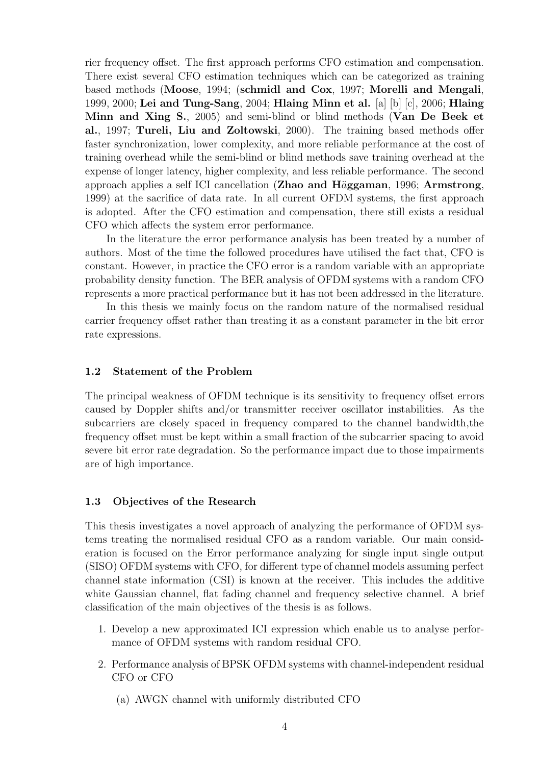rier frequency offset. The first approach performs CFO estimation and compensation. There exist several CFO estimation techniques which can be categorized as training based methods (**Moose**, 1994; (**schmidl and Cox**, 1997; **Morelli and Mengali**, 1999, 2000; **Lei and Tung-Sang**, 2004; **Hlaing Minn et al.** [a] [b] [c], 2006; **Hlaing Minn and Xing S.**, 2005) and semi-blind or blind methods (**Van De Beek et al.**, 1997; **Tureli, Liu and Zoltowski**, 2000). The training based methods offer faster synchronization, lower complexity, and more reliable performance at the cost of training overhead while the semi-blind or blind methods save training overhead at the expense of longer latency, higher complexity, and less reliable performance. The second approach applies a self ICI cancellation (**Zhao and H*ä*ggaman**, 1996; **Armstrong**, 1999) at the sacrifice of data rate. In all current OFDM systems, the first approach is adopted. After the CFO estimation and compensation, there still exists a residual CFO which affects the system error performance.

In the literature the error performance analysis has been treated by a number of authors. Most of the time the followed procedures have utilised the fact that, CFO is constant. However, in practice the CFO error is a random variable with an appropriate probability density function. The BER analysis of OFDM systems with a random CFO represents a more practical performance but it has not been addressed in the literature.

In this thesis we mainly focus on the random nature of the normalised residual carrier frequency offset rather than treating it as a constant parameter in the bit error rate expressions.

### 1.2 Statement of the Problem

The principal weakness of OFDM technique is its sensitivity to frequency offset errors caused by Doppler shifts and/or transmitter receiver oscillator instabilities. As the subcarriers are closely spaced in frequency compared to the channel bandwidth,the frequency offset must be kept within a small fraction of the subcarrier spacing to avoid severe bit error rate degradation. So the performance impact due to those impairments are of high importance.

### 1.3 Objectives of the Research

This thesis investigates a novel approach of analyzing the performance of OFDM systems treating the normalised residual CFO as a random variable. Our main consideration is focused on the Error performance analyzing for single input single output (SISO) OFDM systems with CFO, for different type of channel models assuming perfect channel state information (CSI) is known at the receiver. This includes the additive white Gaussian channel, flat fading channel and frequency selective channel. A brief classification of the main objectives of the thesis is as follows.

1. Develop a new approximated ICI expression which enable us to analyse performance of OFDM systems with random residual CFO.
2. Performance analysis of BPSK OFDM systems with channel-independent residual CFO or CFO
   (a) AWGN channel with uniformly distributed CFO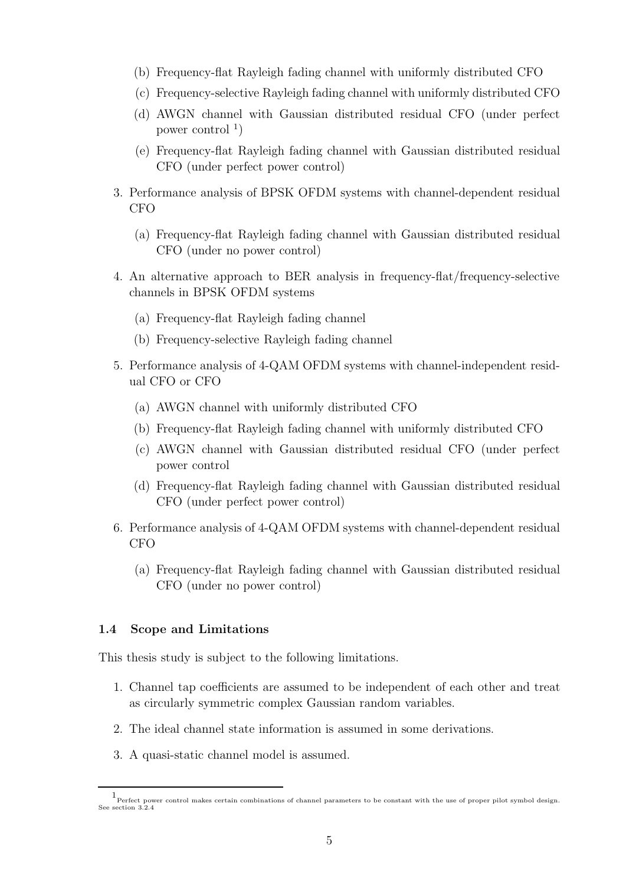(b) Frequency-flat Rayleigh fading channel with uniformly distributed CFO
   (c) Frequency-selective Rayleigh fading channel with uniformly distributed CFO
   (d) AWGN channel with Gaussian distributed residual CFO (under perfect power control [1])
   (e) Frequency-flat Rayleigh fading channel with Gaussian distributed residual CFO (under perfect power control)

3. Performance analysis of BPSK OFDM systems with channel-dependent residual CFO
   (a) Frequency-flat Rayleigh fading channel with Gaussian distributed residual CFO (under no power control)

4. An alternative approach to BER analysis in frequency-flat/frequency-selective channels in BPSK OFDM systems
   (a) Frequency-flat Rayleigh fading channel
   (b) Frequency-selective Rayleigh fading channel

5. Performance analysis of 4-QAM OFDM systems with channel-independent residual CFO or CFO
   (a) AWGN channel with uniformly distributed CFO
   (b) Frequency-flat Rayleigh fading channel with uniformly distributed CFO
   (c) AWGN channel with Gaussian distributed residual CFO (under perfect power control
   (d) Frequency-flat Rayleigh fading channel with Gaussian distributed residual CFO (under perfect power control)

6. Performance analysis of 4-QAM OFDM systems with channel-dependent residual CFO
   (a) Frequency-flat Rayleigh fading channel with Gaussian distributed residual CFO (under no power control)

### 1.4 Scope and Limitations

This thesis study is subject to the following limitations.

1. Channel tap coefficients are assumed to be independent of each other and treat as circularly symmetric complex Gaussian random variables.
2. The ideal channel state information is assumed in some derivations.
3. A quasi-static channel model is assumed.

[1] Perfect power control makes certain combinations of channel parameters to be constant with the use of proper pilot symbol design. See section 3.2.4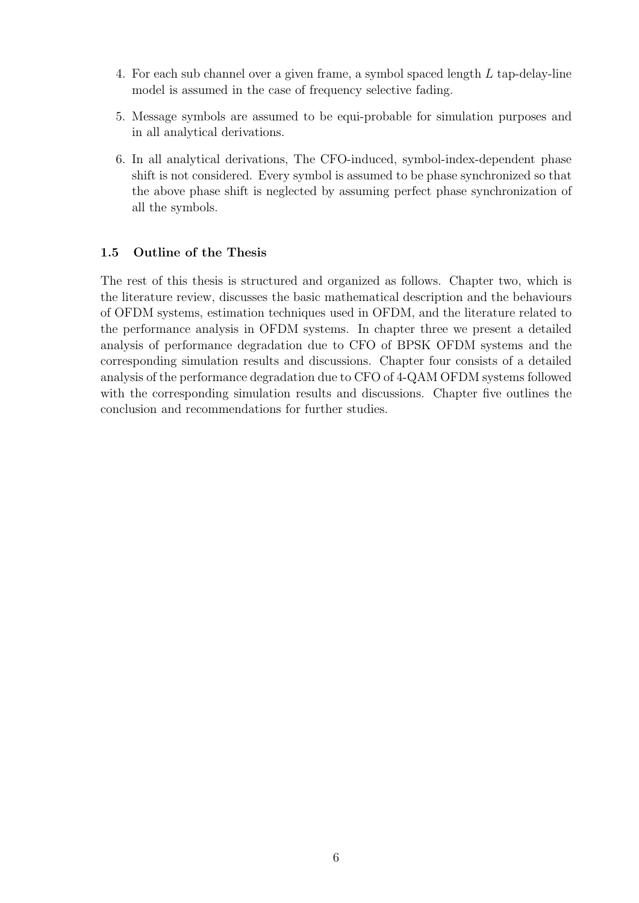4. For each sub channel over a given frame, a symbol spaced length $L$ tap-delay-line model is assumed in the case of frequency selective fading.

5. Message symbols are assumed to be equi-probable for simulation purposes and in all analytical derivations.

6. In all analytical derivations, The CFO-induced, symbol-index-dependent phase shift is not considered. Every symbol is assumed to be phase synchronized so that the above phase shift is neglected by assuming perfect phase synchronization of all the symbols.

### 1.5 Outline of the Thesis

The rest of this thesis is structured and organized as follows. Chapter two, which is the literature review, discusses the basic mathematical description and the behaviours of OFDM systems, estimation techniques used in OFDM, and the literature related to the performance analysis in OFDM systems. In chapter three we present a detailed analysis of performance degradation due to CFO of BPSK OFDM systems and the corresponding simulation results and discussions. Chapter four consists of a detailed analysis of the performance degradation due to CFO of 4-QAM OFDM systems followed with the corresponding simulation results and discussions. Chapter five outlines the conclusion and recommendations for further studies.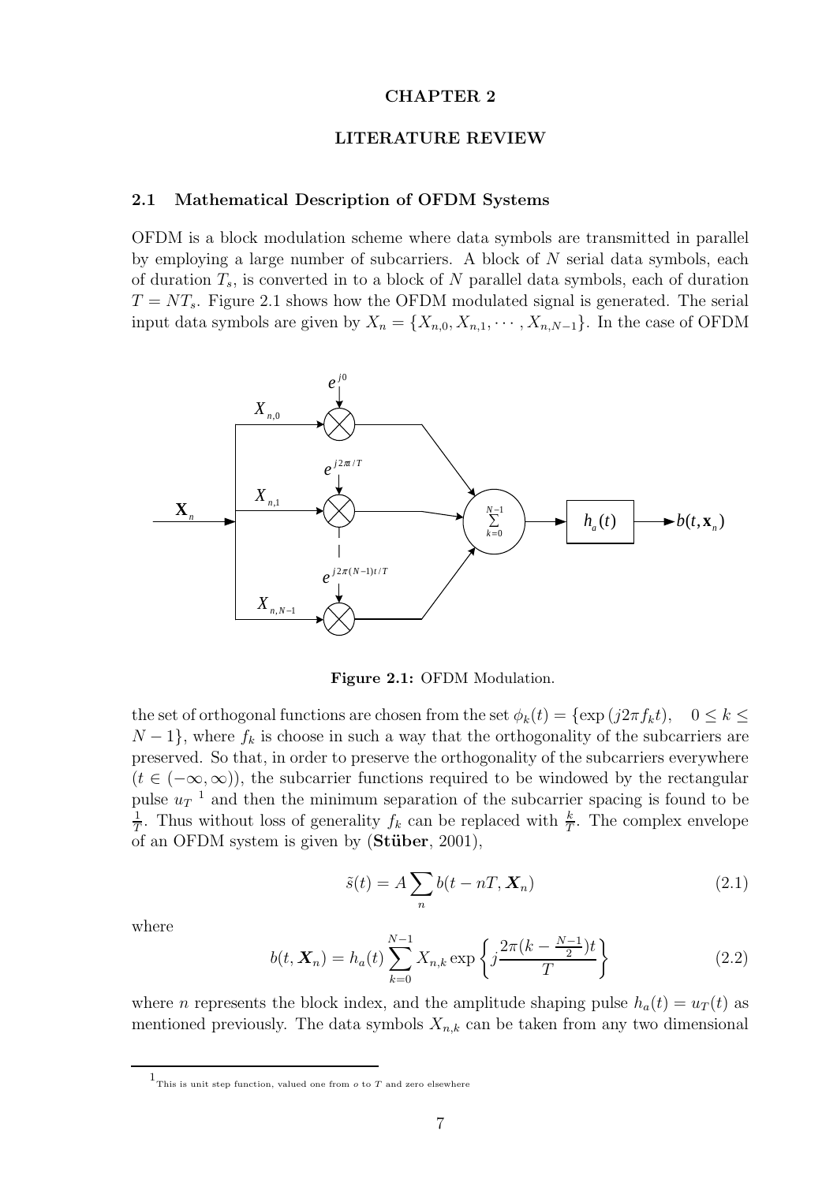# CHAPTER 2

# LITERATURE REVIEW

## 2.1 Mathematical Description of OFDM Systems

OFDM is a block modulation scheme where data symbols are transmitted in parallel by employing a large number of subcarriers. A block of $N$ serial data symbols, each of duration $T_s$, is converted in to a block of $N$ parallel data symbols, each of duration $T = NT_s$. Figure 2.1 shows how the OFDM modulated signal is generated. The serial input data symbols are given by $X_n = \{X_{n,0}, X_{n,1}, \cdots, X_{n,N-1}\}$. In the case of OFDM

**Figure 2.1:** OFDM Modulation.

the set of orthogonal functions are chosen from the set $\phi_k(t) = \{\exp(j2\pi f_k t), \quad 0 \leq k \leq N-1\}$, where $f_k$ is choose in such a way that the orthogonality of the subcarriers are preserved. So that, in order to preserve the orthogonality of the subcarriers everywhere ($t \in (-\infty, \infty)$), the subcarrier functions required to be windowed by the rectangular pulse $u_T$ [1] and then the minimum separation of the subcarrier spacing is found to be $\frac{1}{T}$. Thus without loss of generality $f_k$ can be replaced with $\frac{k}{T}$. The complex envelope of an OFDM system is given by (**Stüber**, 2001),

$$\tilde{s}(t) = A \sum_n b(t - nT, \boldsymbol{X}_n) \tag{2.1}$$

where

$$b(t, \boldsymbol{X}_n) = h_a(t) \sum_{k=0}^{N-1} X_{n,k} \exp\left\{ j \frac{2\pi(k - \frac{N-1}{2})t}{T} \right\} \tag{2.2}$$

where $n$ represents the block index, and the amplitude shaping pulse $h_a(t) = u_T(t)$ as mentioned previously. The data symbols $X_{n,k}$ can be taken from any two dimensional

[1] This is unit step function, valued one from $o$ to $T$ and zero elsewhere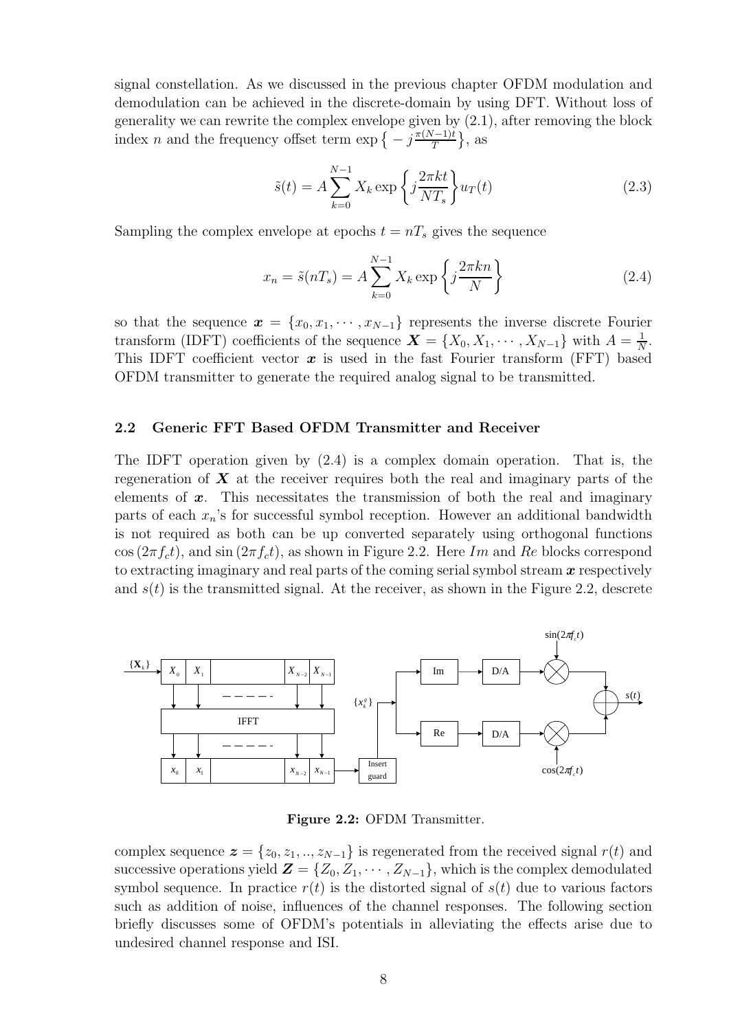signal constellation. As we discussed in the previous chapter OFDM modulation and demodulation can be achieved in the discrete-domain by using DFT. Without loss of generality we can rewrite the complex envelope given by (2.1), after removing the block index $n$ and the frequency offset term $\exp\left\{-j\frac{\pi(N-1)t}{T}\right\}$, as

$$\tilde{s}(t) = A\sum_{k=0}^{N-1} X_k \exp\left\{j\frac{2\pi kt}{NT_s}\right\} u_T(t) \tag{2.3}$$

Sampling the complex envelope at epochs $t = nT_s$ gives the sequence

$$x_n = \tilde{s}(nT_s) = A\sum_{k=0}^{N-1} X_k \exp\left\{j\frac{2\pi kn}{N}\right\} \tag{2.4}$$

so that the sequence $\boldsymbol{x} = \{x_0, x_1, \cdots, x_{N-1}\}$ represents the inverse discrete Fourier transform (IDFT) coefficients of the sequence $\boldsymbol{X} = \{X_0, X_1, \cdots, X_{N-1}\}$ with $A = \frac{1}{N}$. This IDFT coefficient vector $\boldsymbol{x}$ is used in the fast Fourier transform (FFT) based OFDM transmitter to generate the required analog signal to be transmitted.

## 2.2 Generic FFT Based OFDM Transmitter and Receiver

The IDFT operation given by (2.4) is a complex domain operation. That is, the regeneration of $\boldsymbol{X}$ at the receiver requires both the real and imaginary parts of the elements of $\boldsymbol{x}$. This necessitates the transmission of both the real and imaginary parts of each $x_n$'s for successful symbol reception. However an additional bandwidth is not required as both can be up converted separately using orthogonal functions $\cos(2\pi f_c t)$, and $\sin(2\pi f_c t)$, as shown in Figure 2.2. Here $Im$ and $Re$ blocks correspond to extracting imaginary and real parts of the coming serial symbol stream $\boldsymbol{x}$ respectively and $s(t)$ is the transmitted signal. At the receiver, as shown in the Figure 2.2, descrete

**Figure 2.2:** OFDM Transmitter.

complex sequence $\boldsymbol{z} = \{z_0, z_1, .., z_{N-1}\}$ is regenerated from the received signal $r(t)$ and successive operations yield $\boldsymbol{Z} = \{Z_0, Z_1, \cdots, Z_{N-1}\}$, which is the complex demodulated symbol sequence. In practice $r(t)$ is the distorted signal of $s(t)$ due to various factors such as addition of noise, influences of the channel responses. The following section briefly discusses some of OFDM's potentials in alleviating the effects arise due to undesired channel response and ISI.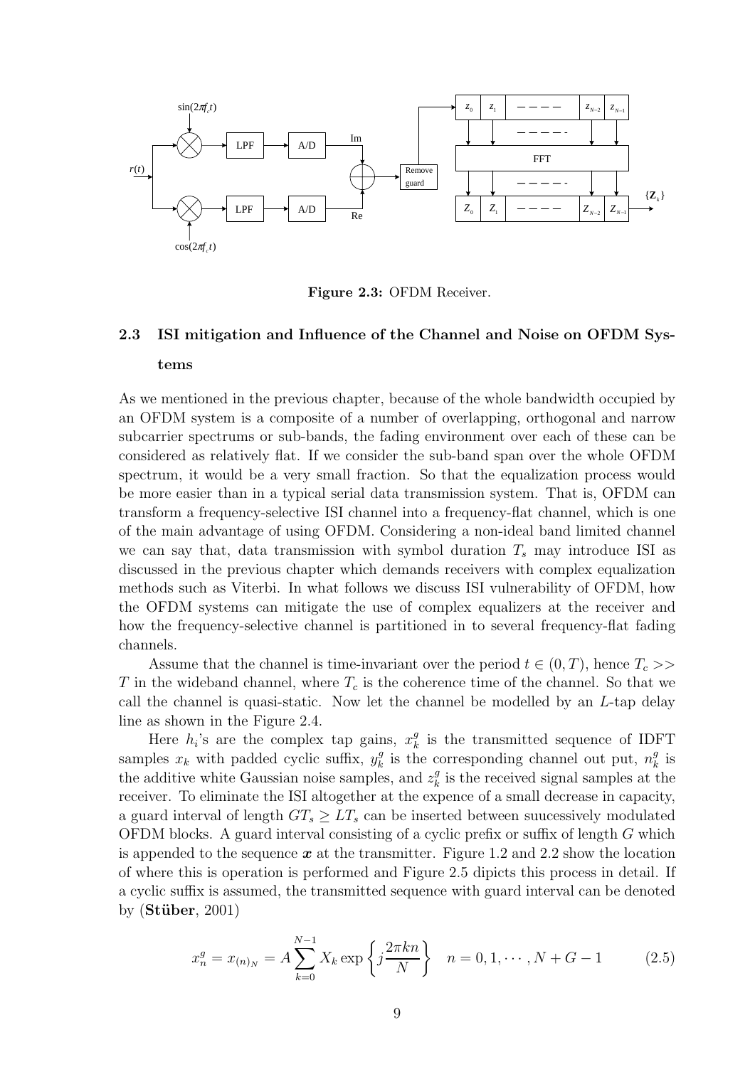Figure 2.3: OFDM Receiver.

### 2.3 ISI mitigation and Influence of the Channel and Noise on OFDM Systems

As we mentioned in the previous chapter, because of the whole bandwidth occupied by an OFDM system is a composite of a number of overlapping, orthogonal and narrow subcarrier spectrums or sub-bands, the fading environment over each of these can be considered as relatively flat. If we consider the sub-band span over the whole OFDM spectrum, it would be a very small fraction. So that the equalization process would be more easier than in a typical serial data transmission system. That is, OFDM can transform a frequency-selective ISI channel into a frequency-flat channel, which is one of the main advantage of using OFDM. Considering a non-ideal band limited channel we can say that, data transmission with symbol duration $T_s$ may introduce ISI as discussed in the previous chapter which demands receivers with complex equalization methods such as Viterbi. In what follows we discuss ISI vulnerability of OFDM, how the OFDM systems can mitigate the use of complex equalizers at the receiver and how the frequency-selective channel is partitioned in to several frequency-flat fading channels.

Assume that the channel is time-invariant over the period $t \in (0, T)$, hence $T_c >> T$ in the wideband channel, where $T_c$ is the coherence time of the channel. So that we call the channel is quasi-static. Now let the channel be modelled by an $L$-tap delay line as shown in the Figure 2.4.

Here $h_i$'s are the complex tap gains, $x_k^g$ is the transmitted sequence of IDFT samples $x_k$ with padded cyclic suffix, $y_k^g$ is the corresponding channel out put, $n_k^g$ is the additive white Gaussian noise samples, and $z_k^g$ is the received signal samples at the receiver. To eliminate the ISI altogether at the expence of a small decrease in capacity, a guard interval of length $GT_s \geq LT_s$ can be inserted between suucessively modulated OFDM blocks. A guard interval consisting of a cyclic prefix or suffix of length $G$ which is appended to the sequence $\boldsymbol{x}$ at the transmitter. Figure 1.2 and 2.2 show the location of where this is operation is performed and Figure 2.5 dipicts this process in detail. If a cyclic suffix is assumed, the transmitted sequence with guard interval can be denoted by (**Stüber**, 2001)

$$x_n^g = x_{(n)_N} = A \sum_{k=0}^{N-1} X_k \exp\left\{ j \frac{2\pi kn}{N} \right\} \quad n = 0, 1, \cdots, N+G-1 \tag{2.5}$$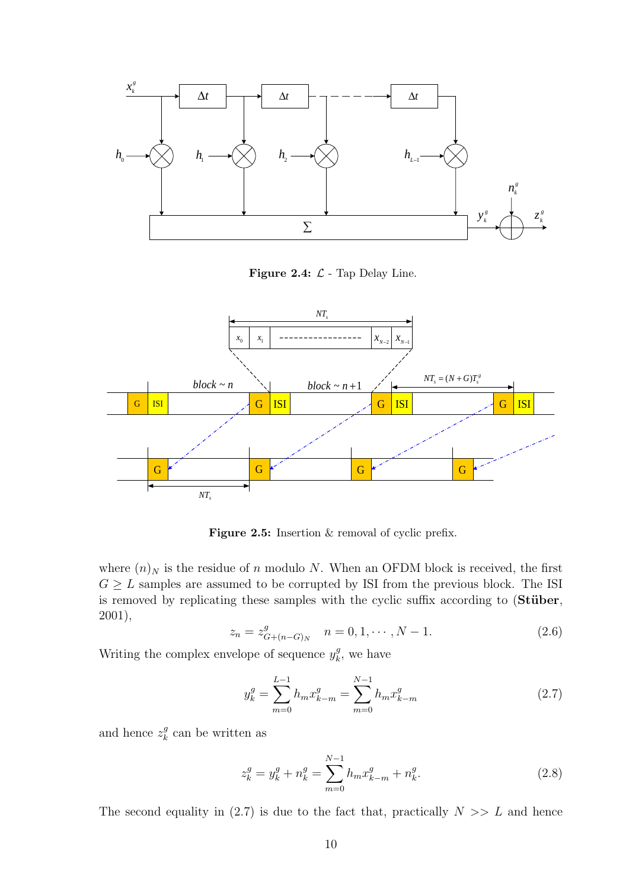**Figure 2.4:** $\mathcal{L}$ - Tap Delay Line.

**Figure 2.5:** Insertion & removal of cyclic prefix.

where $(n)_N$ is the residue of $n$ modulo $N$. When an OFDM block is received, the first $G \geq L$ samples are assumed to be corrupted by ISI from the previous block. The ISI is removed by replicating these samples with the cyclic suffix according to (**Stüber**, 2001),

$$z_n = z^g_{G+(n-G)_N} \quad n = 0, 1, \cdots, N-1. \tag{2.6}$$

Writing the complex envelope of sequence $y^g_k$, we have

$$y^g_k = \sum_{m=0}^{L-1} h_m x^g_{k-m} = \sum_{m=0}^{N-1} h_m x^g_{k-m} \tag{2.7}$$

and hence $z^g_k$ can be written as

$$z^g_k = y^g_k + n^g_k = \sum_{m=0}^{N-1} h_m x^g_{k-m} + n^g_k. \tag{2.8}$$

The second equality in (2.7) is due to the fact that, practically $N >> L$ and hence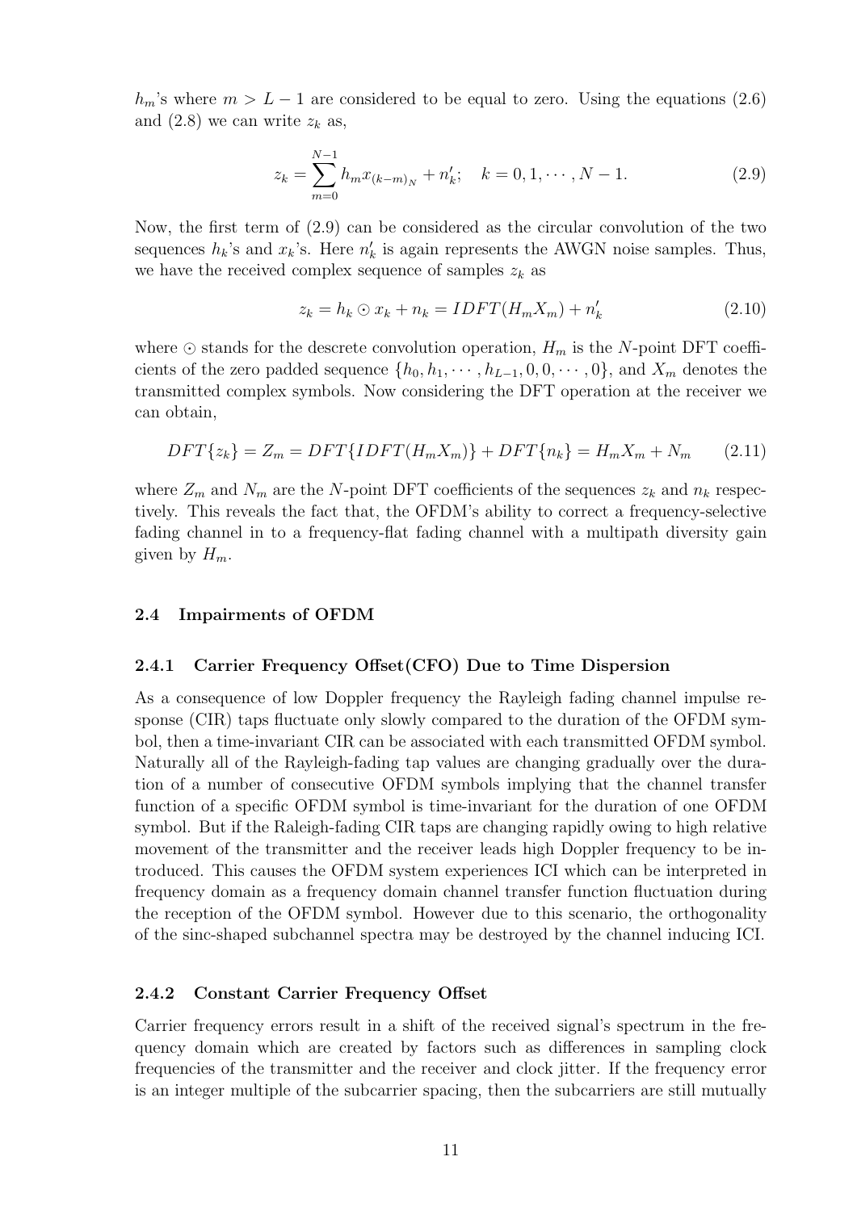$h_m$'s where $m > L-1$ are considered to be equal to zero. Using the equations (2.6) and (2.8) we can write $z_k$ as,

$$z_k = \sum_{m=0}^{N-1} h_m x_{(k-m)_N} + n'_k; \quad k = 0, 1, \cdots, N-1. \tag{2.9}$$

Now, the first term of (2.9) can be considered as the circular convolution of the two sequences $h_k$'s and $x_k$'s. Here $n'_k$ is again represents the AWGN noise samples. Thus, we have the received complex sequence of samples $z_k$ as

$$z_k = h_k \odot x_k + n_k = IDFT(H_m X_m) + n'_k \tag{2.10}$$

where $\odot$ stands for the descrete convolution operation, $H_m$ is the $N$-point DFT coefficients of the zero padded sequence $\{h_0, h_1, \cdots, h_{L-1}, 0, 0, \cdots, 0\}$, and $X_m$ denotes the transmitted complex symbols. Now considering the DFT operation at the receiver we can obtain,

$$DFT\{z_k\} = Z_m = DFT\{IDFT(H_m X_m)\} + DFT\{n_k\} = H_m X_m + N_m \tag{2.11}$$

where $Z_m$ and $N_m$ are the $N$-point DFT coefficients of the sequences $z_k$ and $n_k$ respectively. This reveals the fact that, the OFDM's ability to correct a frequency-selective fading channel in to a frequency-flat fading channel with a multipath diversity gain given by $H_m$.

## 2.4 Impairments of OFDM

### 2.4.1 Carrier Frequency Offset(CFO) Due to Time Dispersion

As a consequence of low Doppler frequency the Rayleigh fading channel impulse response (CIR) taps fluctuate only slowly compared to the duration of the OFDM symbol, then a time-invariant CIR can be associated with each transmitted OFDM symbol. Naturally all of the Rayleigh-fading tap values are changing gradually over the duration of a number of consecutive OFDM symbols implying that the channel transfer function of a specific OFDM symbol is time-invariant for the duration of one OFDM symbol. But if the Raleigh-fading CIR taps are changing rapidly owing to high relative movement of the transmitter and the receiver leads high Doppler frequency to be introduced. This causes the OFDM system experiences ICI which can be interpreted in frequency domain as a frequency domain channel transfer function fluctuation during the reception of the OFDM symbol. However due to this scenario, the orthogonality of the sinc-shaped subchannel spectra may be destroyed by the channel inducing ICI.

### 2.4.2 Constant Carrier Frequency Offset

Carrier frequency errors result in a shift of the received signal's spectrum in the frequency domain which are created by factors such as differences in sampling clock frequencies of the transmitter and the receiver and clock jitter. If the frequency error is an integer multiple of the subcarrier spacing, then the subcarriers are still mutually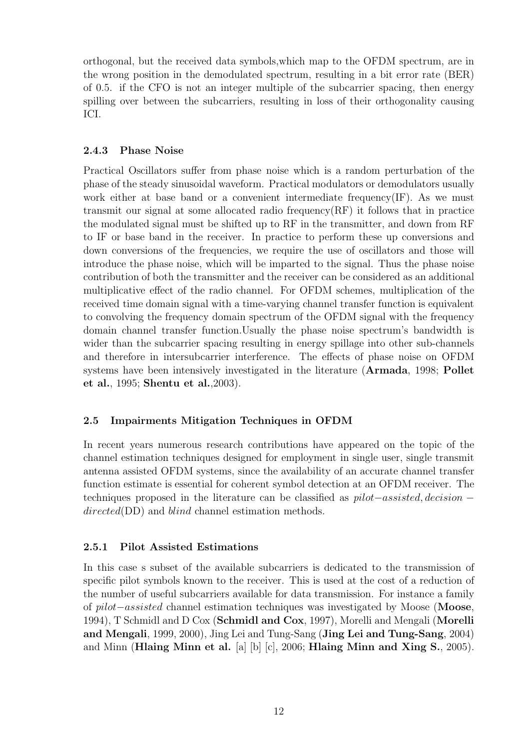orthogonal, but the received data symbols,which map to the OFDM spectrum, are in the wrong position in the demodulated spectrum, resulting in a bit error rate (BER) of 0.5. if the CFO is not an integer multiple of the subcarrier spacing, then energy spilling over between the subcarriers, resulting in loss of their orthogonality causing ICI.

### 2.4.3 Phase Noise

Practical Oscillators suffer from phase noise which is a random perturbation of the phase of the steady sinusoidal waveform. Practical modulators or demodulators usually work either at base band or a convenient intermediate frequency(IF). As we must transmit our signal at some allocated radio frequency(RF) it follows that in practice the modulated signal must be shifted up to RF in the transmitter, and down from RF to IF or base band in the receiver. In practice to perform these up conversions and down conversions of the frequencies, we require the use of oscillators and those will introduce the phase noise, which will be imparted to the signal. Thus the phase noise contribution of both the transmitter and the receiver can be considered as an additional multiplicative effect of the radio channel. For OFDM schemes, multiplication of the received time domain signal with a time-varying channel transfer function is equivalent to convolving the frequency domain spectrum of the OFDM signal with the frequency domain channel transfer function.Usually the phase noise spectrum's bandwidth is wider than the subcarrier spacing resulting in energy spillage into other sub-channels and therefore in intersubcarrier interference. The effects of phase noise on OFDM systems have been intensively investigated in the literature (**Armada**, 1998; **Pollet et al.**, 1995; **Shentu et al.**,2003).

## 2.5 Impairments Mitigation Techniques in OFDM

In recent years numerous research contributions have appeared on the topic of the channel estimation techniques designed for employment in single user, single transmit antenna assisted OFDM systems, since the availability of an accurate channel transfer function estimate is essential for coherent symbol detection at an OFDM receiver. The techniques proposed in the literature can be classified as *pilot−assisted*, *decision − directed*(DD) and *blind* channel estimation methods.

### 2.5.1 Pilot Assisted Estimations

In this case s subset of the available subcarriers is dedicated to the transmission of specific pilot symbols known to the receiver. This is used at the cost of a reduction of the number of useful subcarriers available for data transmission. For instance a family of *pilot−assisted* channel estimation techniques was investigated by Moose (**Moose**, 1994), T Schmidl and D Cox (**Schmidl and Cox**, 1997), Morelli and Mengali (**Morelli and Mengali**, 1999, 2000), Jing Lei and Tung-Sang (**Jing Lei and Tung-Sang**, 2004) and Minn (**Hlaing Minn et al.** [a] [b] [c], 2006; **Hlaing Minn and Xing S.**, 2005).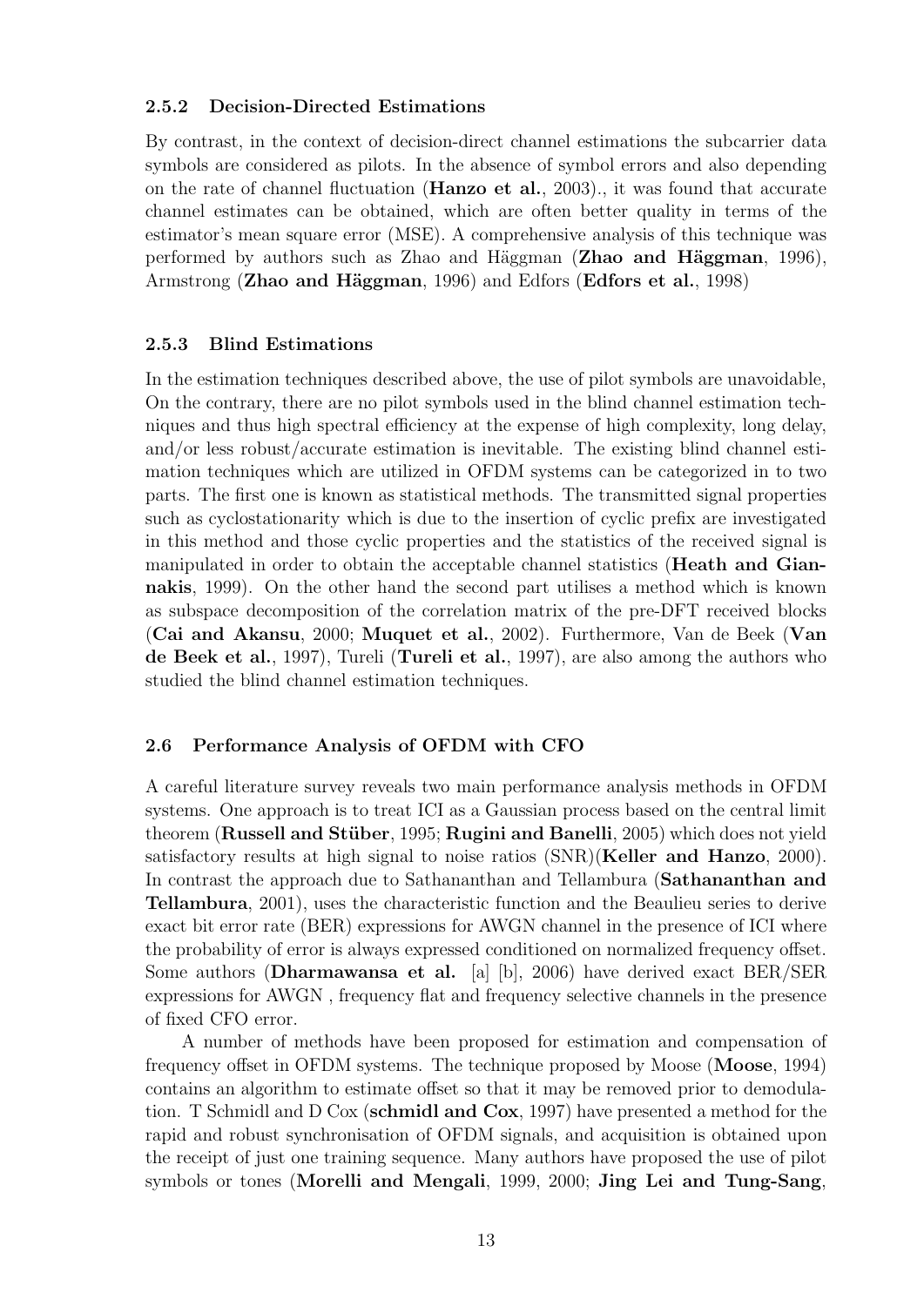### 2.5.2 Decision-Directed Estimations

By contrast, in the context of decision-direct channel estimations the subcarrier data symbols are considered as pilots. In the absence of symbol errors and also depending on the rate of channel fluctuation (**Hanzo et al.**, 2003)., it was found that accurate channel estimates can be obtained, which are often better quality in terms of the estimator's mean square error (MSE). A comprehensive analysis of this technique was performed by authors such as Zhao and Häggman (**Zhao and Häggman**, 1996), Armstrong (**Zhao and Häggman**, 1996) and Edfors (**Edfors et al.**, 1998)

### 2.5.3 Blind Estimations

In the estimation techniques described above, the use of pilot symbols are unavoidable, On the contrary, there are no pilot symbols used in the blind channel estimation techniques and thus high spectral efficiency at the expense of high complexity, long delay, and/or less robust/accurate estimation is inevitable. The existing blind channel estimation techniques which are utilized in OFDM systems can be categorized in to two parts. The first one is known as statistical methods. The transmitted signal properties such as cyclostationarity which is due to the insertion of cyclic prefix are investigated in this method and those cyclic properties and the statistics of the received signal is manipulated in order to obtain the acceptable channel statistics (**Heath and Giannakis**, 1999). On the other hand the second part utilises a method which is known as subspace decomposition of the correlation matrix of the pre-DFT received blocks (**Cai and Akansu**, 2000; **Muquet et al.**, 2002). Furthermore, Van de Beek (**Van de Beek et al.**, 1997), Tureli (**Tureli et al.**, 1997), are also among the authors who studied the blind channel estimation techniques.

## 2.6 Performance Analysis of OFDM with CFO

A careful literature survey reveals two main performance analysis methods in OFDM systems. One approach is to treat ICI as a Gaussian process based on the central limit theorem (**Russell and Stüber**, 1995; **Rugini and Banelli**, 2005) which does not yield satisfactory results at high signal to noise ratios (SNR)(**Keller and Hanzo**, 2000). In contrast the approach due to Sathananthan and Tellambura (**Sathananthan and Tellambura**, 2001), uses the characteristic function and the Beaulieu series to derive exact bit error rate (BER) expressions for AWGN channel in the presence of ICI where the probability of error is always expressed conditioned on normalized frequency offset. Some authors (**Dharmawansa et al.** [a] [b], 2006) have derived exact BER/SER expressions for AWGN , frequency flat and frequency selective channels in the presence of fixed CFO error.

A number of methods have been proposed for estimation and compensation of frequency offset in OFDM systems. The technique proposed by Moose (**Moose**, 1994) contains an algorithm to estimate offset so that it may be removed prior to demodulation. T Schmidl and D Cox (**schmidl and Cox**, 1997) have presented a method for the rapid and robust synchronisation of OFDM signals, and acquisition is obtained upon the receipt of just one training sequence. Many authors have proposed the use of pilot symbols or tones (**Morelli and Mengali**, 1999, 2000; **Jing Lei and Tung-Sang**,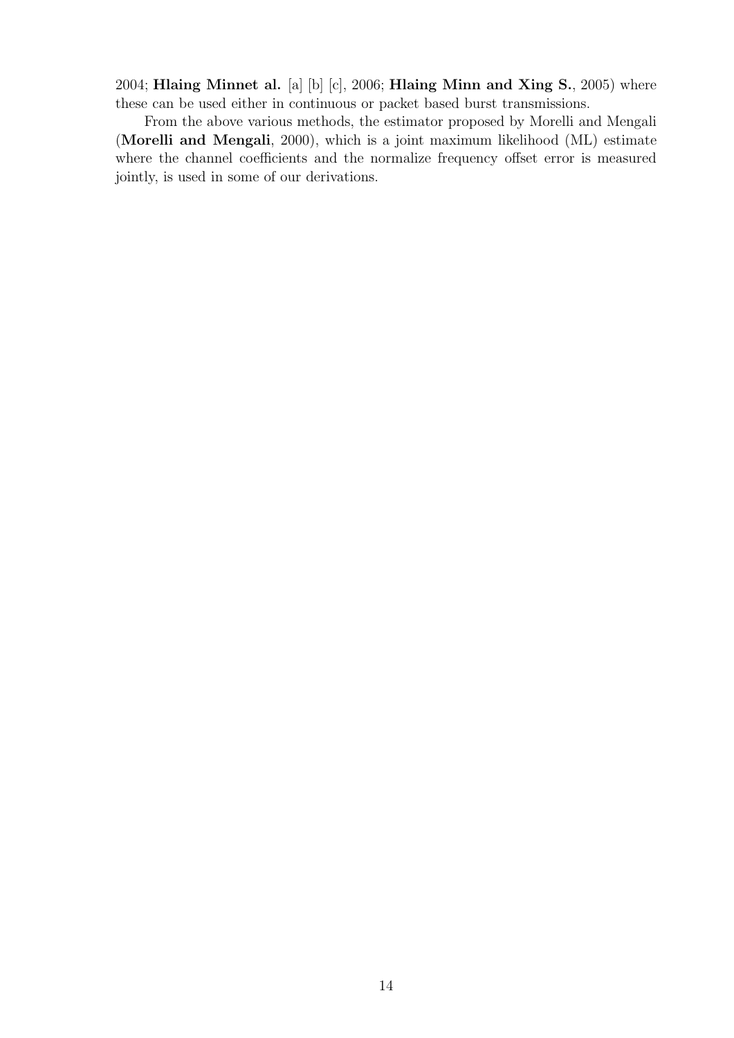2004; **Hlaing Minnet al.** [a] [b] [c], 2006; **Hlaing Minn and Xing S.**, 2005) where these can be used either in continuous or packet based burst transmissions.

From the above various methods, the estimator proposed by Morelli and Mengali (**Morelli and Mengali**, 2000), which is a joint maximum likelihood (ML) estimate where the channel coefficients and the normalize frequency offset error is measured jointly, is used in some of our derivations.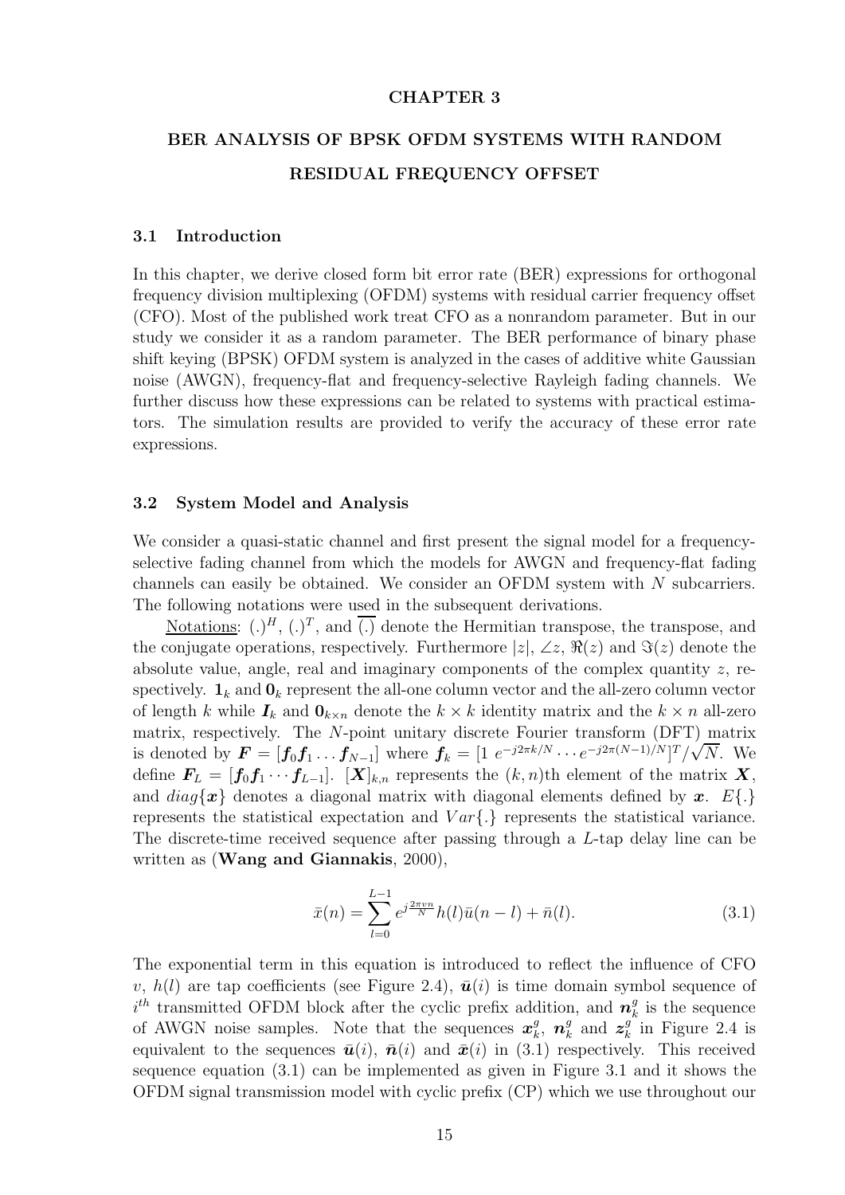# CHAPTER 3

# BER ANALYSIS OF BPSK OFDM SYSTEMS WITH RANDOM RESIDUAL FREQUENCY OFFSET

## 3.1 Introduction

In this chapter, we derive closed form bit error rate (BER) expressions for orthogonal frequency division multiplexing (OFDM) systems with residual carrier frequency offset (CFO). Most of the published work treat CFO as a nonrandom parameter. But in our study we consider it as a random parameter. The BER performance of binary phase shift keying (BPSK) OFDM system is analyzed in the cases of additive white Gaussian noise (AWGN), frequency-flat and frequency-selective Rayleigh fading channels. We further discuss how these expressions can be related to systems with practical estimators. The simulation results are provided to verify the accuracy of these error rate expressions.

## 3.2 System Model and Analysis

We consider a quasi-static channel and first present the signal model for a frequency-selective fading channel from which the models for AWGN and frequency-flat fading channels can easily be obtained. We consider an OFDM system with $N$ subcarriers. The following notations were used in the subsequent derivations.

Notations: $(.)^H$, $(.)^T$, and $\overline{(.)}$ denote the Hermitian transpose, the transpose, and the conjugate operations, respectively. Furthermore $|z|$, $\angle z$, $\Re(z)$ and $\Im(z)$ denote the absolute value, angle, real and imaginary components of the complex quantity $z$, respectively. $\mathbf{1}_k$ and $\mathbf{0}_k$ represent the all-one column vector and the all-zero column vector of length $k$ while $\boldsymbol{I}_k$ and $\mathbf{0}_{k\times n}$ denote the $k \times k$ identity matrix and the $k \times n$ all-zero matrix, respectively. The $N$-point unitary discrete Fourier transform (DFT) matrix is denoted by $\boldsymbol{F} = [\boldsymbol{f}_0 \boldsymbol{f}_1 \dots \boldsymbol{f}_{N-1}]$ where $\boldsymbol{f}_k = [1 \; e^{-j2\pi k/N} \cdots e^{-j2\pi(N-1)/N}]^T/\sqrt{N}$. We define $\boldsymbol{F}_L = [\boldsymbol{f}_0 \boldsymbol{f}_1 \cdots \boldsymbol{f}_{L-1}]$. $[\boldsymbol{X}]_{k,n}$ represents the $(k,n)$th element of the matrix $\boldsymbol{X}$, and $diag\{\boldsymbol{x}\}$ denotes a diagonal matrix with diagonal elements defined by $\boldsymbol{x}$. $E\{.\}$ represents the statistical expectation and $Var\{.\}$ represents the statistical variance. The discrete-time received sequence after passing through a $L$-tap delay line can be written as (**Wang and Giannakis**, 2000),

$$\bar{x}(n) = \sum_{l=0}^{L-1} e^{j\frac{2\pi vn}{N}} h(l)\bar{u}(n-l) + \bar{n}(l). \tag{3.1}$$

The exponential term in this equation is introduced to reflect the influence of CFO $v$, $h(l)$ are tap coefficients (see Figure 2.4), $\bar{\boldsymbol{u}}(i)$ is time domain symbol sequence of $i^{th}$ transmitted OFDM block after the cyclic prefix addition, and $\boldsymbol{n}_k^g$ is the sequence of AWGN noise samples. Note that the sequences $\boldsymbol{x}_k^g$, $\boldsymbol{n}_k^g$ and $\boldsymbol{z}_k^g$ in Figure 2.4 is equivalent to the sequences $\bar{\boldsymbol{u}}(i)$, $\bar{\boldsymbol{n}}(i)$ and $\bar{\boldsymbol{x}}(i)$ in (3.1) respectively. This received sequence equation (3.1) can be implemented as given in Figure 3.1 and it shows the OFDM signal transmission model with cyclic prefix (CP) which we use throughout our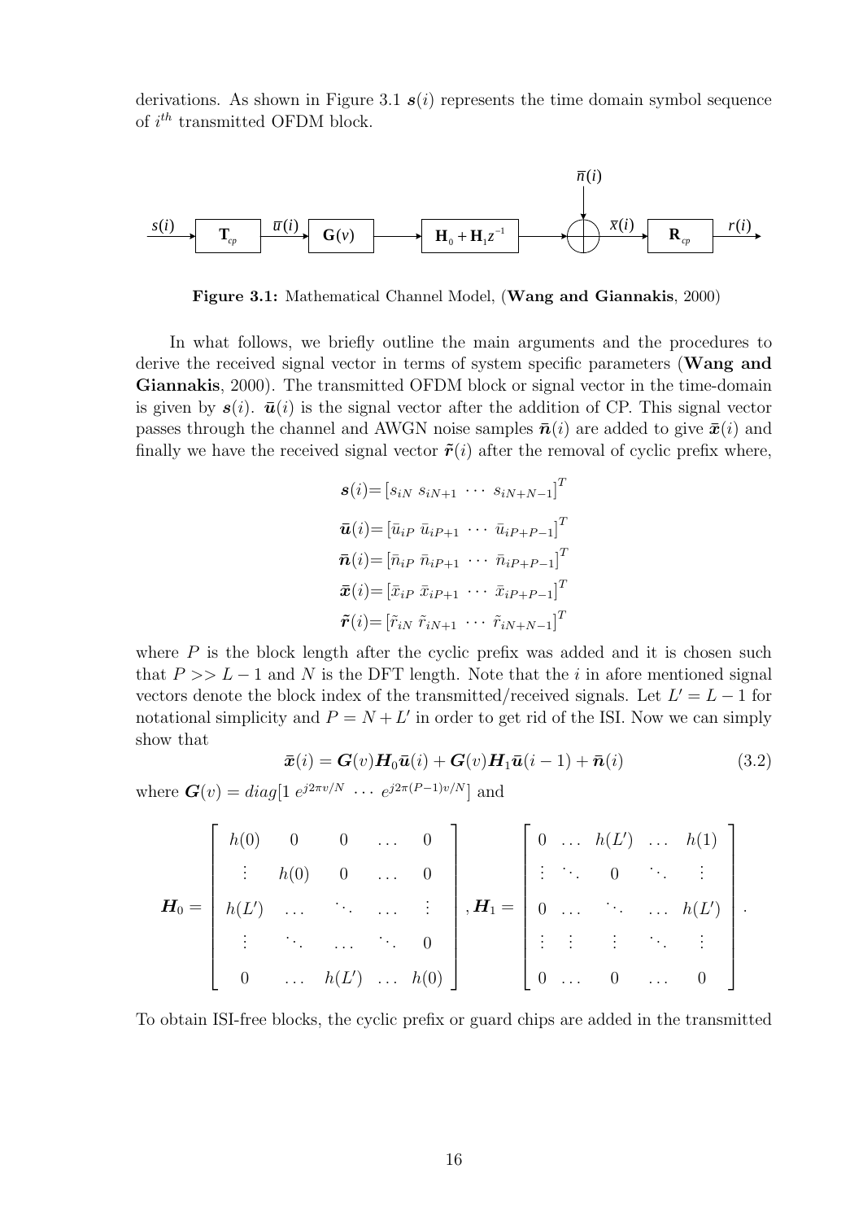derivations. As shown in Figure 3.1 $\boldsymbol{s}(i)$ represents the time domain symbol sequence of $i^{th}$ transmitted OFDM block.

**Figure 3.1:** Mathematical Channel Model, (**Wang and Giannakis**, 2000)

In what follows, we briefly outline the main arguments and the procedures to derive the received signal vector in terms of system specific parameters (**Wang and Giannakis**, 2000). The transmitted OFDM block or signal vector in the time-domain is given by $\boldsymbol{s}(i)$. $\bar{\boldsymbol{u}}(i)$ is the signal vector after the addition of CP. This signal vector passes through the channel and AWGN noise samples $\bar{\boldsymbol{n}}(i)$ are added to give $\bar{\boldsymbol{x}}(i)$ and finally we have the received signal vector $\tilde{\boldsymbol{r}}(i)$ after the removal of cyclic prefix where,

$$\boldsymbol{s}(i) = [s_{iN} \; s_{iN+1} \; \cdots \; s_{iN+N-1}]^T$$
$$\bar{\boldsymbol{u}}(i) = [\bar{u}_{iP} \; \bar{u}_{iP+1} \; \cdots \; \bar{u}_{iP+P-1}]^T$$
$$\bar{\boldsymbol{n}}(i) = [\bar{n}_{iP} \; \bar{n}_{iP+1} \; \cdots \; \bar{n}_{iP+P-1}]^T$$
$$\bar{\boldsymbol{x}}(i) = [\bar{x}_{iP} \; \bar{x}_{iP+1} \; \cdots \; \bar{x}_{iP+P-1}]^T$$
$$\tilde{\boldsymbol{r}}(i) = [\tilde{r}_{iN} \; \tilde{r}_{iN+1} \; \cdots \; \tilde{r}_{iN+N-1}]^T$$

where $P$ is the block length after the cyclic prefix was added and it is chosen such that $P >> L-1$ and $N$ is the DFT length. Note that the $i$ in afore mentioned signal vectors denote the block index of the transmitted/received signals. Let $L' = L-1$ for notational simplicity and $P = N + L'$ in order to get rid of the ISI. Now we can simply show that

$$\bar{\boldsymbol{x}}(i) = \boldsymbol{G}(v)\boldsymbol{H}_0\bar{\boldsymbol{u}}(i) + \boldsymbol{G}(v)\boldsymbol{H}_1\bar{\boldsymbol{u}}(i-1) + \bar{\boldsymbol{n}}(i) \tag{3.2}$$

where $\boldsymbol{G}(v) = diag[1 \; e^{j2\pi v/N} \; \cdots \; e^{j2\pi(P-1)v/N}]$ and

$$\boldsymbol{H}_0 = \begin{bmatrix} h(0) & 0 & 0 & \dots & 0 \\ \vdots & h(0) & 0 & \dots & 0 \\ h(L') & \dots & \ddots & \dots & \vdots \\ \vdots & \ddots & \dots & \ddots & 0 \\ 0 & \dots & h(L') & \dots & h(0) \end{bmatrix}, \boldsymbol{H}_1 = \begin{bmatrix} 0 & \dots & h(L') & \dots & h(1) \\ \vdots & \ddots & 0 & \ddots & \vdots \\ 0 & \dots & \ddots & \dots & h(L') \\ \vdots & \vdots & \vdots & \ddots & \vdots \\ 0 & \dots & 0 & \dots & 0 \end{bmatrix}.$$

To obtain ISI-free blocks, the cyclic prefix or guard chips are added in the transmitted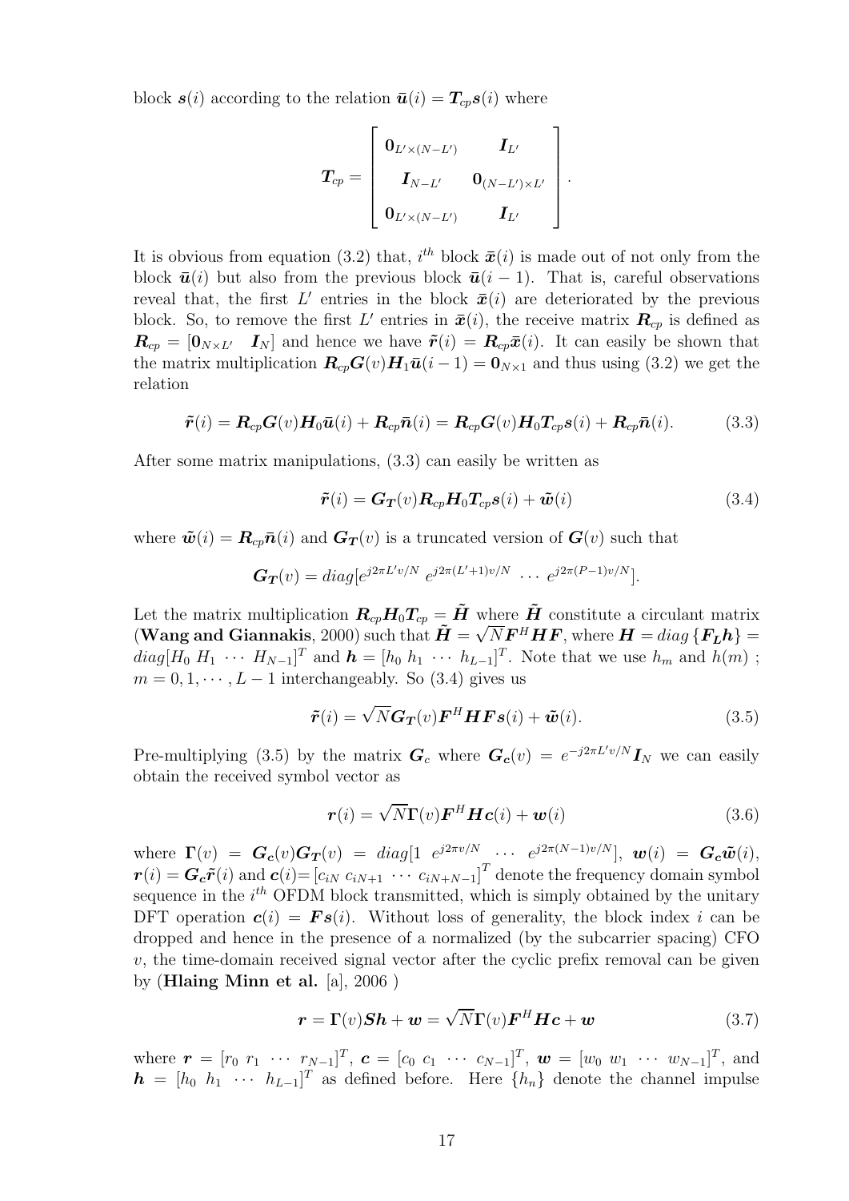block $\boldsymbol{s}(i)$ according to the relation $\bar{\boldsymbol{u}}(i) = \boldsymbol{T}_{cp}\boldsymbol{s}(i)$ where

$$\boldsymbol{T}_{cp} = \begin{bmatrix} \boldsymbol{0}_{L' \times (N-L')} & \boldsymbol{I}_{L'} \\ \boldsymbol{I}_{N-L'} & \boldsymbol{0}_{(N-L') \times L'} \\ \boldsymbol{0}_{L' \times (N-L')} & \boldsymbol{I}_{L'} \end{bmatrix}.$$

It is obvious from equation (3.2) that, $i^{th}$ block $\bar{\boldsymbol{x}}(i)$ is made out of not only from the block $\bar{\boldsymbol{u}}(i)$ but also from the previous block $\bar{\boldsymbol{u}}(i-1)$. That is, careful observations reveal that, the first $L'$ entries in the block $\bar{\boldsymbol{x}}(i)$ are deteriorated by the previous block. So, to remove the first $L'$ entries in $\bar{\boldsymbol{x}}(i)$, the receive matrix $\boldsymbol{R}_{cp}$ is defined as $\boldsymbol{R}_{cp} = [\boldsymbol{0}_{N \times L'} \quad \boldsymbol{I}_N]$ and hence we have $\tilde{\boldsymbol{r}}(i) = \boldsymbol{R}_{cp}\bar{\boldsymbol{x}}(i)$. It can easily be shown that the matrix multiplication $\boldsymbol{R}_{cp}\boldsymbol{G}(v)\boldsymbol{H}_1\bar{\boldsymbol{u}}(i-1) = \boldsymbol{0}_{N \times 1}$ and thus using (3.2) we get the relation

$$\tilde{\boldsymbol{r}}(i) = \boldsymbol{R}_{cp}\boldsymbol{G}(v)\boldsymbol{H}_0\bar{\boldsymbol{u}}(i) + \boldsymbol{R}_{cp}\bar{\boldsymbol{n}}(i) = \boldsymbol{R}_{cp}\boldsymbol{G}(v)\boldsymbol{H}_0\boldsymbol{T}_{cp}\boldsymbol{s}(i) + \boldsymbol{R}_{cp}\bar{\boldsymbol{n}}(i). \tag{3.3}$$

After some matrix manipulations, (3.3) can easily be written as

$$\tilde{\boldsymbol{r}}(i) = \boldsymbol{G_T}(v)\boldsymbol{R}_{cp}\boldsymbol{H}_0\boldsymbol{T}_{cp}\boldsymbol{s}(i) + \tilde{\boldsymbol{w}}(i) \tag{3.4}$$

where $\tilde{\boldsymbol{w}}(i) = \boldsymbol{R}_{cp}\bar{\boldsymbol{n}}(i)$ and $\boldsymbol{G_T}(v)$ is a truncated version of $\boldsymbol{G}(v)$ such that

$$\boldsymbol{G_T}(v) = diag[e^{j2\pi L'v/N} \; e^{j2\pi(L'+1)v/N} \; \cdots \; e^{j2\pi(P-1)v/N}].$$

Let the matrix multiplication $\boldsymbol{R}_{cp}\boldsymbol{H}_0\boldsymbol{T}_{cp} = \tilde{\boldsymbol{H}}$ where $\tilde{\boldsymbol{H}}$ constitute a circulant matrix (**Wang and Giannakis**, 2000) such that $\tilde{\boldsymbol{H}} = \sqrt{N}\boldsymbol{F}^H\boldsymbol{H}\boldsymbol{F}$, where $\boldsymbol{H} = diag\{\boldsymbol{F_L}\boldsymbol{h}\} = diag[H_0 \; H_1 \; \cdots \; H_{N-1}]^T$ and $\boldsymbol{h} = [h_0 \; h_1 \; \cdots \; h_{L-1}]^T$. Note that we use $h_m$ and $h(m)$ ; $m = 0, 1, \cdots, L-1$ interchangeably. So (3.4) gives us

$$\tilde{\boldsymbol{r}}(i) = \sqrt{N}\boldsymbol{G_T}(v)\boldsymbol{F}^H\boldsymbol{H}\boldsymbol{F}\boldsymbol{s}(i) + \tilde{\boldsymbol{w}}(i). \tag{3.5}$$

Pre-multiplying (3.5) by the matrix $\boldsymbol{G}_c$ where $\boldsymbol{G_c}(v) = e^{-j2\pi L'v/N}\boldsymbol{I}_N$ we can easily obtain the received symbol vector as

$$\boldsymbol{r}(i) = \sqrt{N}\boldsymbol{\Gamma}(v)\boldsymbol{F}^H\boldsymbol{H}\boldsymbol{c}(i) + \boldsymbol{w}(i) \tag{3.6}$$

where $\boldsymbol{\Gamma}(v) = \boldsymbol{G_c}(v)\boldsymbol{G_T}(v) = diag[1 \; e^{j2\pi v/N} \; \cdots \; e^{j2\pi(N-1)v/N}]$, $\boldsymbol{w}(i) = \boldsymbol{G_c}\tilde{\boldsymbol{w}}(i)$, $\boldsymbol{r}(i) = \boldsymbol{G_c}\tilde{\boldsymbol{r}}(i)$ and $\boldsymbol{c}(i) = [c_{iN} \; c_{iN+1} \; \cdots \; c_{iN+N-1}]^T$ denote the frequency domain symbol sequence in the $i^{th}$ OFDM block transmitted, which is simply obtained by the unitary DFT operation $\boldsymbol{c}(i) = \boldsymbol{F}\boldsymbol{s}(i)$. Without loss of generality, the block index $i$ can be dropped and hence in the presence of a normalized (by the subcarrier spacing) CFO $v$, the time-domain received signal vector after the cyclic prefix removal can be given by (**Hlaing Minn et al.** [a], 2006 )

$$\boldsymbol{r} = \boldsymbol{\Gamma}(v)\boldsymbol{S}\boldsymbol{h} + \boldsymbol{w} = \sqrt{N}\boldsymbol{\Gamma}(v)\boldsymbol{F}^H\boldsymbol{H}\boldsymbol{c} + \boldsymbol{w} \tag{3.7}$$

where $\boldsymbol{r} = [r_0 \; r_1 \; \cdots \; r_{N-1}]^T$, $\boldsymbol{c} = [c_0 \; c_1 \; \cdots \; c_{N-1}]^T$, $\boldsymbol{w} = [w_0 \; w_1 \; \cdots \; w_{N-1}]^T$, and $\boldsymbol{h} = [h_0 \; h_1 \; \cdots \; h_{L-1}]^T$ as defined before. Here $\{h_n\}$ denote the channel impulse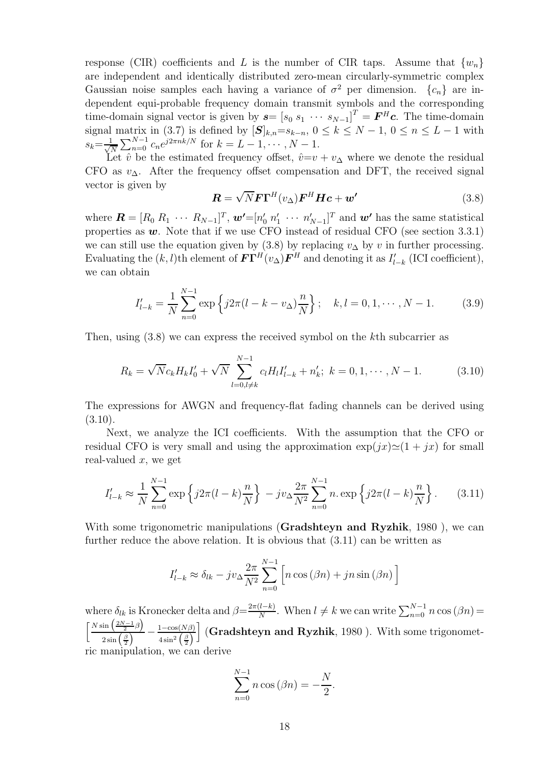response (CIR) coefficients and $L$ is the number of CIR taps. Assume that $\{w_n\}$ are independent and identically distributed zero-mean circularly-symmetric complex Gaussian noise samples each having a variance of $\sigma^2$ per dimension. $\{c_n\}$ are independent equi-probable frequency domain transmit symbols and the corresponding time-domain signal vector is given by $\boldsymbol{s}= \left[s_0 \ s_1 \ \cdots \ s_{N-1}\right]^T = \boldsymbol{F}^H\boldsymbol{c}$. The time-domain signal matrix in (3.7) is defined by $[\boldsymbol{S}]_{k,n}=s_{k-n}$, $0 \leq k \leq N-1$, $0 \leq n \leq L-1$ with $s_k=\frac{1}{\sqrt{N}}\sum_{n=0}^{N-1} c_n e^{j2\pi nk/N}$ for $k = L-1, \cdots, N-1$.

Let $\hat{v}$ be the estimated frequency offset, $\hat{v}=v + v_\Delta$ where we denote the residual CFO as $v_\Delta$. After the frequency offset compensation and DFT, the received signal vector is given by

$$\boldsymbol{R} = \sqrt{N}\boldsymbol{F}\boldsymbol{\Gamma}^H(v_\Delta)\boldsymbol{F}^H\boldsymbol{H}\boldsymbol{c} + \boldsymbol{w'} \tag{3.8}$$

where $\boldsymbol{R} = [R_0 \ R_1 \ \cdots \ R_{N-1}]^T$, $\boldsymbol{w'}=[n'_0 \ n'_1 \ \cdots \ n'_{N-1}]^T$ and $\boldsymbol{w'}$ has the same statistical properties as $\boldsymbol{w}$. Note that if we use CFO instead of residual CFO (see section 3.3.1) we can still use the equation given by (3.8) by replacing $v_\Delta$ by $v$ in further processing. Evaluating the $(k, l)$th element of $\boldsymbol{F}\boldsymbol{\Gamma}^H(v_\Delta)\boldsymbol{F}^H$ and denoting it as $I'_{l-k}$ (ICI coefficient), we can obtain

$$I'_{l-k} = \frac{1}{N}\sum_{n=0}^{N-1} \exp\left\{j2\pi(l-k-v_\Delta)\frac{n}{N}\right\}; \quad k,l = 0, 1, \cdots, N-1. \tag{3.9}$$

Then, using (3.8) we can express the received symbol on the $k$th subcarrier as

$$R_k = \sqrt{N}c_k H_k I'_0 + \sqrt{N}\sum_{l=0, l\neq k}^{N-1} c_l H_l I'_{l-k} + n'_k; \ k = 0, 1, \cdots, N-1. \tag{3.10}$$

The expressions for AWGN and frequency-flat fading channels can be derived using (3.10).

Next, we analyze the ICI coefficients. With the assumption that the CFO or residual CFO is very small and using the approximation $\exp(jx)\simeq(1 + jx)$ for small real-valued $x$, we get

$$I'_{l-k} \approx \frac{1}{N}\sum_{n=0}^{N-1} \exp\left\{j2\pi(l-k)\frac{n}{N}\right\} - jv_\Delta\frac{2\pi}{N^2}\sum_{n=0}^{N-1} n.\exp\left\{j2\pi(l-k)\frac{n}{N}\right\}. \tag{3.11}$$

With some trigonometric manipulations (**Gradshteyn and Ryzhik**, 1980 ), we can further reduce the above relation. It is obvious that (3.11) can be written as

$$I'_{l-k} \approx \delta_{lk} - jv_\Delta\frac{2\pi}{N^2}\sum_{n=0}^{N-1}\Big[n\cos(\beta n) + jn\sin(\beta n)\Big]$$

where $\delta_{lk}$ is Kronecker delta and $\beta=\frac{2\pi(l-k)}{N}$. When $l \neq k$ we can write $\sum_{n=0}^{N-1} n\cos(\beta n) = \left[\frac{N\sin\left(\frac{2N-1}{2}\beta\right)}{2\sin\left(\frac{\beta}{2}\right)} - \frac{1-\cos(N\beta)}{4\sin^2\left(\frac{\beta}{2}\right)}\right]$ (**Gradshteyn and Ryzhik**, 1980 ). With some trigonometric manipulation, we can derive

$$\sum_{n=0}^{N-1} n\cos(\beta n) = -\frac{N}{2}.$$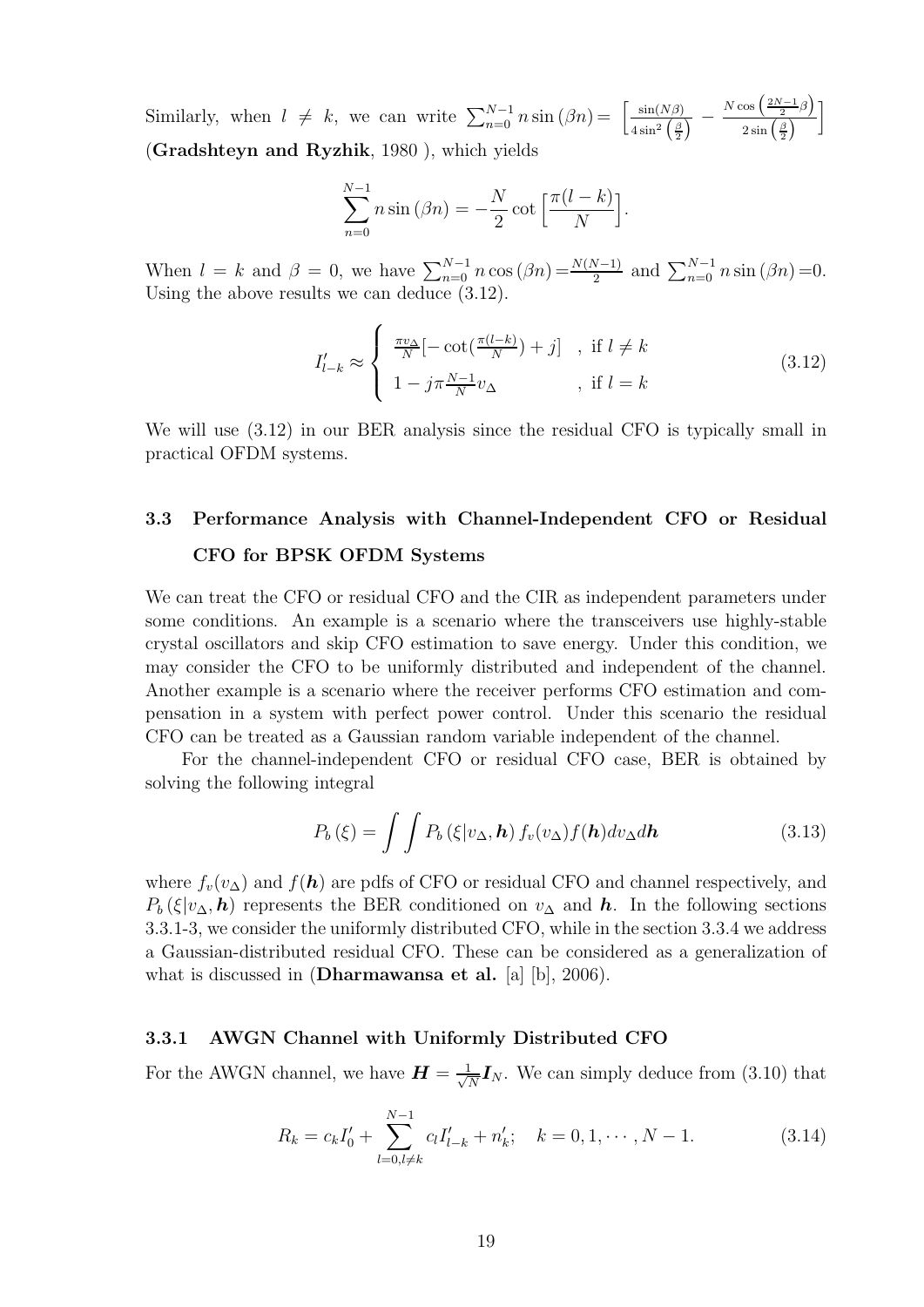Similarly, when $l \neq k$, we can write $\sum_{n=0}^{N-1} n \sin(\beta n) = \left[ \frac{\sin(N\beta)}{4\sin^2\left(\frac{\beta}{2}\right)} - \frac{N\cos\left(\frac{2N-1}{2}\beta\right)}{2\sin\left(\frac{\beta}{2}\right)} \right]$ (**Gradshteyn and Ryzhik**, 1980 ), which yields

$$\sum_{n=0}^{N-1} n \sin(\beta n) = -\frac{N}{2} \cot\Big[\frac{\pi(l-k)}{N}\Big].$$

When $l = k$ and $\beta = 0$, we have $\sum_{n=0}^{N-1} n \cos(\beta n) = \frac{N(N-1)}{2}$ and $\sum_{n=0}^{N-1} n \sin(\beta n) = 0$. Using the above results we can deduce (3.12).

$$I'_{l-k} \approx \begin{cases} \frac{\pi v_\Delta}{N}[-\cot(\frac{\pi(l-k)}{N}) + j] & , \text{ if } l \neq k \\ 1 - j\pi\frac{N-1}{N}v_\Delta & , \text{ if } l = k \end{cases} \tag{3.12}$$

We will use (3.12) in our BER analysis since the residual CFO is typically small in practical OFDM systems.

## 3.3 Performance Analysis with Channel-Independent CFO or Residual CFO for BPSK OFDM Systems

We can treat the CFO or residual CFO and the CIR as independent parameters under some conditions. An example is a scenario where the transceivers use highly-stable crystal oscillators and skip CFO estimation to save energy. Under this condition, we may consider the CFO to be uniformly distributed and independent of the channel. Another example is a scenario where the receiver performs CFO estimation and compensation in a system with perfect power control. Under this scenario the residual CFO can be treated as a Gaussian random variable independent of the channel.

For the channel-independent CFO or residual CFO case, BER is obtained by solving the following integral

$$P_b(\xi) = \int\int P_b(\xi | v_\Delta, \boldsymbol{h}) f_v(v_\Delta) f(\boldsymbol{h}) dv_\Delta d\boldsymbol{h} \tag{3.13}$$

where $f_v(v_\Delta)$ and $f(\boldsymbol{h})$ are pdfs of CFO or residual CFO and channel respectively, and $P_b(\xi | v_\Delta, \boldsymbol{h})$ represents the BER conditioned on $v_\Delta$ and $\boldsymbol{h}$. In the following sections 3.3.1-3, we consider the uniformly distributed CFO, while in the section 3.3.4 we address a Gaussian-distributed residual CFO. These can be considered as a generalization of what is discussed in (**Dharmawansa et al.** [a] [b], 2006).

### 3.3.1 AWGN Channel with Uniformly Distributed CFO

For the AWGN channel, we have $\boldsymbol{H} = \frac{1}{\sqrt{N}}\boldsymbol{I}_N$. We can simply deduce from (3.10) that

$$R_k = c_k I'_0 + \sum_{l=0, l\neq k}^{N-1} c_l I'_{l-k} + n'_k; \quad k = 0, 1, \cdots, N-1. \tag{3.14}$$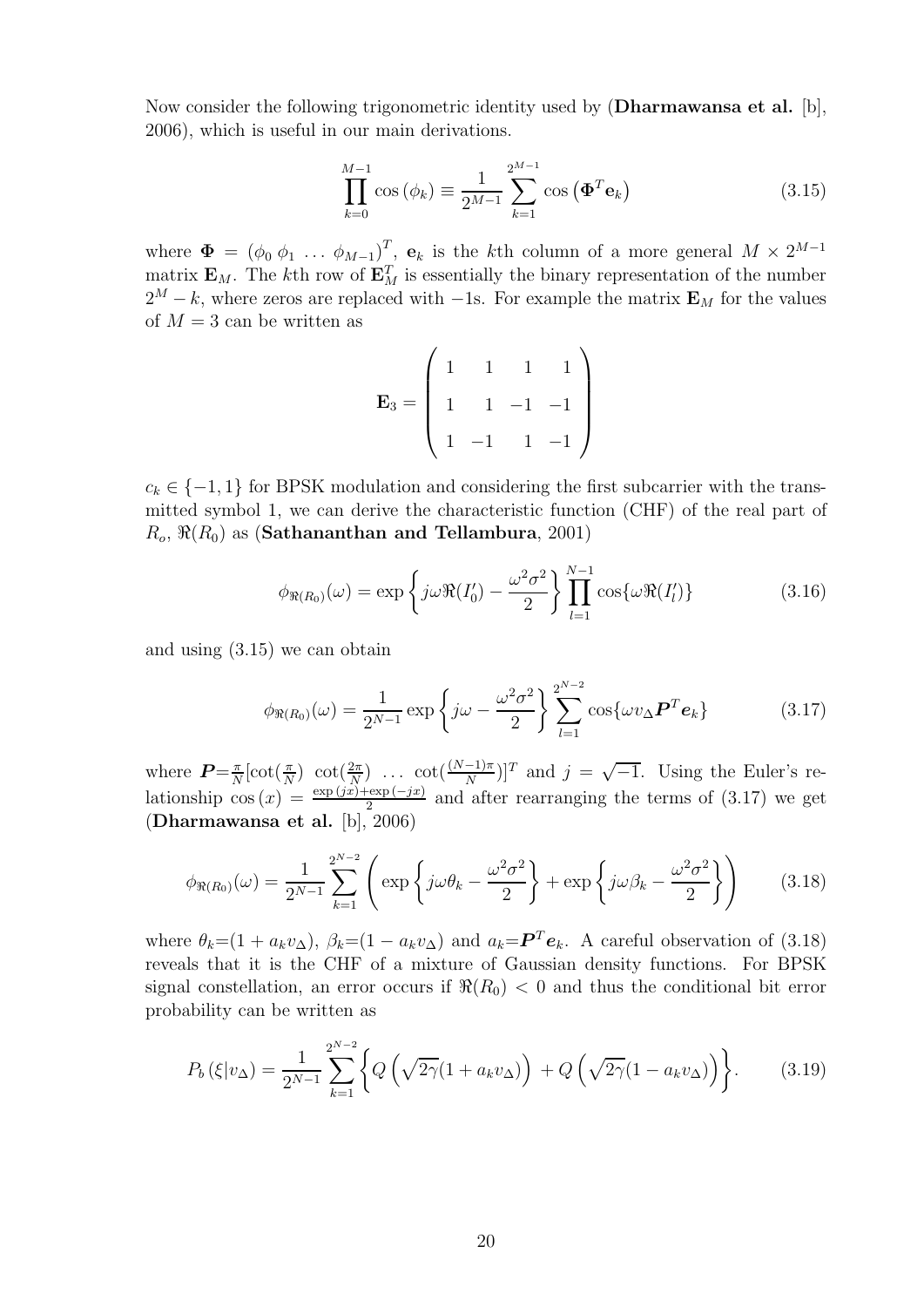Now consider the following trigonometric identity used by (**Dharmawansa et al.** [b], 2006), which is useful in our main derivations.

$$\prod_{k=0}^{M-1} \cos\left(\phi_k\right) \equiv \frac{1}{2^{M-1}} \sum_{k=1}^{2^{M-1}} \cos\left(\mathbf{\Phi}^T \mathbf{e}_k\right) \tag{3.15}$$

where $\mathbf{\Phi} = \left(\phi_0\ \phi_1\ \ldots\ \phi_{M-1}\right)^T$, $\mathbf{e}_k$ is the $k$th column of a more general $M \times 2^{M-1}$ matrix $\mathbf{E}_M$. The $k$th row of $\mathbf{E}_M^T$ is essentially the binary representation of the number $2^M - k$, where zeros are replaced with $-1$s. For example the matrix $\mathbf{E}_M$ for the values of $M = 3$ can be written as

$$\mathbf{E}_3 = \begin{pmatrix} 1 & 1 & 1 & 1 \\ 1 & 1 & -1 & -1 \\ 1 & -1 & 1 & -1 \end{pmatrix}$$

$c_k \in \{-1, 1\}$ for BPSK modulation and considering the first subcarrier with the transmitted symbol 1, we can derive the characteristic function (CHF) of the real part of $R_o$, $\Re(R_0)$ as (**Sathananthan and Tellambura**, 2001)

$$\phi_{\Re(R_0)}(\omega) = \exp\left\{ j\omega \Re(I_0') - \frac{\omega^2 \sigma^2}{2} \right\} \prod_{l=1}^{N-1} \cos\{\omega \Re(I_l')\} \tag{3.16}$$

and using (3.15) we can obtain

$$\phi_{\Re(R_0)}(\omega) = \frac{1}{2^{N-1}} \exp\left\{ j\omega - \frac{\omega^2 \sigma^2}{2} \right\} \sum_{l=1}^{2^{N-2}} \cos\{\omega v_\Delta \boldsymbol{P}^T \boldsymbol{e}_k\} \tag{3.17}$$

where $\boldsymbol{P} = \frac{\pi}{N}[\cot(\frac{\pi}{N})\ \ \cot(\frac{2\pi}{N})\ \ \ldots\ \ \cot(\frac{(N-1)\pi}{N})]^T$ and $j = \sqrt{-1}$. Using the Euler's relationship $\cos(x) = \frac{\exp(jx) + \exp(-jx)}{2}$ and after rearranging the terms of (3.17) we get (**Dharmawansa et al.** [b], 2006)

$$\phi_{\Re(R_0)}(\omega) = \frac{1}{2^{N-1}} \sum_{k=1}^{2^{N-2}} \left( \exp\left\{ j\omega\theta_k - \frac{\omega^2 \sigma^2}{2} \right\} + \exp\left\{ j\omega\beta_k - \frac{\omega^2 \sigma^2}{2} \right\} \right) \tag{3.18}$$

where $\theta_k = (1 + a_k v_\Delta)$, $\beta_k = (1 - a_k v_\Delta)$ and $a_k = \boldsymbol{P}^T \boldsymbol{e}_k$. A careful observation of (3.18) reveals that it is the CHF of a mixture of Gaussian density functions. For BPSK signal constellation, an error occurs if $\Re(R_0) < 0$ and thus the conditional bit error probability can be written as

$$P_b\left(\xi | v_\Delta\right) = \frac{1}{2^{N-1}} \sum_{k=1}^{2^{N-2}} \left\{ Q\left(\sqrt{2\gamma}(1 + a_k v_\Delta)\right) + Q\left(\sqrt{2\gamma}(1 - a_k v_\Delta)\right) \right\}. \tag{3.19}$$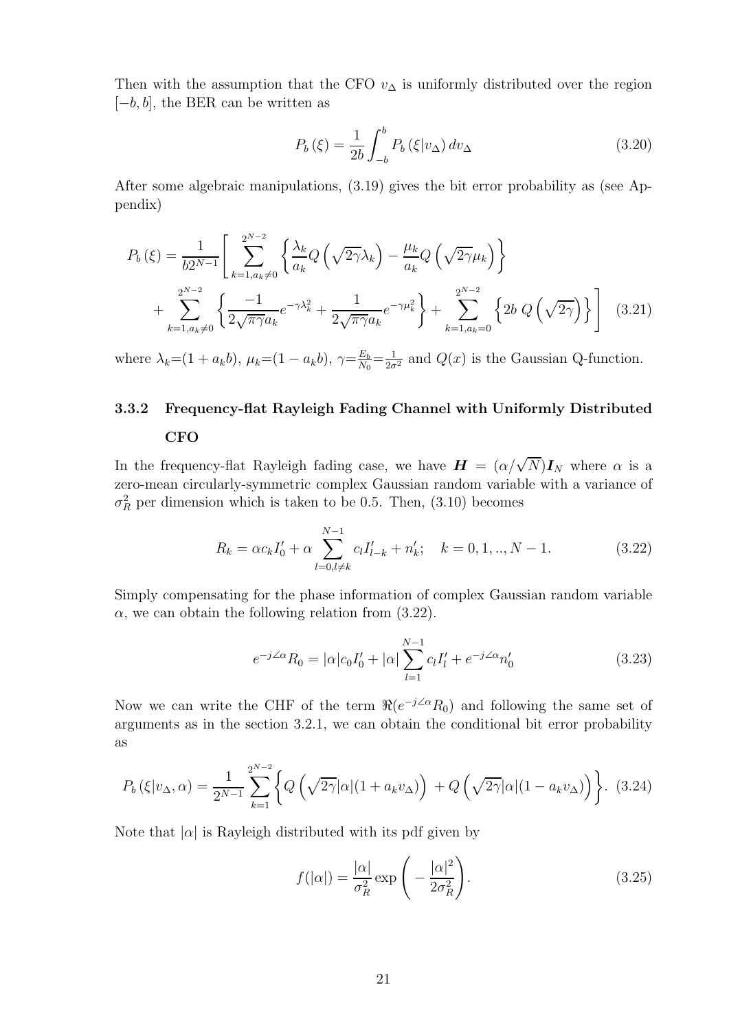Then with the assumption that the CFO $v_\Delta$ is uniformly distributed over the region $[-b, b]$, the BER can be written as

$$P_b(\xi) = \frac{1}{2b}\int_{-b}^{b} P_b(\xi|v_\Delta)\, dv_\Delta \tag{3.20}$$

After some algebraic manipulations, (3.19) gives the bit error probability as (see Appendix)

$$P_b(\xi) = \frac{1}{b2^{N-1}}\left[\sum_{k=1,a_k\neq 0}^{2^{N-2}}\left\{\frac{\lambda_k}{a_k}Q\left(\sqrt{2\gamma}\lambda_k\right) - \frac{\mu_k}{a_k}Q\left(\sqrt{2\gamma}\mu_k\right)\right\} + \sum_{k=1,a_k\neq 0}^{2^{N-2}}\left\{\frac{-1}{2\sqrt{\pi\gamma}a_k}e^{-\gamma\lambda_k^2} + \frac{1}{2\sqrt{\pi\gamma}a_k}e^{-\gamma\mu_k^2}\right\} + \sum_{k=1,a_k=0}^{2^{N-2}}\left\{2b\; Q\left(\sqrt{2\gamma}\right)\right\}\right] \tag{3.21}$$

where $\lambda_k$=$(1 + a_k b)$, $\mu_k$=$(1 - a_k b)$, $\gamma$=$\frac{E_b}{N_0}$=$\frac{1}{2\sigma^2}$ and $Q(x)$ is the Gaussian Q-function.

### 3.3.2 Frequency-flat Rayleigh Fading Channel with Uniformly Distributed CFO

In the frequency-flat Rayleigh fading case, we have $\boldsymbol{H} = (\alpha/\sqrt{N})\boldsymbol{I}_N$ where $\alpha$ is a zero-mean circularly-symmetric complex Gaussian random variable with a variance of $\sigma_R^2$ per dimension which is taken to be 0.5. Then, (3.10) becomes

$$R_k = \alpha c_k I_0' + \alpha \sum_{l=0, l\neq k}^{N-1} c_l I_{l-k}' + n_k'; \quad k = 0, 1, .., N-1. \tag{3.22}$$

Simply compensating for the phase information of complex Gaussian random variable $\alpha$, we can obtain the following relation from (3.22).

$$e^{-j\angle\alpha}R_0 = |\alpha| c_0 I_0' + |\alpha| \sum_{l=1}^{N-1} c_l I_l' + e^{-j\angle\alpha} n_0' \tag{3.23}$$

Now we can write the CHF of the term $\Re(e^{-j\angle\alpha}R_0)$ and following the same set of arguments as in the section 3.2.1, we can obtain the conditional bit error probability as

$$P_b(\xi|v_\Delta, \alpha) = \frac{1}{2^{N-1}}\sum_{k=1}^{2^{N-2}}\left\{Q\left(\sqrt{2\gamma}|\alpha|(1 + a_k v_\Delta)\right) + Q\left(\sqrt{2\gamma}|\alpha|(1 - a_k v_\Delta)\right)\right\}. \tag{3.24}$$

Note that $|\alpha|$ is Rayleigh distributed with its pdf given by

$$f(|\alpha|) = \frac{|\alpha|}{\sigma_R^2}\exp\left(-\frac{|\alpha|^2}{2\sigma_R^2}\right). \tag{3.25}$$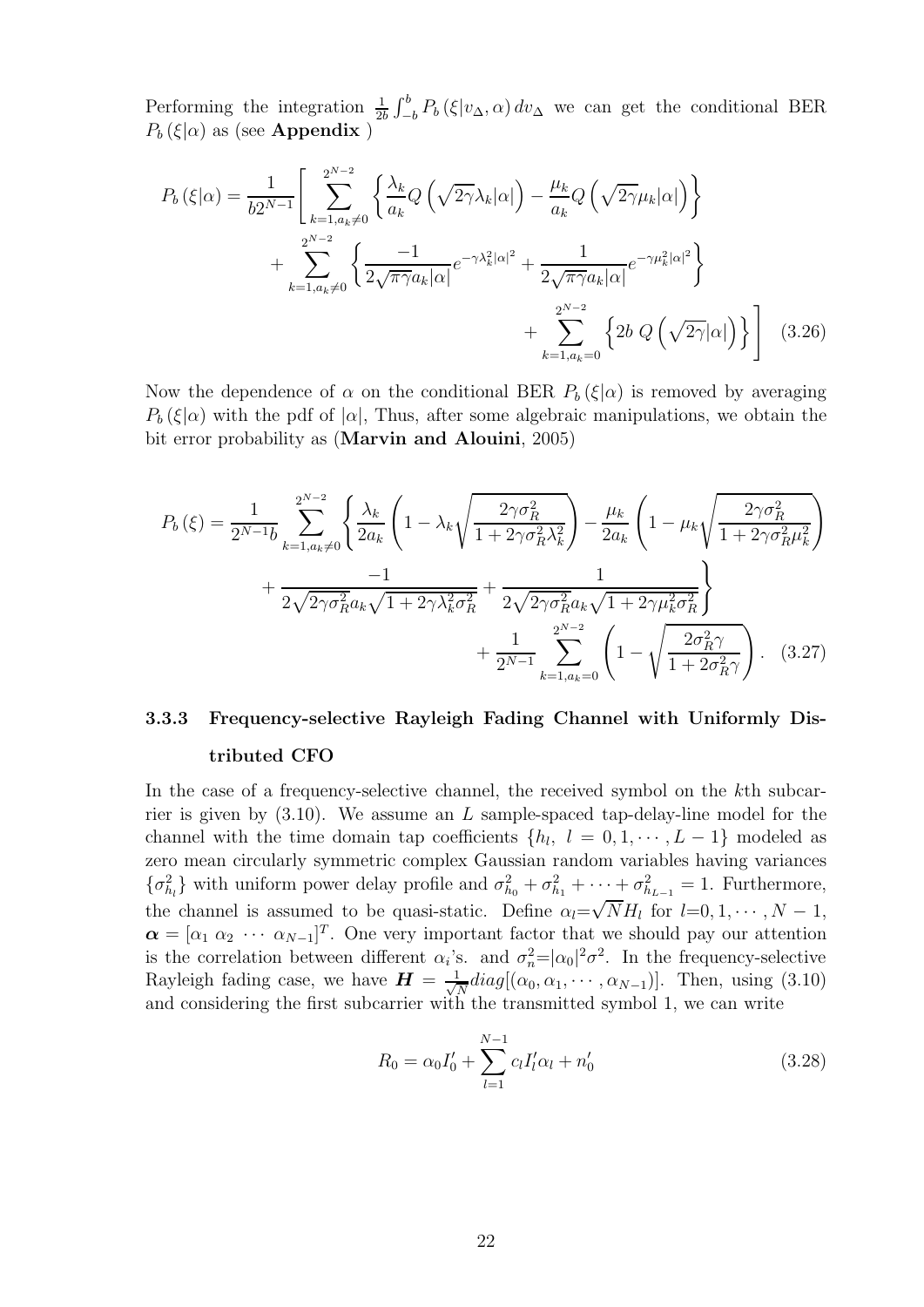Performing the integration $\frac{1}{2b}\int_{-b}^{b} P_b\left(\xi|v_\Delta,\alpha\right)dv_\Delta$ we can get the conditional BER $P_b\left(\xi|\alpha\right)$ as (see **Appendix** )

$$
\begin{aligned}
P_b\left(\xi|\alpha\right) = \frac{1}{b2^{N-1}}\Bigg[ & \sum_{k=1,a_k\neq 0}^{2^{N-2}} \left\{ \frac{\lambda_k}{a_k} Q\left(\sqrt{2\gamma}\lambda_k|\alpha|\right) - \frac{\mu_k}{a_k} Q\left(\sqrt{2\gamma}\mu_k|\alpha|\right) \right\} \\
& + \sum_{k=1,a_k\neq 0}^{2^{N-2}} \left\{ \frac{-1}{2\sqrt{\pi\gamma}a_k|\alpha|} e^{-\gamma\lambda_k^2|\alpha|^2} + \frac{1}{2\sqrt{\pi\gamma}a_k|\alpha|} e^{-\gamma\mu_k^2|\alpha|^2} \right\} \\
& + \sum_{k=1,a_k=0}^{2^{N-2}} \left\{ 2b\ Q\left(\sqrt{2\gamma}|\alpha|\right) \right\} \Bigg] \quad (3.26)
\end{aligned}
$$

Now the dependence of $\alpha$ on the conditional BER $P_b\left(\xi|\alpha\right)$ is removed by averaging $P_b\left(\xi|\alpha\right)$ with the pdf of $|\alpha|$, Thus, after some algebraic manipulations, we obtain the bit error probability as (**Marvin and Alouini**, 2005)

$$
\begin{aligned}
P_b\left(\xi\right) = \frac{1}{2^{N-1}b} \sum_{k=1,a_k\neq 0}^{2^{N-2}} \Bigg\{ & \frac{\lambda_k}{2a_k}\left(1-\lambda_k\sqrt{\frac{2\gamma\sigma_R^2}{1+2\gamma\sigma_R^2\lambda_k^2}}\right) - \frac{\mu_k}{2a_k}\left(1-\mu_k\sqrt{\frac{2\gamma\sigma_R^2}{1+2\gamma\sigma_R^2\mu_k^2}}\right) \\
& + \frac{-1}{2\sqrt{2\gamma\sigma_R^2}a_k\sqrt{1+2\gamma\lambda_k^2\sigma_R^2}} + \frac{1}{2\sqrt{2\gamma\sigma_R^2}a_k\sqrt{1+2\gamma\mu_k^2\sigma_R^2}} \Bigg\} \\
& + \frac{1}{2^{N-1}} \sum_{k=1,a_k=0}^{2^{N-2}} \left(1-\sqrt{\frac{2\sigma_R^2\gamma}{1+2\sigma_R^2\gamma}}\right). \quad (3.27)
\end{aligned}
$$

### 3.3.3 Frequency-selective Rayleigh Fading Channel with Uniformly Distributed CFO

In the case of a frequency-selective channel, the received symbol on the $k$th subcarrier is given by (3.10). We assume an $L$ sample-spaced tap-delay-line model for the channel with the time domain tap coefficients $\{h_l,\ l=0,1,\cdots,L-1\}$ modeled as zero mean circularly symmetric complex Gaussian random variables having variances $\{\sigma_{h_l}^2\}$ with uniform power delay profile and $\sigma_{h_0}^2+\sigma_{h_1}^2+\cdots+\sigma_{h_{L-1}}^2=1$. Furthermore, the channel is assumed to be quasi-static. Define $\alpha_l=\sqrt{N}H_l$ for $l=0,1,\cdots,N-1$, $\boldsymbol{\alpha}=[\alpha_1\ \alpha_2\ \cdots\ \alpha_{N-1}]^T$. One very important factor that we should pay our attention is the correlation between different $\alpha_i$'s. and $\sigma_n^2=|\alpha_0|^2\sigma^2$. In the frequency-selective Rayleigh fading case, we have $\boldsymbol{H}=\frac{1}{\sqrt{N}}diag[(\alpha_0,\alpha_1,\cdots,\alpha_{N-1})]$. Then, using (3.10) and considering the first subcarrier with the transmitted symbol 1, we can write

$$
R_0 = \alpha_0 I_0' + \sum_{l=1}^{N-1} c_l I_l' \alpha_l + n_0' \quad (3.28)
$$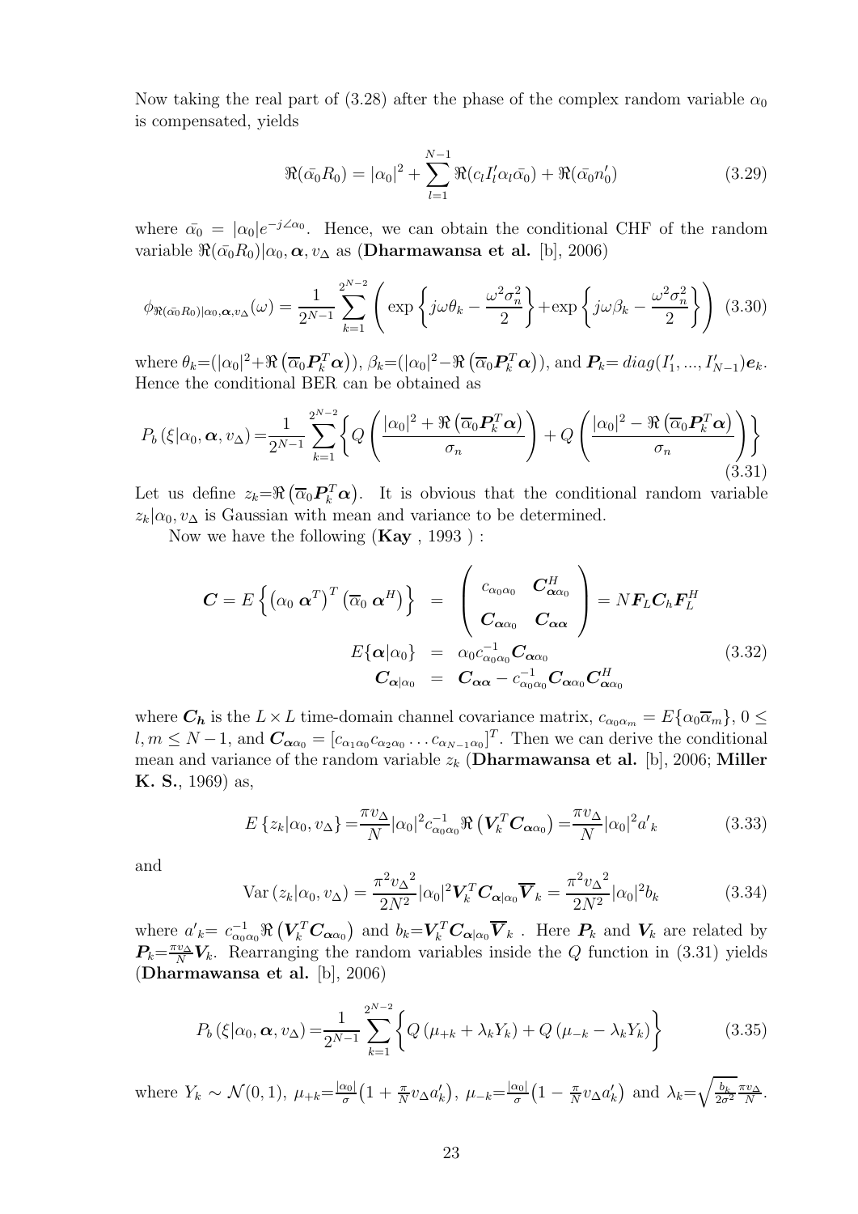Now taking the real part of (3.28) after the phase of the complex random variable $\alpha_0$ is compensated, yields

$$\Re(\bar{\alpha_0} R_0) = |\alpha_0|^2 + \sum_{l=1}^{N-1} \Re(c_l I'_l \alpha_l \bar{\alpha_0}) + \Re(\bar{\alpha_0} n'_0) \tag{3.29}$$

where $\bar{\alpha_0} = |\alpha_0| e^{-j\angle\alpha_0}$. Hence, we can obtain the conditional CHF of the random variable $\Re(\bar{\alpha_0} R_0)|\alpha_0, \boldsymbol{\alpha}, v_\Delta$ as (**Dharmawansa et al.** [b], 2006)

$$\phi_{\Re(\bar{\alpha_0} R_0)|\alpha_0,\boldsymbol{\alpha},v_\Delta}(\omega) = \frac{1}{2^{N-1}} \sum_{k=1}^{2^{N-2}} \left( \exp\left\{ j\omega\theta_k - \frac{\omega^2 \sigma_n^2}{2} \right\} + \exp\left\{ j\omega\beta_k - \frac{\omega^2 \sigma_n^2}{2} \right\} \right) \tag{3.30}$$

where $\theta_k = (|\alpha_0|^2 + \Re\left(\overline{\alpha}_0 \boldsymbol{P}_k^T \boldsymbol{\alpha}\right))$, $\beta_k = (|\alpha_0|^2 - \Re\left(\overline{\alpha}_0 \boldsymbol{P}_k^T \boldsymbol{\alpha}\right))$, and $\boldsymbol{P}_k = diag(I'_1, ..., I'_{N-1})\boldsymbol{e}_k$. Hence the conditional BER can be obtained as

$$P_b\left(\xi|\alpha_0, \boldsymbol{\alpha}, v_\Delta\right) = \frac{1}{2^{N-1}} \sum_{k=1}^{2^{N-2}} \left\{ Q\left( \frac{|\alpha_0|^2 + \Re\left(\overline{\alpha}_0 \boldsymbol{P}_k^T \boldsymbol{\alpha}\right)}{\sigma_n} \right) + Q\left( \frac{|\alpha_0|^2 - \Re\left(\overline{\alpha}_0 \boldsymbol{P}_k^T \boldsymbol{\alpha}\right)}{\sigma_n} \right) \right\} \tag{3.31}$$

Let us define $z_k = \Re\left(\overline{\alpha}_0 \boldsymbol{P}_k^T \boldsymbol{\alpha}\right)$. It is obvious that the conditional random variable $z_k|\alpha_0, v_\Delta$ is Gaussian with mean and variance to be determined.

Now we have the following (**Kay** , 1993 ) :

$$\begin{aligned} \boldsymbol{C} = E\left\{ \left(\alpha_0 \; \boldsymbol{\alpha}^T\right)^T \left(\overline{\alpha}_0 \; \boldsymbol{\alpha}^H\right) \right\} &= \begin{pmatrix} c_{\alpha_0\alpha_0} & \boldsymbol{C}_{\boldsymbol{\alpha}\alpha_0}^H \\ \boldsymbol{C}_{\boldsymbol{\alpha}\alpha_0} & \boldsymbol{C}_{\boldsymbol{\alpha}\boldsymbol{\alpha}} \end{pmatrix} = N \boldsymbol{F}_L \boldsymbol{C}_h \boldsymbol{F}_L^H \\ E\{\boldsymbol{\alpha}|\alpha_0\} &= \alpha_0 c_{\alpha_0\alpha_0}^{-1} \boldsymbol{C}_{\boldsymbol{\alpha}\alpha_0} \\ \boldsymbol{C}_{\boldsymbol{\alpha}|\alpha_0} &= \boldsymbol{C}_{\boldsymbol{\alpha}\boldsymbol{\alpha}} - c_{\alpha_0\alpha_0}^{-1} \boldsymbol{C}_{\boldsymbol{\alpha}\alpha_0} \boldsymbol{C}_{\boldsymbol{\alpha}\alpha_0}^H \end{aligned} \tag{3.32}$$

where $\boldsymbol{C_h}$ is the $L \times L$ time-domain channel covariance matrix, $c_{\alpha_0\alpha_m} = E\{\alpha_0 \overline{\alpha}_m\}$, $0 \leq l, m \leq N-1$, and $\boldsymbol{C}_{\boldsymbol{\alpha}\alpha_0} = [c_{\alpha_1\alpha_0} c_{\alpha_2\alpha_0} \dots c_{\alpha_{N-1}\alpha_0}]^T$. Then we can derive the conditional mean and variance of the random variable $z_k$ (**Dharmawansa et al.** [b], 2006; **Miller K. S.**, 1969) as,

$$E\left\{z_k|\alpha_0, v_\Delta\right\} = \frac{\pi v_\Delta}{N} |\alpha_0|^2 c_{\alpha_0\alpha_0}^{-1} \Re\left(\boldsymbol{V}_k^T \boldsymbol{C}_{\boldsymbol{\alpha}\alpha_0}\right) = \frac{\pi v_\Delta}{N} |\alpha_0|^2 a'_k \tag{3.33}$$

and

$$\text{Var}\left(z_k|\alpha_0, v_\Delta\right) = \frac{\pi^2 {v_\Delta}^2}{2N^2} |\alpha_0|^2 \boldsymbol{V}_k^T \boldsymbol{C}_{\boldsymbol{\alpha}|\alpha_0} \overline{\boldsymbol{V}}_k = \frac{\pi^2 {v_\Delta}^2}{2N^2} |\alpha_0|^2 b_k \tag{3.34}$$

where $a'_k = c_{\alpha_0\alpha_0}^{-1} \Re\left(\boldsymbol{V}_k^T \boldsymbol{C}_{\boldsymbol{\alpha}\alpha_0}\right)$ and $b_k = \boldsymbol{V}_k^T \boldsymbol{C}_{\boldsymbol{\alpha}|\alpha_0} \overline{\boldsymbol{V}}_k$ . Here $\boldsymbol{P}_k$ and $\boldsymbol{V}_k$ are related by $\boldsymbol{P}_k = \frac{\pi v_\Delta}{N} \boldsymbol{V}_k$. Rearranging the random variables inside the $Q$ function in (3.31) yields (**Dharmawansa et al.** [b], 2006)

$$P_b\left(\xi|\alpha_0, \boldsymbol{\alpha}, v_\Delta\right) = \frac{1}{2^{N-1}} \sum_{k=1}^{2^{N-2}} \left\{ Q\left(\mu_{+k} + \lambda_k Y_k\right) + Q\left(\mu_{-k} - \lambda_k Y_k\right) \right\} \tag{3.35}$$

where $Y_k \sim \mathcal{N}(0,1)$, $\mu_{+k} = \frac{|\alpha_0|}{\sigma}\left(1 + \frac{\pi}{N} v_\Delta a'_k\right)$, $\mu_{-k} = \frac{|\alpha_0|}{\sigma}\left(1 - \frac{\pi}{N} v_\Delta a'_k\right)$ and $\lambda_k = \sqrt{\frac{b_k}{2\sigma^2}} \frac{\pi v_\Delta}{N}$.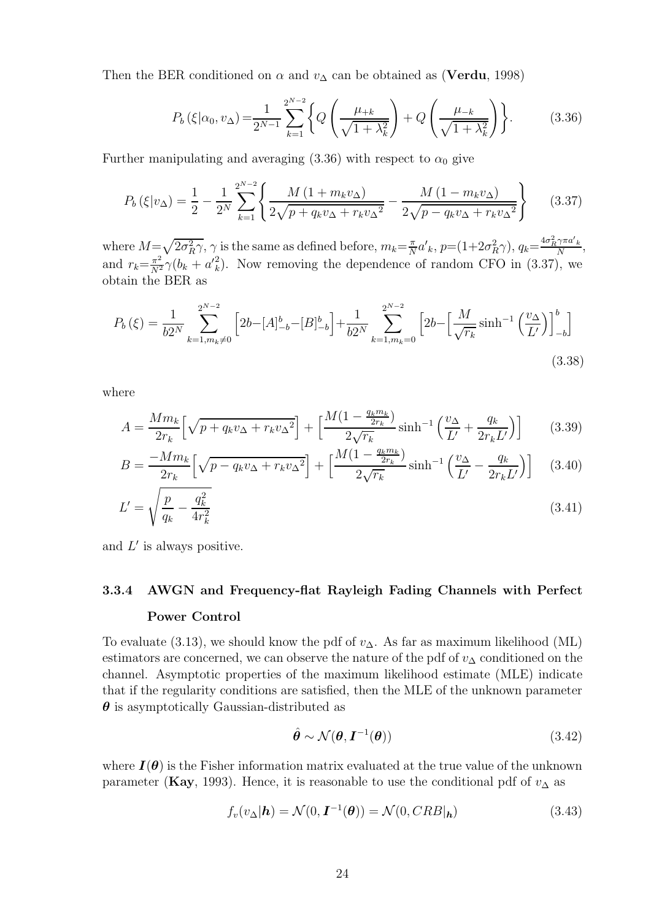Then the BER conditioned on $\alpha$ and $v_\Delta$ can be obtained as (**Verdu**, 1998)

$$P_b\left(\xi|\alpha_0, v_\Delta\right)=\frac{1}{2^{N-1}}\sum_{k=1}^{2^{N-2}}\left\{Q\left(\frac{\mu_{+k}}{\sqrt{1+\lambda_k^2}}\right)+Q\left(\frac{\mu_{-k}}{\sqrt{1+\lambda_k^2}}\right)\right\}. \tag{3.36}$$

Further manipulating and averaging (3.36) with respect to $\alpha_0$ give

$$P_b\left(\xi|v_\Delta\right)=\frac{1}{2}-\frac{1}{2^N}\sum_{k=1}^{2^{N-2}}\left\{\frac{M\left(1+m_k v_\Delta\right)}{2\sqrt{p+q_k v_\Delta+r_k {v_\Delta}^2}}-\frac{M\left(1-m_k v_\Delta\right)}{2\sqrt{p-q_k v_\Delta+r_k {v_\Delta}^2}}\right\} \tag{3.37}$$

where $M=\sqrt{2\sigma_R^2\gamma}$, $\gamma$ is the same as defined before, $m_k=\frac{\pi}{N}a'_k$, $p=(1+2\sigma_R^2\gamma)$, $q_k=\frac{4\sigma_R^2\gamma\pi a'_k}{N}$, and $r_k=\frac{\pi^2}{N^2}\gamma(b_k+a'^2_k)$. Now removing the dependence of random CFO in (3.37), we obtain the BER as

$$P_b\left(\xi\right)=\frac{1}{b2^N}\sum_{k=1,m_k\neq 0}^{2^{N-2}}\Big[2b-[A]_{-b}^{b}-[B]_{-b}^{b}\Big]+\frac{1}{b2^N}\sum_{k=1,m_k=0}^{2^{N-2}}\Big[2b-\Big[\frac{M}{\sqrt{r_k}}\sinh^{-1}\Big(\frac{v_\Delta}{L'}\Big)\Big]_{-b}^{b}\Big] \tag{3.38}$$

where

$$A=\frac{Mm_k}{2r_k}\Big[\sqrt{p+q_k v_\Delta+r_k {v_\Delta}^2}\Big]+\Big[\frac{M(1-\frac{q_k m_k}{2r_k})}{2\sqrt{r_k}}\sinh^{-1}\Big(\frac{v_\Delta}{L'}+\frac{q_k}{2r_k L'}\Big)\Big] \tag{3.39}$$

$$B=\frac{-Mm_k}{2r_k}\Big[\sqrt{p-q_k v_\Delta+r_k {v_\Delta}^2}\Big]+\Big[\frac{M(1-\frac{q_k m_k}{2r_k})}{2\sqrt{r_k}}\sinh^{-1}\Big(\frac{v_\Delta}{L'}-\frac{q_k}{2r_k L'}\Big)\Big] \tag{3.40}$$

$$L'=\sqrt{\frac{p}{q_k}-\frac{q_k^2}{4r_k^2}} \tag{3.41}$$

and $L'$ is always positive.

### 3.3.4 AWGN and Frequency-flat Rayleigh Fading Channels with Perfect Power Control

To evaluate (3.13), we should know the pdf of $v_\Delta$. As far as maximum likelihood (ML) estimators are concerned, we can observe the nature of the pdf of $v_\Delta$ conditioned on the channel. Asymptotic properties of the maximum likelihood estimate (MLE) indicate that if the regularity conditions are satisfied, then the MLE of the unknown parameter $\boldsymbol{\theta}$ is asymptotically Gaussian-distributed as

$$\hat{\boldsymbol{\theta}}\sim\mathcal{N}(\boldsymbol{\theta},\boldsymbol{I}^{-1}(\boldsymbol{\theta})) \tag{3.42}$$

where $\boldsymbol{I}(\boldsymbol{\theta})$ is the Fisher information matrix evaluated at the true value of the unknown parameter (**Kay**, 1993). Hence, it is reasonable to use the conditional pdf of $v_\Delta$ as

$$f_v(v_\Delta|\boldsymbol{h})=\mathcal{N}(0,\boldsymbol{I}^{-1}(\boldsymbol{\theta}))=\mathcal{N}(0,CRB|_{\boldsymbol{h}}) \tag{3.43}$$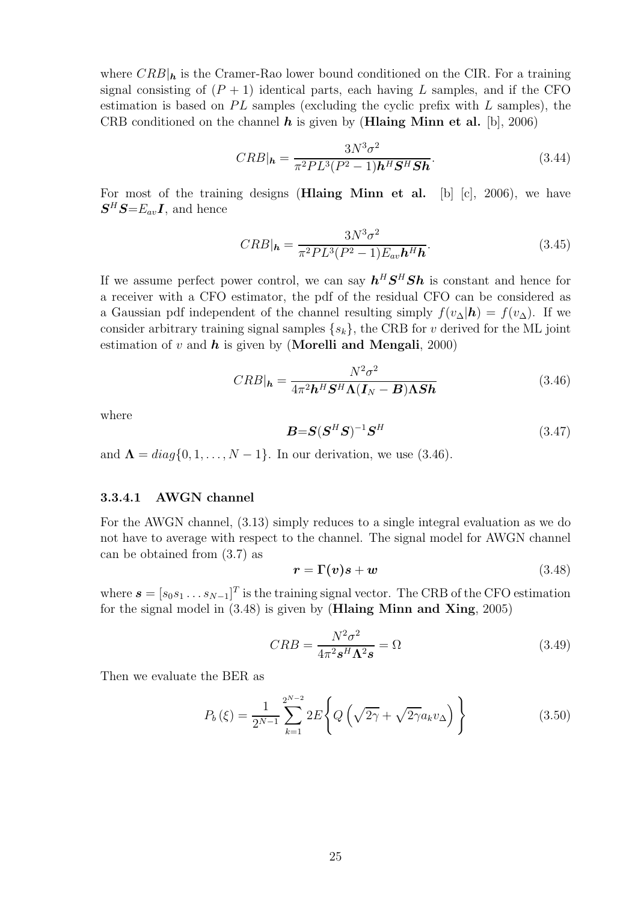where $CRB|_{\boldsymbol{h}}$ is the Cramer-Rao lower bound conditioned on the CIR. For a training signal consisting of $(P+1)$ identical parts, each having $L$ samples, and if the CFO estimation is based on $PL$ samples (excluding the cyclic prefix with $L$ samples), the CRB conditioned on the channel $\boldsymbol{h}$ is given by (**Hlaing Minn et al.** [b], 2006)

$$CRB|_{\boldsymbol{h}} = \frac{3N^3\sigma^2}{\pi^2 PL^3(P^2-1)\boldsymbol{h}^H\boldsymbol{S}^H\boldsymbol{S}\boldsymbol{h}}. \tag{3.44}$$

For most of the training designs (**Hlaing Minn et al.** [b] [c], 2006), we have $\boldsymbol{S}^H\boldsymbol{S}=E_{av}\boldsymbol{I}$, and hence

$$CRB|_{\boldsymbol{h}} = \frac{3N^3\sigma^2}{\pi^2 PL^3(P^2-1)E_{av}\boldsymbol{h}^H\boldsymbol{h}}. \tag{3.45}$$

If we assume perfect power control, we can say $\boldsymbol{h}^H\boldsymbol{S}^H\boldsymbol{S}\boldsymbol{h}$ is constant and hence for a receiver with a CFO estimator, the pdf of the residual CFO can be considered as a Gaussian pdf independent of the channel resulting simply $f(v_\Delta|\boldsymbol{h}) = f(v_\Delta)$. If we consider arbitrary training signal samples $\{s_k\}$, the CRB for $v$ derived for the ML joint estimation of $v$ and $\boldsymbol{h}$ is given by (**Morelli and Mengali**, 2000)

$$CRB|_{\boldsymbol{h}} = \frac{N^2\sigma^2}{4\pi^2\boldsymbol{h}^H\boldsymbol{S}^H\boldsymbol{\Lambda}(\boldsymbol{I}_N-\boldsymbol{B})\boldsymbol{\Lambda}\boldsymbol{S}\boldsymbol{h}} \tag{3.46}$$

where

$$\boldsymbol{B}=\boldsymbol{S}(\boldsymbol{S}^H\boldsymbol{S})^{-1}\boldsymbol{S}^H \tag{3.47}$$

and $\boldsymbol{\Lambda} = diag\{0, 1, \ldots, N-1\}$. In our derivation, we use (3.46).

#### 3.3.4.1 AWGN channel

For the AWGN channel, (3.13) simply reduces to a single integral evaluation as we do not have to average with respect to the channel. The signal model for AWGN channel can be obtained from (3.7) as

$$\boldsymbol{r} = \boldsymbol{\Gamma}(\boldsymbol{v})\boldsymbol{s} + \boldsymbol{w} \tag{3.48}$$

where $\boldsymbol{s} = [s_0 s_1 \ldots s_{N-1}]^T$ is the training signal vector. The CRB of the CFO estimation for the signal model in (3.48) is given by (**Hlaing Minn and Xing**, 2005)

$$CRB = \frac{N^2\sigma^2}{4\pi^2\boldsymbol{s}^H\boldsymbol{\Lambda}^2\boldsymbol{s}} = \Omega \tag{3.49}$$

Then we evaluate the BER as

$$P_b(\xi) = \frac{1}{2^{N-1}}\sum_{k=1}^{2^{N-2}} 2E\left\{Q\left(\sqrt{2\gamma} + \sqrt{2\gamma}a_k v_\Delta\right)\right\} \tag{3.50}$$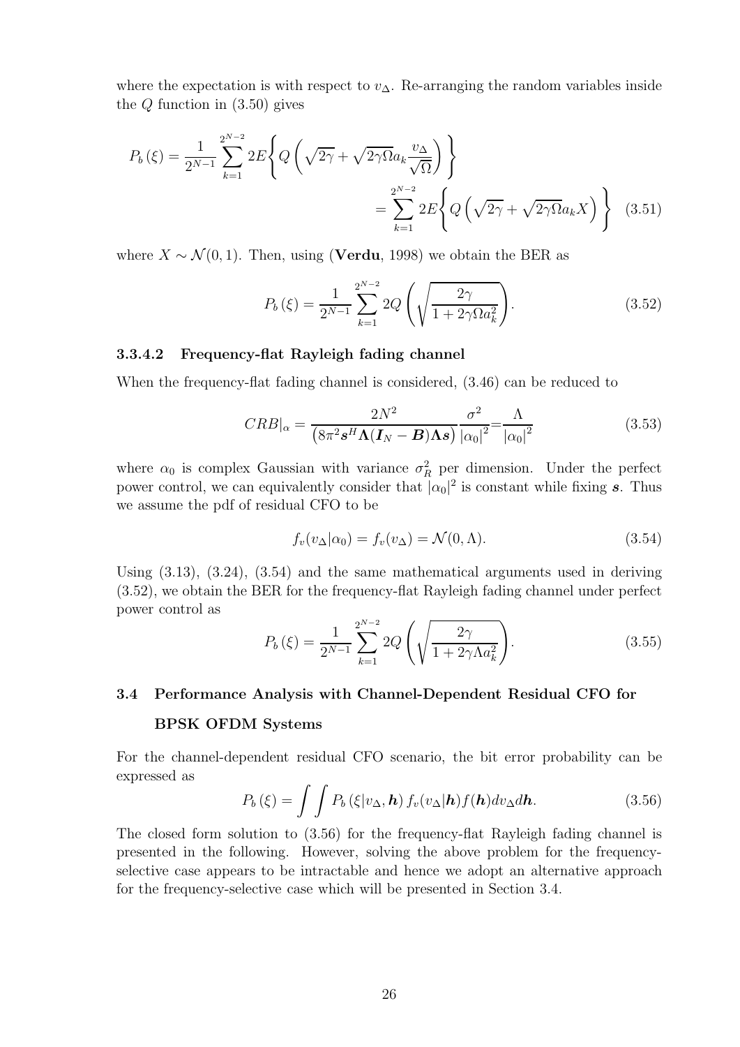where the expectation is with respect to $v_\Delta$. Re-arranging the random variables inside the $Q$ function in (3.50) gives

$$P_b(\xi) = \frac{1}{2^{N-1}} \sum_{k=1}^{2^{N-2}} 2E\left\{ Q\left(\sqrt{2\gamma} + \sqrt{2\gamma\Omega} a_k \frac{v_\Delta}{\sqrt{\Omega}}\right) \right\}$$
$$= \sum_{k=1}^{2^{N-2}} 2E\left\{ Q\left(\sqrt{2\gamma} + \sqrt{2\gamma\Omega} a_k X\right) \right\} \quad (3.51)$$

where $X \sim \mathcal{N}(0,1)$. Then, using (**Verdu**, 1998) we obtain the BER as

$$P_b(\xi) = \frac{1}{2^{N-1}} \sum_{k=1}^{2^{N-2}} 2Q\left(\sqrt{\frac{2\gamma}{1+2\gamma\Omega a_k^2}}\right). \quad (3.52)$$

#### 3.3.4.2 Frequency-flat Rayleigh fading channel

When the frequency-flat fading channel is considered, (3.46) can be reduced to

$$CRB|_\alpha = \frac{2N^2}{\left(8\pi^2 \boldsymbol{s}^H \boldsymbol{\Lambda}(\boldsymbol{I}_N - \boldsymbol{B})\boldsymbol{\Lambda s}\right)} \frac{\sigma^2}{|\alpha_0|^2} = \frac{\Lambda}{|\alpha_0|^2} \quad (3.53)$$

where $\alpha_0$ is complex Gaussian with variance $\sigma_R^2$ per dimension. Under the perfect power control, we can equivalently consider that $|\alpha_0|^2$ is constant while fixing $\boldsymbol{s}$. Thus we assume the pdf of residual CFO to be

$$f_v(v_\Delta|\alpha_0) = f_v(v_\Delta) = \mathcal{N}(0, \Lambda). \quad (3.54)$$

Using (3.13), (3.24), (3.54) and the same mathematical arguments used in deriving (3.52), we obtain the BER for the frequency-flat Rayleigh fading channel under perfect power control as

$$P_b(\xi) = \frac{1}{2^{N-1}} \sum_{k=1}^{2^{N-2}} 2Q\left(\sqrt{\frac{2\gamma}{1+2\gamma\Lambda a_k^2}}\right). \quad (3.55)$$

## 3.4 Performance Analysis with Channel-Dependent Residual CFO for BPSK OFDM Systems

For the channel-dependent residual CFO scenario, the bit error probability can be expressed as

$$P_b(\xi) = \int\int P_b(\xi|v_\Delta, \boldsymbol{h}) f_v(v_\Delta|\boldsymbol{h}) f(\boldsymbol{h}) dv_\Delta d\boldsymbol{h}. \quad (3.56)$$

The closed form solution to (3.56) for the frequency-flat Rayleigh fading channel is presented in the following. However, solving the above problem for the frequency-selective case appears to be intractable and hence we adopt an alternative approach for the frequency-selective case which will be presented in Section 3.4.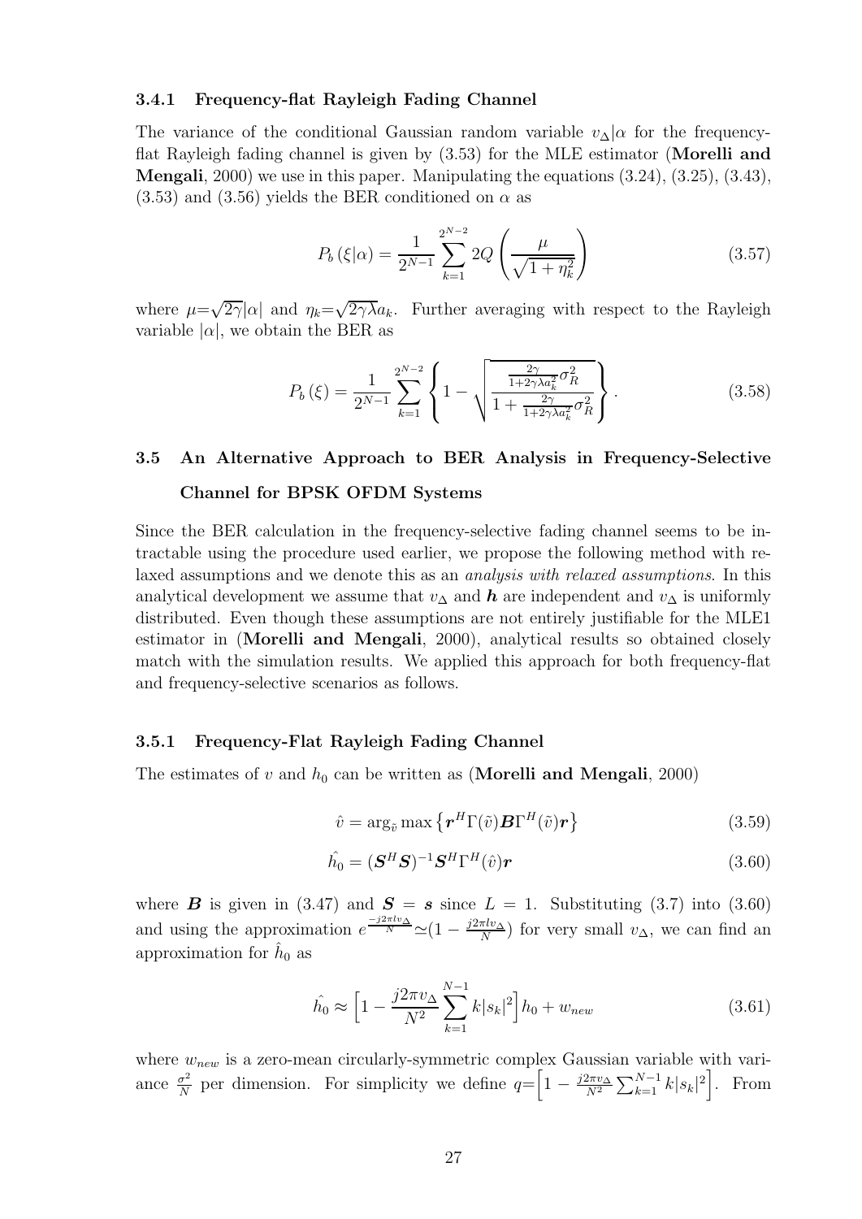### 3.4.1 Frequency-flat Rayleigh Fading Channel

The variance of the conditional Gaussian random variable $v_\Delta|\alpha$ for the frequency-flat Rayleigh fading channel is given by (3.53) for the MLE estimator (**Morelli and Mengali**, 2000) we use in this paper. Manipulating the equations (3.24), (3.25), (3.43), (3.53) and (3.56) yields the BER conditioned on $\alpha$ as

$$P_b\left(\xi|\alpha\right) = \frac{1}{2^{N-1}} \sum_{k=1}^{2^{N-2}} 2Q\left(\frac{\mu}{\sqrt{1+\eta_k^2}}\right) \tag{3.57}$$

where $\mu=\sqrt{2\gamma}|\alpha|$ and $\eta_k=\sqrt{2\gamma\lambda}a_k$. Further averaging with respect to the Rayleigh variable $|\alpha|$, we obtain the BER as

$$P_b\left(\xi\right) = \frac{1}{2^{N-1}} \sum_{k=1}^{2^{N-2}} \left\{1 - \sqrt{\frac{\frac{2\gamma}{1+2\gamma\lambda a_k^2}\sigma_R^2}{1+\frac{2\gamma}{1+2\gamma\lambda a_k^2}\sigma_R^2}}\right\}. \tag{3.58}$$

## 3.5 An Alternative Approach to BER Analysis in Frequency-Selective Channel for BPSK OFDM Systems

Since the BER calculation in the frequency-selective fading channel seems to be intractable using the procedure used earlier, we propose the following method with relaxed assumptions and we denote this as an *analysis with relaxed assumptions*. In this analytical development we assume that $v_\Delta$ and $\boldsymbol{h}$ are independent and $v_\Delta$ is uniformly distributed. Even though these assumptions are not entirely justifiable for the MLE1 estimator in (**Morelli and Mengali**, 2000), analytical results so obtained closely match with the simulation results. We applied this approach for both frequency-flat and frequency-selective scenarios as follows.

### 3.5.1 Frequency-Flat Rayleigh Fading Channel

The estimates of $v$ and $h_0$ can be written as (**Morelli and Mengali**, 2000)

$$\hat{v} = \arg_{\tilde{v}} \max\left\{\boldsymbol{r}^H \Gamma(\tilde{v}) \boldsymbol{B} \Gamma^H(\tilde{v}) \boldsymbol{r}\right\} \tag{3.59}$$

$$\hat{h_0} = (\boldsymbol{S}^H\boldsymbol{S})^{-1}\boldsymbol{S}^H\Gamma^H(\hat{v})\boldsymbol{r} \tag{3.60}$$

where $\boldsymbol{B}$ is given in (3.47) and $\boldsymbol{S} = \boldsymbol{s}$ since $L = 1$. Substituting (3.7) into (3.60) and using the approximation $e^{\frac{-j2\pi l v_\Delta}{N}} \simeq (1 - \frac{j2\pi l v_\Delta}{N})$ for very small $v_\Delta$, we can find an approximation for $\hat{h}_0$ as

$$\hat{h_0} \approx \left[1 - \frac{j2\pi v_\Delta}{N^2}\sum_{k=1}^{N-1} k|s_k|^2\right] h_0 + w_{new} \tag{3.61}$$

where $w_{new}$ is a zero-mean circularly-symmetric complex Gaussian variable with variance $\frac{\sigma^2}{N}$ per dimension. For simplicity we define $q=\left[1 - \frac{j2\pi v_\Delta}{N^2}\sum_{k=1}^{N-1} k|s_k|^2\right]$. From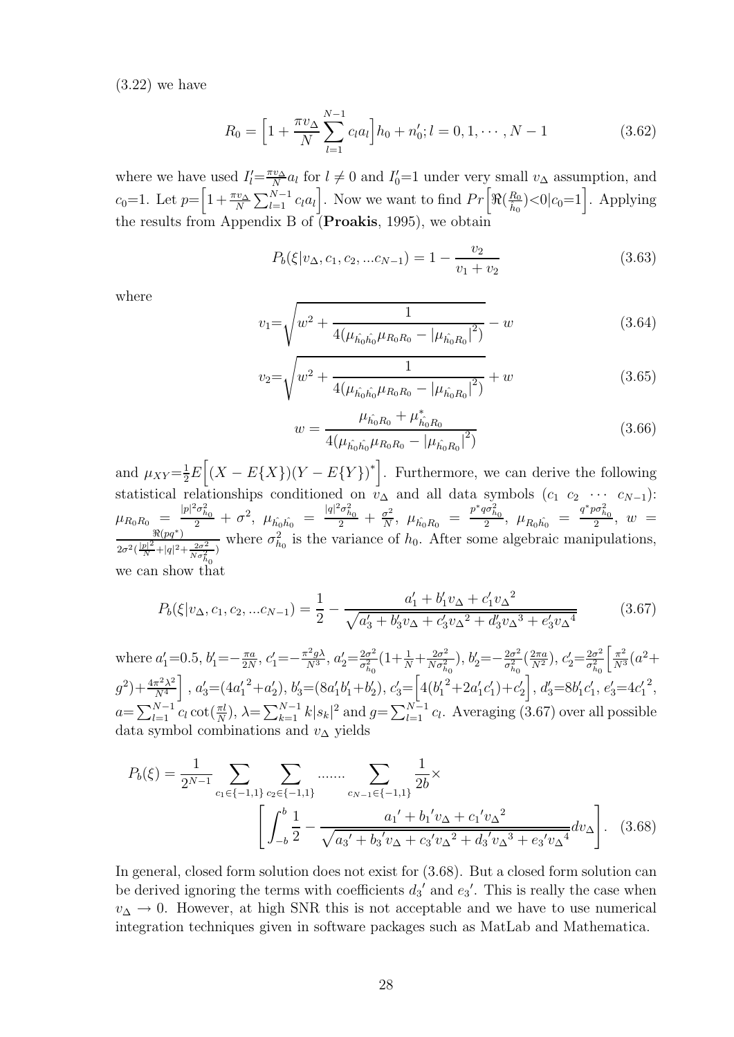(3.22) we have

$$R_0 = \Big[1 + \frac{\pi v_\Delta}{N}\sum_{l=1}^{N-1} c_l a_l\Big] h_0 + n_0'; l = 0, 1, \cdots, N-1 \tag{3.62}$$

where we have used $I_l'=\frac{\pi v_\Delta}{N}a_l$ for $l \neq 0$ and $I_0'=1$ under very small $v_\Delta$ assumption, and $c_0=1$. Let $p=\Big[1+\frac{\pi v_\Delta}{N}\sum_{l=1}^{N-1} c_l a_l\Big]$. Now we want to find $Pr\Big[\Re(\frac{R_0}{\hat{h_0}})<0|c_0=1\Big]$. Applying the results from Appendix B of (**Proakis**, 1995), we obtain

$$P_b(\xi|v_\Delta, c_1, c_2, ...c_{N-1}) = 1 - \frac{v_2}{v_1+v_2} \tag{3.63}$$

where

$$v_1=\sqrt{w^2 + \frac{1}{4(\mu_{\hat{h_0}\hat{h_0}}\mu_{R_0R_0} - |\mu_{\hat{h_0}R_0}|^2)}} - w \tag{3.64}$$

$$v_2=\sqrt{w^2 + \frac{1}{4(\mu_{\hat{h_0}\hat{h_0}}\mu_{R_0R_0} - |\mu_{\hat{h_0}R_0}|^2)}} + w \tag{3.65}$$

$$w = \frac{\mu_{\hat{h_0}R_0} + \mu^*_{\hat{h_0}R_0}}{4(\mu_{\hat{h_0}\hat{h_0}}\mu_{R_0R_0} - |\mu_{\hat{h_0}R_0}|^2)} \tag{3.66}$$

and $\mu_{XY}=\frac{1}{2}E\Big[(X-E\{X\})(Y-E\{Y\})^*\Big]$. Furthermore, we can derive the following statistical relationships conditioned on $v_\Delta$ and all data symbols ($c_1$ $c_2$ $\cdots$ $c_{N-1}$): $\mu_{R_0R_0} = \frac{|p|^2\sigma^2_{h_0}}{2} + \sigma^2$, $\mu_{\hat{h_0}\hat{h_0}} = \frac{|q|^2\sigma^2_{h_0}}{2} + \frac{\sigma^2}{N}$, $\mu_{\hat{h_0}R_0} = \frac{p^*q\sigma^2_{h_0}}{2}$, $\mu_{R_0\hat{h_0}} = \frac{q^*p\sigma^2_{h_0}}{2}$, $w = \frac{\Re(pq^*)}{2\sigma^2(\frac{|p|^2}{N}+|q|^2+\frac{2\sigma^2}{N\sigma^2_{h_0}})}$ where $\sigma^2_{h_0}$ is the variance of $h_0$. After some algebraic manipulations, we can show that

$$P_b(\xi|v_\Delta, c_1, c_2, ...c_{N-1}) = \frac{1}{2} - \frac{a_1' + b_1'v_\Delta + c_1'{v_\Delta}^2}{\sqrt{a_3' + b_3'v_\Delta + c_3'{v_\Delta}^2 + d_3'{v_\Delta}^3 + e_3'{v_\Delta}^4}} \tag{3.67}$$

where $a_1'=0.5$, $b_1'=-\frac{\pi a}{2N}$, $c_1'=-\frac{\pi^2 g\lambda}{N^3}$, $a_2'=\frac{2\sigma^2}{\sigma^2_{h_0}}(1+\frac{1}{N}+\frac{2\sigma^2}{N\sigma^2_{h_0}})$, $b_2'=-\frac{2\sigma^2}{\sigma^2_{h_0}}(\frac{2\pi a}{N^2})$, $c_2'=\frac{2\sigma^2}{\sigma^2_{h_0}}\Big[\frac{\pi^2}{N^3}(a^2+g^2)+\frac{4\pi^2\lambda^2}{N^4}\Big]$, $a_3'=(4{a_1'}^2+a_2')$, $b_3'=(8a_1'b_1'+b_2')$, $c_3'=\Big[4({b_1'}^2+2a_1'c_1')+c_2'\Big]$, $d_3'=8b_1'c_1'$, $e_3'=4{c_1'}^2$, $a=\sum_{l=1}^{N-1} c_l \cot(\frac{\pi l}{N})$, $\lambda=\sum_{k=1}^{N-1} k|s_k|^2$ and $g=\sum_{l=1}^{N-1} c_l$. Averaging (3.67) over all possible data symbol combinations and $v_\Delta$ yields

$$P_b(\xi) = \frac{1}{2^{N-1}}\sum_{c_1\in\{-1,1\}}\sum_{c_2\in\{-1,1\}} .......\sum_{c_{N-1}\in\{-1,1\}}\frac{1}{2b}\times \left[\int_{-b}^{b}\frac{1}{2} - \frac{{a_1}' + {b_1}'v_\Delta + {c_1}'{v_\Delta}^2}{\sqrt{{a_3}' + {b_3}'v_\Delta + {c_3}'{v_\Delta}^2 + {d_3}'{v_\Delta}^3 + {e_3}'{v_\Delta}^4}}dv_\Delta\right]. \tag{3.68}$$

In general, closed form solution does not exist for (3.68). But a closed form solution can be derived ignoring the terms with coefficients ${d_3}'$ and ${e_3}'$. This is really the case when $v_\Delta \rightarrow 0$. However, at high SNR this is not acceptable and we have to use numerical integration techniques given in software packages such as MatLab and Mathematica.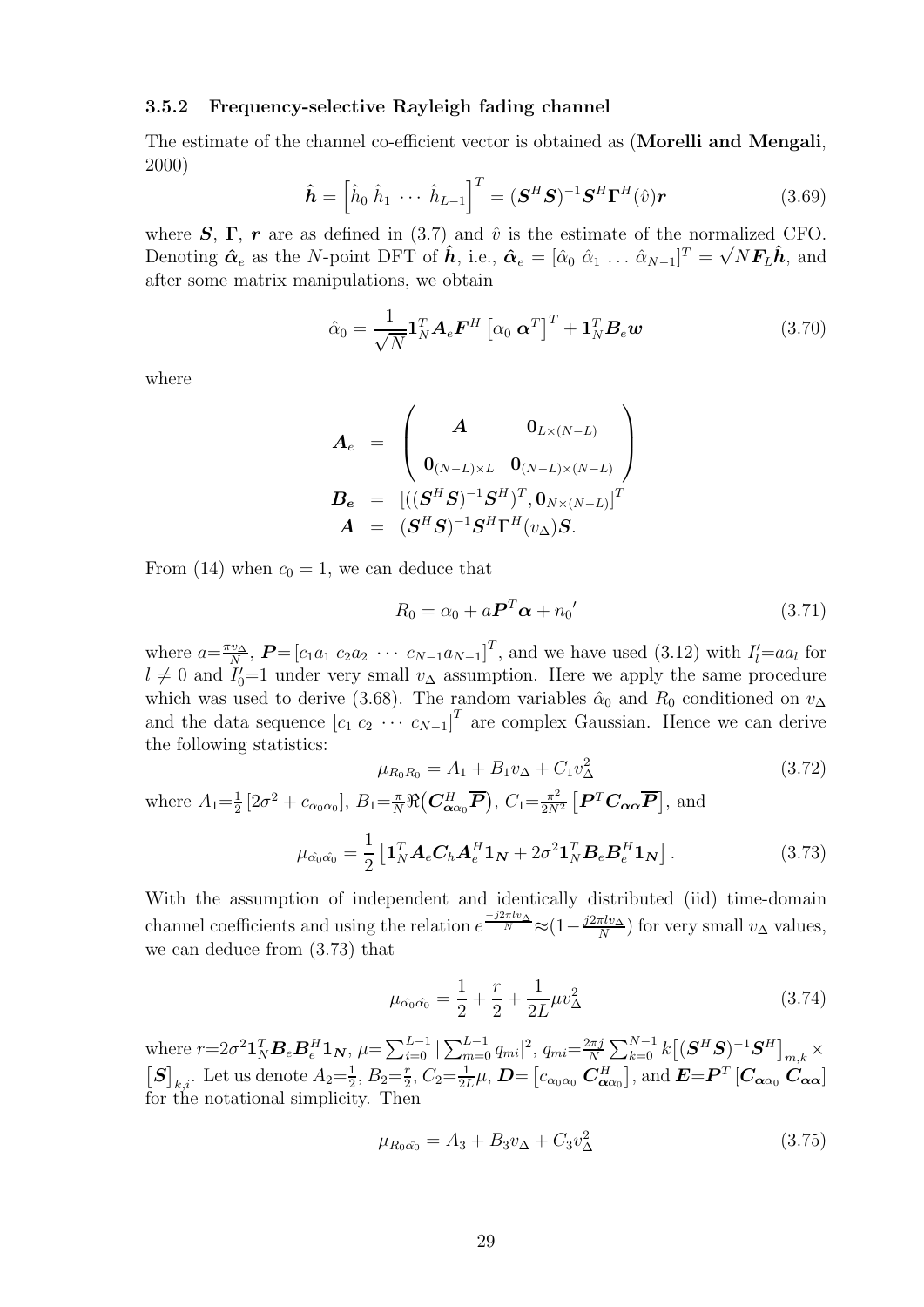### 3.5.2 Frequency-selective Rayleigh fading channel

The estimate of the channel co-efficient vector is obtained as (**Morelli and Mengali**, 2000)

$$\hat{\boldsymbol{h}} = \left[\hat{h}_0 \; \hat{h}_1 \; \cdots \; \hat{h}_{L-1}\right]^T = (\boldsymbol{S}^H\boldsymbol{S})^{-1}\boldsymbol{S}^H\boldsymbol{\Gamma}^H(\hat{v})\boldsymbol{r} \tag{3.69}$$

where $\boldsymbol{S}$, $\boldsymbol{\Gamma}$, $\boldsymbol{r}$ are as defined in (3.7) and $\hat{v}$ is the estimate of the normalized CFO. Denoting $\hat{\boldsymbol{\alpha}}_e$ as the $N$-point DFT of $\hat{\boldsymbol{h}}$, i.e., $\hat{\boldsymbol{\alpha}}_e = [\hat{\alpha}_0 \; \hat{\alpha}_1 \; \ldots \; \hat{\alpha}_{N-1}]^T = \sqrt{N}\boldsymbol{F}_L\hat{\boldsymbol{h}}$, and after some matrix manipulations, we obtain

$$\hat{\alpha}_0 = \frac{1}{\sqrt{N}}\boldsymbol{1}_N^T\boldsymbol{A}_e\boldsymbol{F}^H\left[\alpha_0 \; \boldsymbol{\alpha}^T\right]^T + \boldsymbol{1}_N^T\boldsymbol{B}_e\boldsymbol{w} \tag{3.70}$$

where

$$\begin{aligned}
\boldsymbol{A}_e &= \begin{pmatrix} \boldsymbol{A} & \boldsymbol{0}_{L\times(N-L)} \\ \boldsymbol{0}_{(N-L)\times L} & \boldsymbol{0}_{(N-L)\times(N-L)} \end{pmatrix} \\
\boldsymbol{B_e} &= \left[((\boldsymbol{S}^H\boldsymbol{S})^{-1}\boldsymbol{S}^H)^T, \boldsymbol{0}_{N\times(N-L)}\right]^T \\
\boldsymbol{A} &= (\boldsymbol{S}^H\boldsymbol{S})^{-1}\boldsymbol{S}^H\boldsymbol{\Gamma}^H(v_\Delta)\boldsymbol{S}.
\end{aligned}$$

From (14) when $c_0 = 1$, we can deduce that

$$R_0 = \alpha_0 + a\boldsymbol{P}^T\boldsymbol{\alpha} + {n_0}' \tag{3.71}$$

where $a=\frac{\pi v_\Delta}{N}$, $\boldsymbol{P}=\left[c_1a_1 \; c_2a_2 \; \cdots \; c_{N-1}a_{N-1}\right]^T$, and we have used (3.12) with $I_l'=aa_l$ for $l \neq 0$ and $I_0'=1$ under very small $v_\Delta$ assumption. Here we apply the same procedure which was used to derive (3.68). The random variables $\hat{\alpha}_0$ and $R_0$ conditioned on $v_\Delta$ and the data sequence $\left[c_1 \; c_2 \; \cdots \; c_{N-1}\right]^T$ are complex Gaussian. Hence we can derive the following statistics:

$$\mu_{R_0R_0} = A_1 + B_1v_\Delta + C_1v_\Delta^2 \tag{3.72}$$

where $A_1=\frac{1}{2}\left[2\sigma^2 + c_{\alpha_0\alpha_0}\right]$, $B_1=\frac{\pi}{N}\Re\left(\boldsymbol{C}_{\boldsymbol{\alpha}\alpha_0}^H\overline{\boldsymbol{P}}\right)$, $C_1=\frac{\pi^2}{2N^2}\left[\boldsymbol{P}^T\boldsymbol{C}_{\boldsymbol{\alpha\alpha}}\overline{\boldsymbol{P}}\right]$, and

$$\mu_{\hat{\alpha_0}\hat{\alpha_0}} = \frac{1}{2}\left[\boldsymbol{1}_N^T\boldsymbol{A}_e\boldsymbol{C}_h\boldsymbol{A}_e^H\boldsymbol{1_N} + 2\sigma^2\boldsymbol{1}_N^T\boldsymbol{B}_e\boldsymbol{B}_e^H\boldsymbol{1_N}\right]. \tag{3.73}$$

With the assumption of independent and identically distributed (iid) time-domain channel coefficients and using the relation $e^{\frac{-j2\pi lv_\Delta}{N}}\approx(1-\frac{j2\pi lv_\Delta}{N})$ for very small $v_\Delta$ values, we can deduce from (3.73) that

$$\mu_{\hat{\alpha_0}\hat{\alpha_0}} = \frac{1}{2} + \frac{r}{2} + \frac{1}{2L}\mu v_\Delta^2 \tag{3.74}$$

where $r=2\sigma^2\boldsymbol{1}_N^T\boldsymbol{B}_e\boldsymbol{B}_e^H\boldsymbol{1_N}$, $\mu=\sum_{i=0}^{L-1}\left|\sum_{m=0}^{L-1}q_{mi}\right|^2$, $q_{mi}=\frac{2\pi j}{N}\sum_{k=0}^{N-1}k\left[(\boldsymbol{S}^H\boldsymbol{S})^{-1}\boldsymbol{S}^H\right]_{m,k}\times\left[\boldsymbol{S}\right]_{k,i}$. Let us denote $A_2=\frac{1}{2}$, $B_2=\frac{r}{2}$, $C_2=\frac{1}{2L}\mu$, $\boldsymbol{D}=\left[c_{\alpha_0\alpha_0} \; \boldsymbol{C}_{\boldsymbol{\alpha}\alpha_0}^H\right]$, and $\boldsymbol{E}=\boldsymbol{P}^T\left[\boldsymbol{C}_{\boldsymbol{\alpha}\alpha_0} \; \boldsymbol{C}_{\boldsymbol{\alpha\alpha}}\right]$ for the notational simplicity. Then

$$\mu_{R_0\hat{\alpha_0}} = A_3 + B_3v_\Delta + C_3v_\Delta^2 \tag{3.75}$$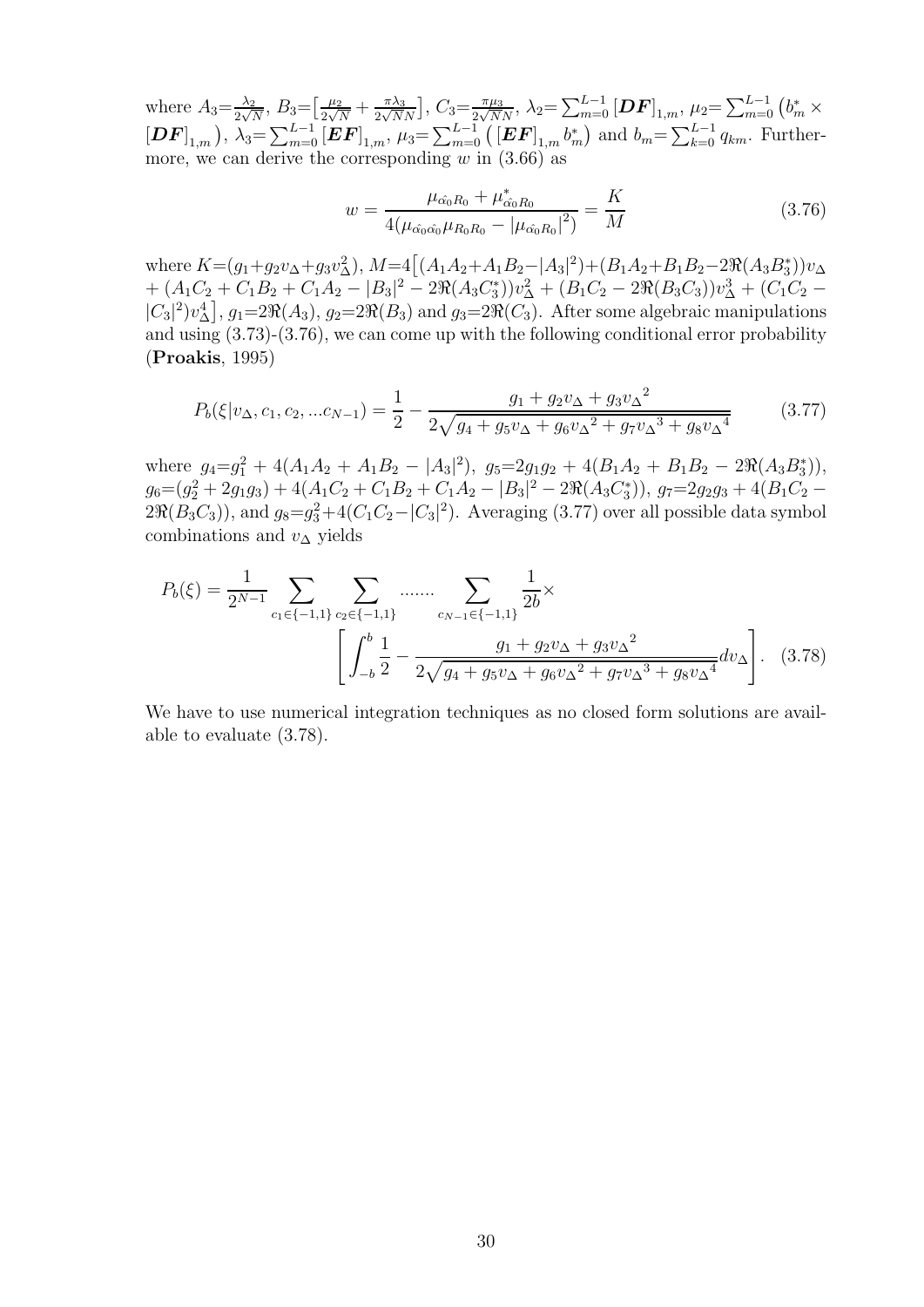where $A_3=\frac{\lambda_2}{2\sqrt{N}}$, $B_3=\left[\frac{\mu_2}{2\sqrt{N}}+\frac{\pi\lambda_3}{2\sqrt{N}N}\right]$, $C_3=\frac{\pi\mu_3}{2\sqrt{N}N}$, $\lambda_2=\sum_{m=0}^{L-1}[\boldsymbol{DF}]_{1,m}$, $\mu_2=\sum_{m=0}^{L-1}\left(b_m^*\times[\boldsymbol{DF}]_{1,m}\right)$, $\lambda_3=\sum_{m=0}^{L-1}[\boldsymbol{EF}]_{1,m}$, $\mu_3=\sum_{m=0}^{L-1}\left([\boldsymbol{EF}]_{1,m}b_m^*\right)$ and $b_m=\sum_{k=0}^{L-1}q_{km}$. Furthermore, we can derive the corresponding $w$ in (3.66) as

$$
w=\frac{\mu_{\hat{\alpha_0}R_0}+\mu^*_{\hat{\alpha_0}R_0}}{4(\mu_{\hat{\alpha_0}\hat{\alpha_0}}\mu_{R_0R_0}-|\mu_{\hat{\alpha_0}R_0}|^2)}=\frac{K}{M} \tag{3.76}
$$

where $K=(g_1+g_2v_\Delta+g_3v_\Delta^2)$, $M=4\big[(A_1A_2+A_1B_2-|A_3|^2)+(B_1A_2+B_1B_2-2\Re(A_3B_3^*))v_\Delta + (A_1C_2+C_1B_2+C_1A_2-|B_3|^2-2\Re(A_3C_3^*))v_\Delta^2+(B_1C_2-2\Re(B_3C_3))v_\Delta^3+(C_1C_2-|C_3|^2)v_\Delta^4\big]$, $g_1=2\Re(A_3)$, $g_2=2\Re(B_3)$ and $g_3=2\Re(C_3)$. After some algebraic manipulations and using (3.73)-(3.76), we can come up with the following conditional error probability (**Proakis**, 1995)

$$
P_b(\xi|v_\Delta,c_1,c_2,...c_{N-1})=\frac{1}{2}-\frac{g_1+g_2v_\Delta+g_3{v_\Delta}^2}{2\sqrt{g_4+g_5v_\Delta+g_6{v_\Delta}^2+g_7{v_\Delta}^3+g_8{v_\Delta}^4}} \tag{3.77}
$$

where $g_4=g_1^2+4(A_1A_2+A_1B_2-|A_3|^2)$, $g_5=2g_1g_2+4(B_1A_2+B_1B_2-2\Re(A_3B_3^*))$, $g_6=(g_2^2+2g_1g_3)+4(A_1C_2+C_1B_2+C_1A_2-|B_3|^2-2\Re(A_3C_3^*))$, $g_7=2g_2g_3+4(B_1C_2-2\Re(B_3C_3))$, and $g_8=g_3^2+4(C_1C_2-|C_3|^2)$. Averaging (3.77) over all possible data symbol combinations and $v_\Delta$ yields

$$
P_b(\xi)=\frac{1}{2^{N-1}}\sum_{c_1\in\{-1,1\}}\sum_{c_2\in\{-1,1\}}.......\sum_{c_{N-1}\in\{-1,1\}}\frac{1}{2b}\times \left[\int_{-b}^{b}\frac{1}{2}-\frac{g_1+g_2v_\Delta+g_3{v_\Delta}^2}{2\sqrt{g_4+g_5v_\Delta+g_6{v_\Delta}^2+g_7{v_\Delta}^3+g_8{v_\Delta}^4}}dv_\Delta\right]. \tag{3.78}
$$

We have to use numerical integration techniques as no closed form solutions are available to evaluate (3.78).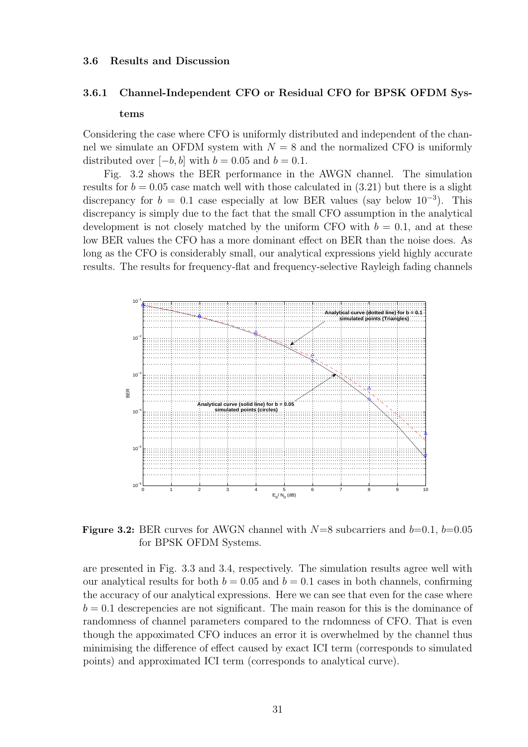### 3.6 Results and Discussion

#### 3.6.1 Channel-Independent CFO or Residual CFO for BPSK OFDM Systems

Considering the case where CFO is uniformly distributed and independent of the channel we simulate an OFDM system with $N = 8$ and the normalized CFO is uniformly distributed over $[-b, b]$ with $b = 0.05$ and $b = 0.1$.

Fig. 3.2 shows the BER performance in the AWGN channel. The simulation results for $b = 0.05$ case match well with those calculated in (3.21) but there is a slight discrepancy for $b = 0.1$ case especially at low BER values (say below $10^{-3}$). This discrepancy is simply due to the fact that the small CFO assumption in the analytical development is not closely matched by the uniform CFO with $b = 0.1$, and at these low BER values the CFO has a more dominant effect on BER than the noise does. As long as the CFO is considerably small, our analytical expressions yield highly accurate results. The results for frequency-flat and frequency-selective Rayleigh fading channels

**Figure 3.2:** BER curves for AWGN channel with $N$=8 subcarriers and $b$=0.1, $b$=0.05 for BPSK OFDM Systems.

are presented in Fig. 3.3 and 3.4, respectively. The simulation results agree well with our analytical results for both $b = 0.05$ and $b = 0.1$ cases in both channels, confirming the accuracy of our analytical expressions. Here we can see that even for the case where $b = 0.1$ descrepencies are not significant. The main reason for this is the dominance of randomness of channel parameters compared to the rndomness of CFO. That is even though the appoximated CFO induces an error it is overwhelmed by the channel thus minimising the difference of effect caused by exact ICI term (corresponds to simulated points) and approximated ICI term (corresponds to analytical curve).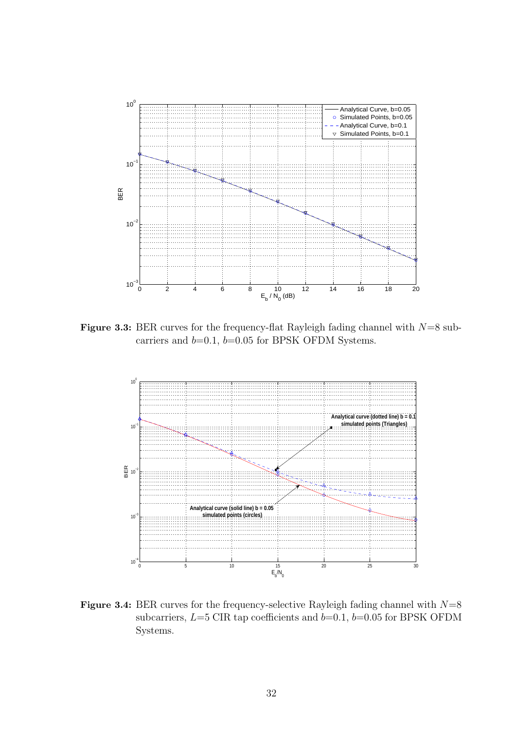**Figure 3.3:** BER curves for the frequency-flat Rayleigh fading channel with $N$=8 subcarriers and $b$=0.1, $b$=0.05 for BPSK OFDM Systems.

**Figure 3.4:** BER curves for the frequency-selective Rayleigh fading channel with $N$=8 subcarriers, $L$=5 CIR tap coefficients and $b$=0.1, $b$=0.05 for BPSK OFDM Systems.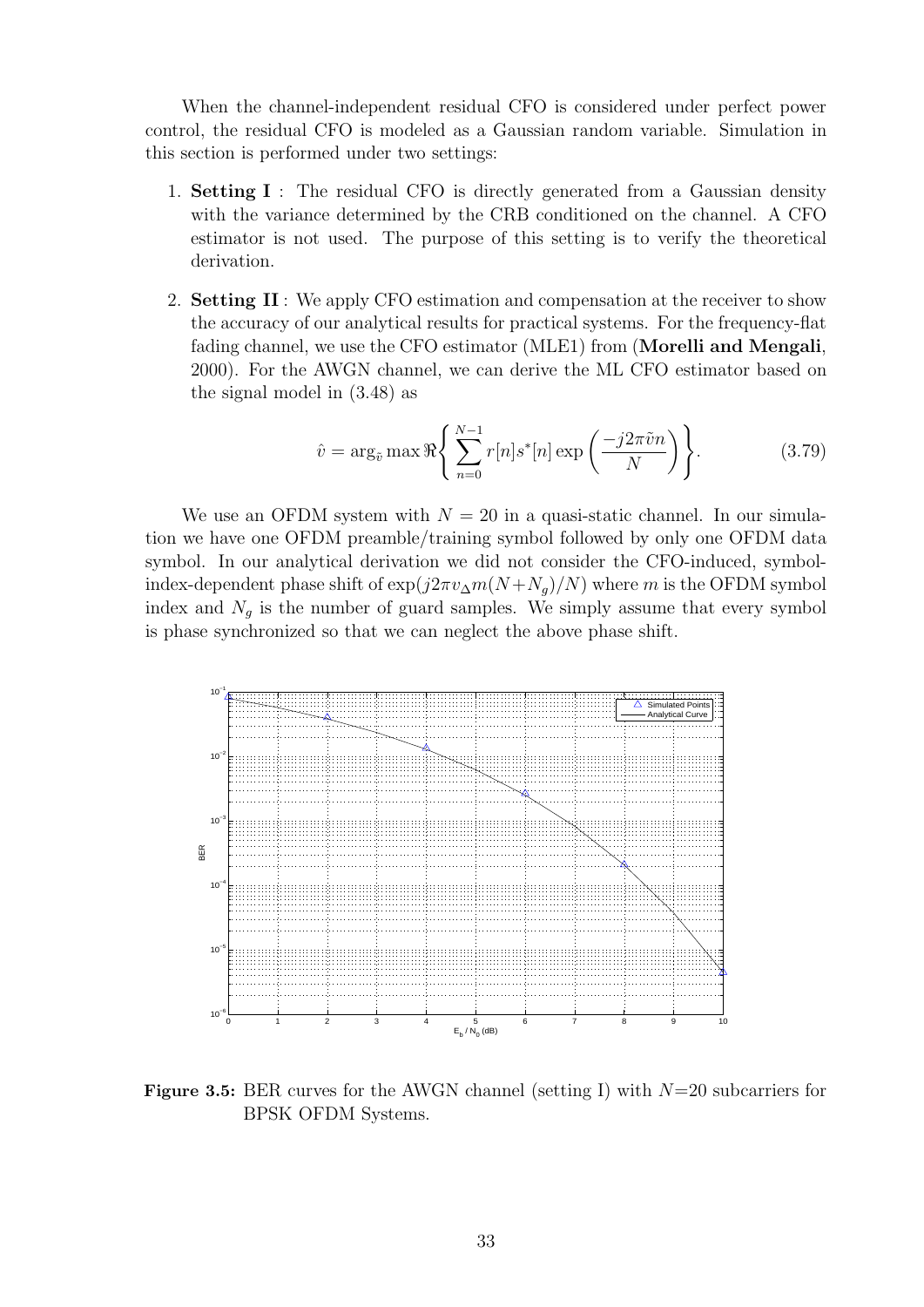When the channel-independent residual CFO is considered under perfect power control, the residual CFO is modeled as a Gaussian random variable. Simulation in this section is performed under two settings:

1. **Setting I** : The residual CFO is directly generated from a Gaussian density with the variance determined by the CRB conditioned on the channel. A CFO estimator is not used. The purpose of this setting is to verify the theoretical derivation.

2. **Setting II** : We apply CFO estimation and compensation at the receiver to show the accuracy of our analytical results for practical systems. For the frequency-flat fading channel, we use the CFO estimator (MLE1) from (**Morelli and Mengali**, 2000). For the AWGN channel, we can derive the ML CFO estimator based on the signal model in (3.48) as

$$\hat{v} = \arg_{\tilde{v}} \max \Re\left\{ \sum_{n=0}^{N-1} r[n]s^*[n] \exp\left(\frac{-j2\pi\tilde{v}n}{N}\right)\right\}. \tag{3.79}$$

We use an OFDM system with $N = 20$ in a quasi-static channel. In our simulation we have one OFDM preamble/training symbol followed by only one OFDM data symbol. In our analytical derivation we did not consider the CFO-induced, symbol-index-dependent phase shift of $\exp(j2\pi v_{\Delta} m(N+N_g)/N)$ where $m$ is the OFDM symbol index and $N_g$ is the number of guard samples. We simply assume that every symbol is phase synchronized so that we can neglect the above phase shift.

**Figure 3.5:** BER curves for the AWGN channel (setting I) with $N$=20 subcarriers for BPSK OFDM Systems.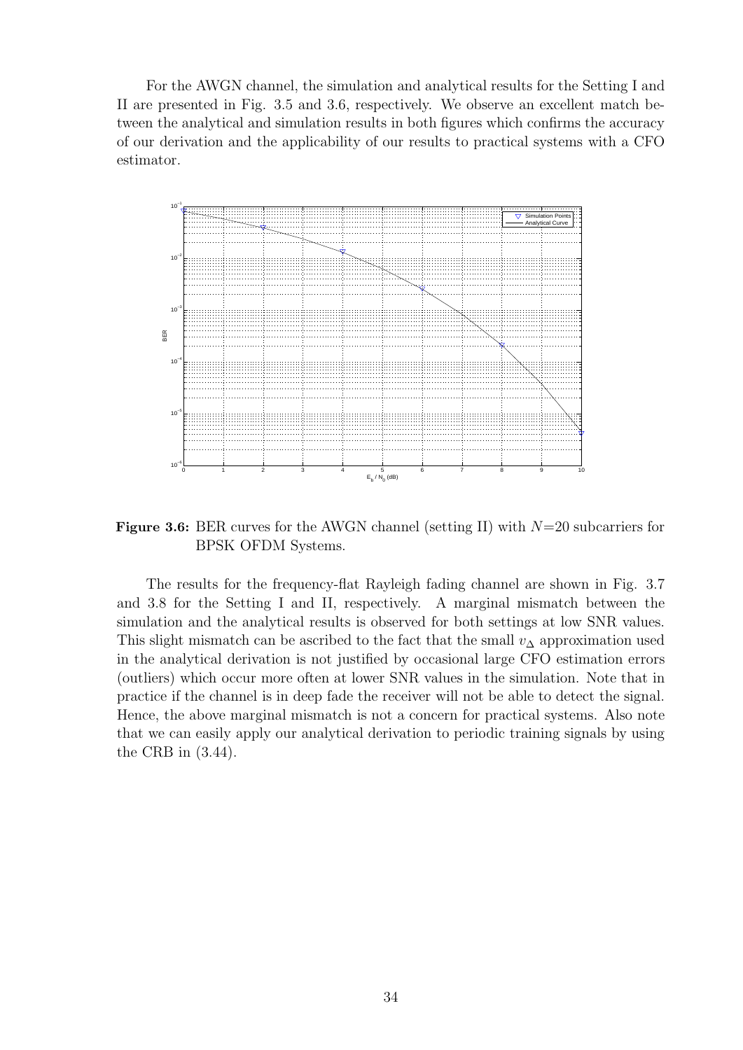For the AWGN channel, the simulation and analytical results for the Setting I and II are presented in Fig. 3.5 and 3.6, respectively. We observe an excellent match between the analytical and simulation results in both figures which confirms the accuracy of our derivation and the applicability of our results to practical systems with a CFO estimator.

**Figure 3.6:** BER curves for the AWGN channel (setting II) with $N$=20 subcarriers for BPSK OFDM Systems.

The results for the frequency-flat Rayleigh fading channel are shown in Fig. 3.7 and 3.8 for the Setting I and II, respectively. A marginal mismatch between the simulation and the analytical results is observed for both settings at low SNR values. This slight mismatch can be ascribed to the fact that the small $v_\Delta$ approximation used in the analytical derivation is not justified by occasional large CFO estimation errors (outliers) which occur more often at lower SNR values in the simulation. Note that in practice if the channel is in deep fade the receiver will not be able to detect the signal. Hence, the above marginal mismatch is not a concern for practical systems. Also note that we can easily apply our analytical derivation to periodic training signals by using the CRB in (3.44).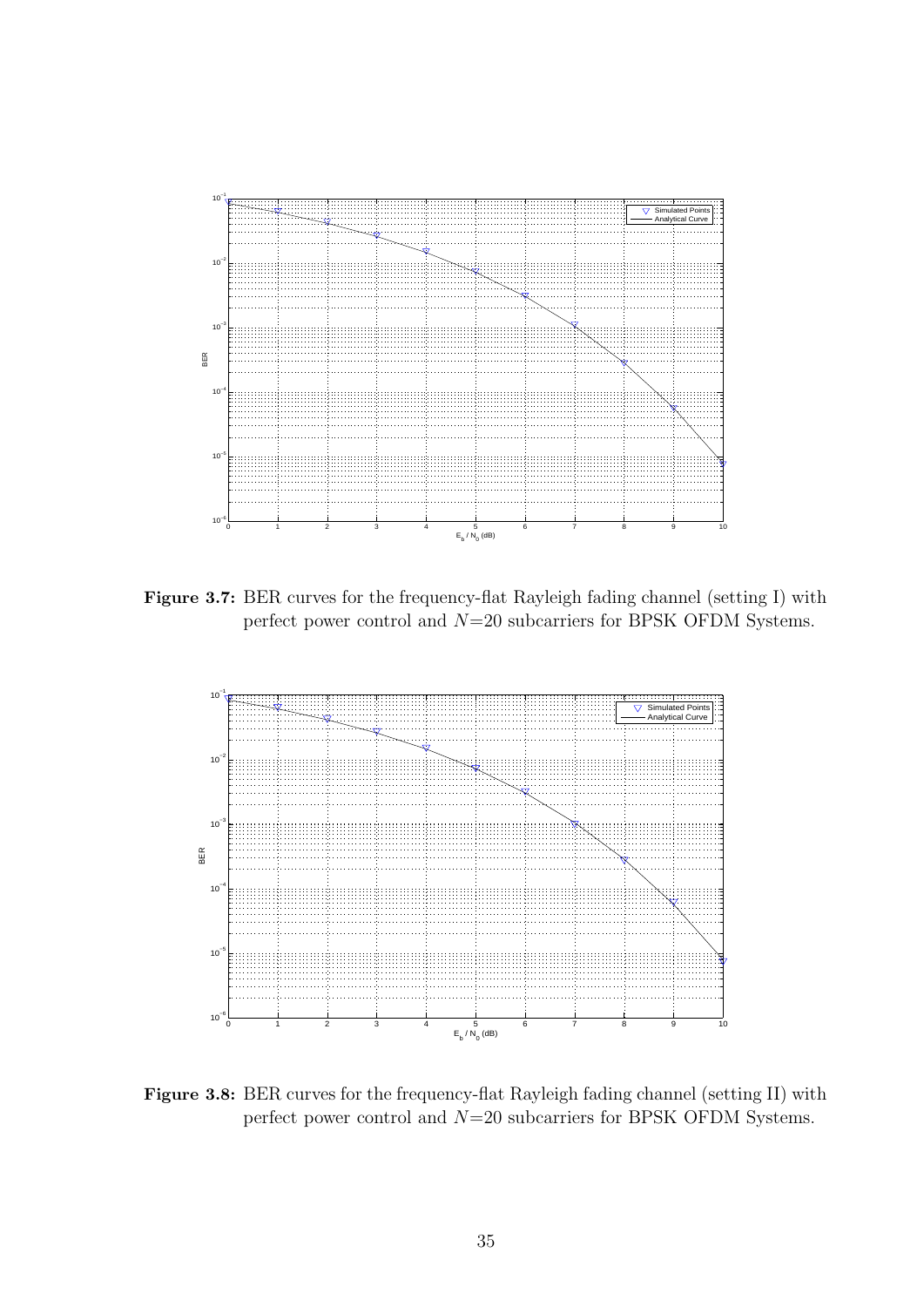**Figure 3.7:** BER curves for the frequency-flat Rayleigh fading channel (setting I) with perfect power control and $N$=20 subcarriers for BPSK OFDM Systems.

**Figure 3.8:** BER curves for the frequency-flat Rayleigh fading channel (setting II) with perfect power control and $N$=20 subcarriers for BPSK OFDM Systems.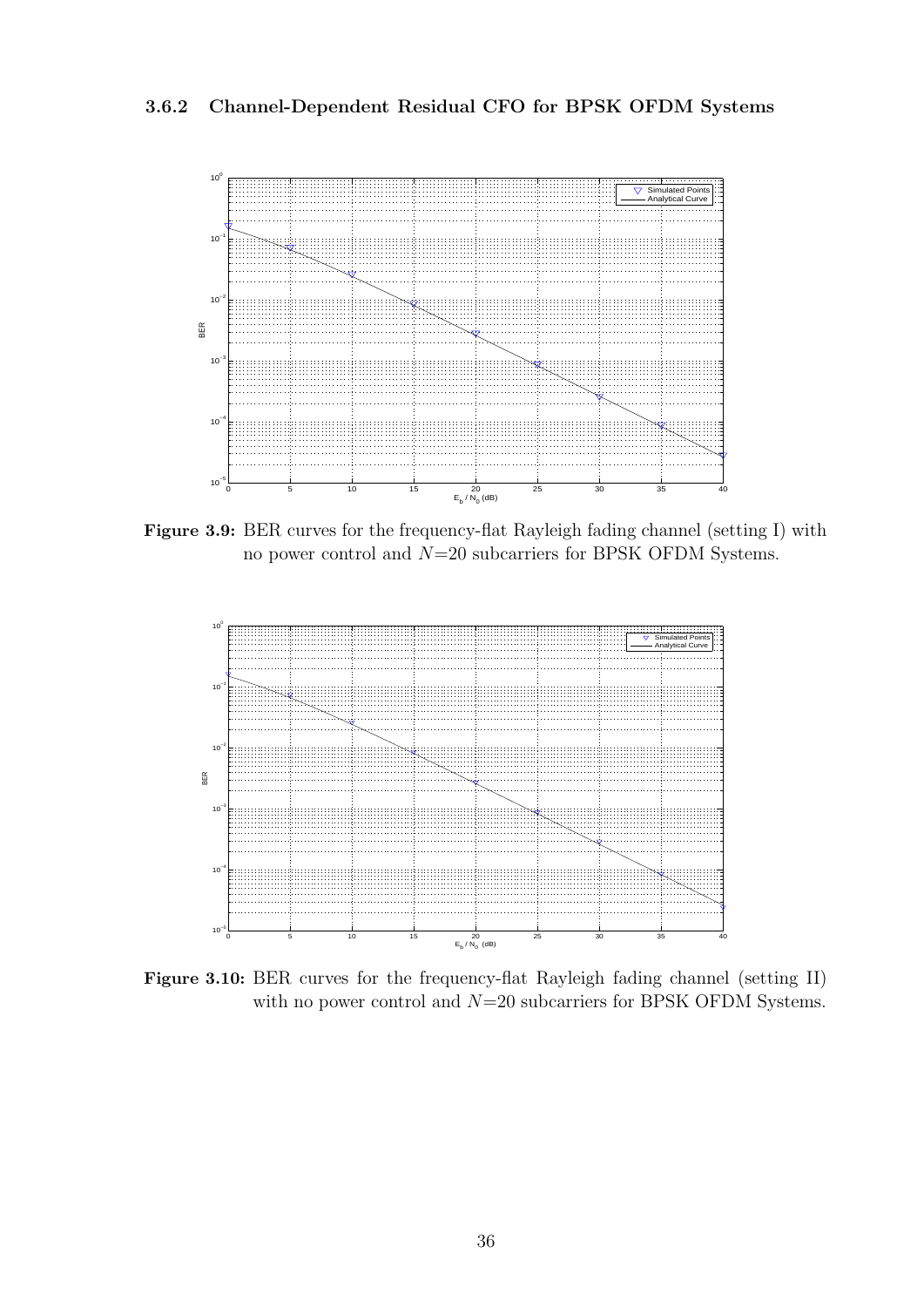### 3.6.2 Channel-Dependent Residual CFO for BPSK OFDM Systems

**Figure 3.9:** BER curves for the frequency-flat Rayleigh fading channel (setting I) with no power control and $N$=20 subcarriers for BPSK OFDM Systems.

**Figure 3.10:** BER curves for the frequency-flat Rayleigh fading channel (setting II) with no power control and $N$=20 subcarriers for BPSK OFDM Systems.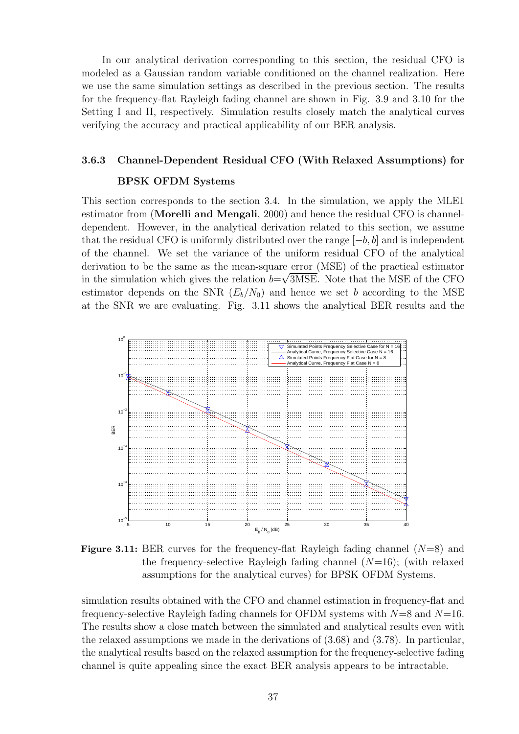In our analytical derivation corresponding to this section, the residual CFO is modeled as a Gaussian random variable conditioned on the channel realization. Here we use the same simulation settings as described in the previous section. The results for the frequency-flat Rayleigh fading channel are shown in Fig. 3.9 and 3.10 for the Setting I and II, respectively. Simulation results closely match the analytical curves verifying the accuracy and practical applicability of our BER analysis.

### 3.6.3 Channel-Dependent Residual CFO (With Relaxed Assumptions) for BPSK OFDM Systems

This section corresponds to the section 3.4. In the simulation, we apply the MLE1 estimator from (**Morelli and Mengali**, 2000) and hence the residual CFO is channel-dependent. However, in the analytical derivation related to this section, we assume that the residual CFO is uniformly distributed over the range $[-b, b]$ and is independent of the channel. We set the variance of the uniform residual CFO of the analytical derivation to be the same as the mean-square error (MSE) of the practical estimator in the simulation which gives the relation $b=\sqrt{3\text{MSE}}$. Note that the MSE of the CFO estimator depends on the SNR ($E_b/N_0$) and hence we set $b$ according to the MSE at the SNR we are evaluating. Fig. 3.11 shows the analytical BER results and the

**Figure 3.11:** BER curves for the frequency-flat Rayleigh fading channel ($N$=8) and the frequency-selective Rayleigh fading channel ($N$=16); (with relaxed assumptions for the analytical curves) for BPSK OFDM Systems.

simulation results obtained with the CFO and channel estimation in frequency-flat and frequency-selective Rayleigh fading channels for OFDM systems with $N$=8 and $N$=16. The results show a close match between the simulated and analytical results even with the relaxed assumptions we made in the derivations of (3.68) and (3.78). In particular, the analytical results based on the relaxed assumption for the frequency-selective fading channel is quite appealing since the exact BER analysis appears to be intractable.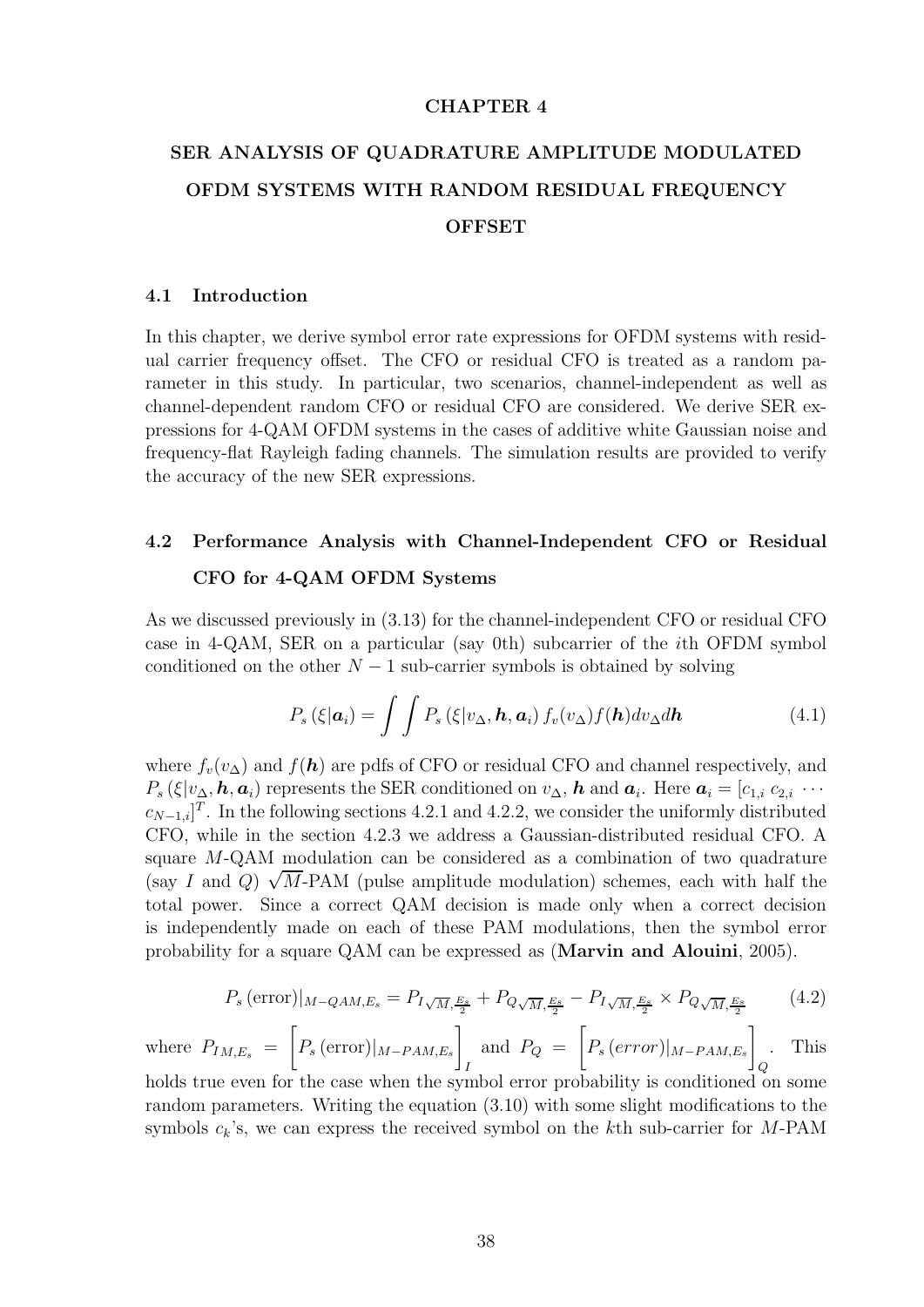# CHAPTER 4

# SER ANALYSIS OF QUADRATURE AMPLITUDE MODULATED OFDM SYSTEMS WITH RANDOM RESIDUAL FREQUENCY OFFSET

## 4.1 Introduction

In this chapter, we derive symbol error rate expressions for OFDM systems with residual carrier frequency offset. The CFO or residual CFO is treated as a random parameter in this study. In particular, two scenarios, channel-independent as well as channel-dependent random CFO or residual CFO are considered. We derive SER expressions for 4-QAM OFDM systems in the cases of additive white Gaussian noise and frequency-flat Rayleigh fading channels. The simulation results are provided to verify the accuracy of the new SER expressions.

## 4.2 Performance Analysis with Channel-Independent CFO or Residual CFO for 4-QAM OFDM Systems

As we discussed previously in (3.13) for the channel-independent CFO or residual CFO case in 4-QAM, SER on a particular (say 0th) subcarrier of the $i$th OFDM symbol conditioned on the other $N-1$ sub-carrier symbols is obtained by solving

$$P_s(\xi|\boldsymbol{a}_i) = \int\int P_s(\xi|v_\Delta, \boldsymbol{h}, \boldsymbol{a}_i)\, f_v(v_\Delta) f(\boldsymbol{h}) dv_\Delta d\boldsymbol{h} \tag{4.1}$$

where $f_v(v_\Delta)$ and $f(\boldsymbol{h})$ are pdfs of CFO or residual CFO and channel respectively, and $P_s(\xi|v_\Delta, \boldsymbol{h}, \boldsymbol{a}_i)$ represents the SER conditioned on $v_\Delta$, $\boldsymbol{h}$ and $\boldsymbol{a}_i$. Here $\boldsymbol{a}_i = [c_{1,i}\ c_{2,i}\ \cdots\ c_{N-1,i}]^T$. In the following sections 4.2.1 and 4.2.2, we consider the uniformly distributed CFO, while in the section 4.2.3 we address a Gaussian-distributed residual CFO. A square $M$-QAM modulation can be considered as a combination of two quadrature (say $I$ and $Q$) $\sqrt{M}$-PAM (pulse amplitude modulation) schemes, each with half the total power. Since a correct QAM decision is made only when a correct decision is independently made on each of these PAM modulations, then the symbol error probability for a square QAM can be expressed as (**Marvin and Alouini**, 2005).

$$P_s(\text{error})|_{M-QAM,E_s} = P_{I\sqrt{M},\frac{E_s}{2}} + P_{Q\sqrt{M},\frac{E_s}{2}} - P_{I\sqrt{M},\frac{E_s}{2}} \times P_{Q\sqrt{M},\frac{E_s}{2}} \tag{4.2}$$

where $P_{IM,E_s} = \left[P_s(\text{error})|_{M-PAM,E_s}\right]_I$ and $P_Q = \left[P_s(error)|_{M-PAM,E_s}\right]_Q$. This holds true even for the case when the symbol error probability is conditioned on some random parameters. Writing the equation (3.10) with some slight modifications to the symbols $c_k$'s, we can express the received symbol on the $k$th sub-carrier for $M$-PAM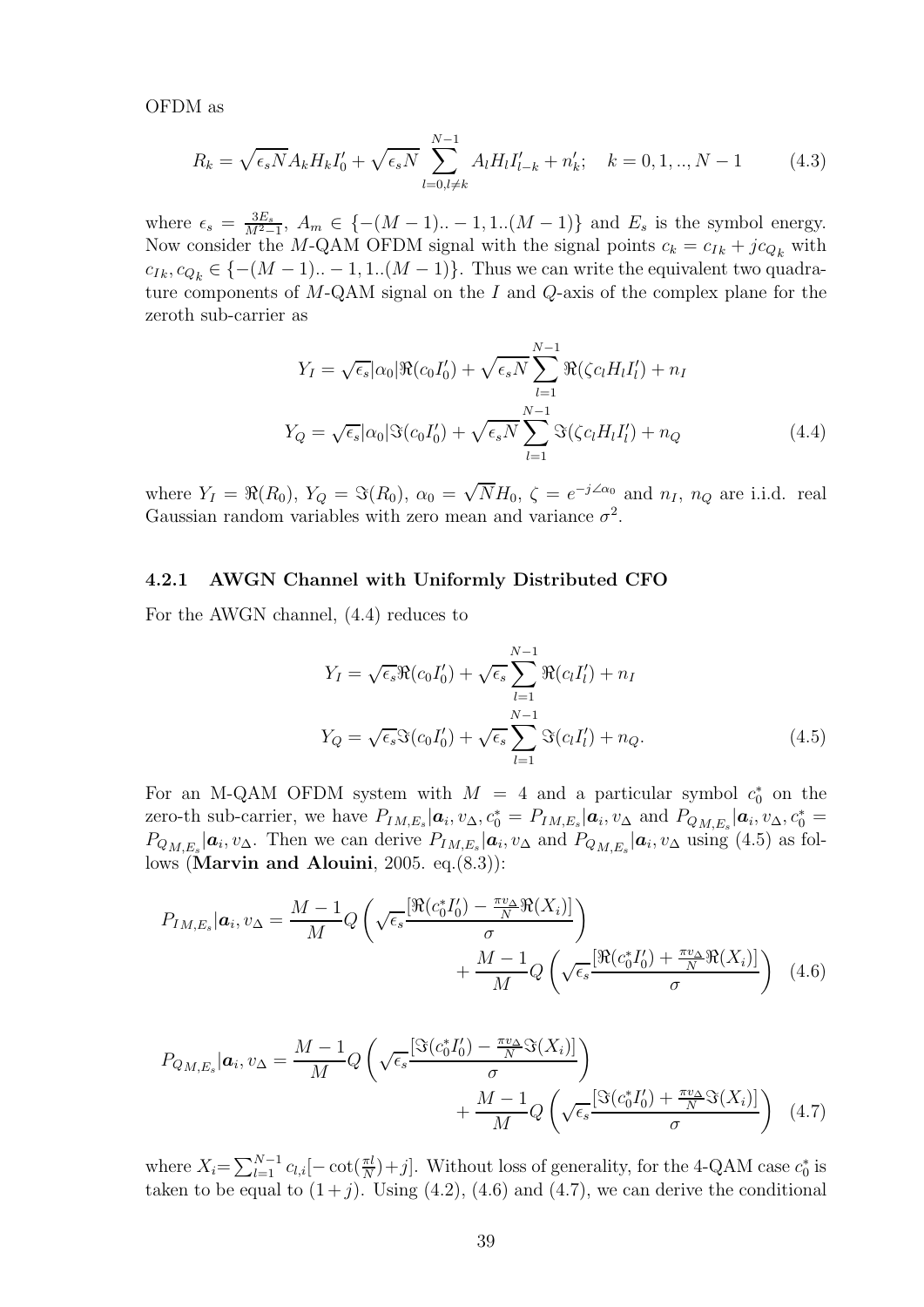OFDM as

$$R_k = \sqrt{\epsilon_s N} A_k H_k I_0' + \sqrt{\epsilon_s N} \sum_{l=0, l\neq k}^{N-1} A_l H_l I_{l-k}' + n_k'; \quad k = 0, 1, .., N-1 \tag{4.3}$$

where $\epsilon_s = \frac{3E_s}{M^2-1}$, $A_m \in \{-(M-1)..-1, 1..(M-1)\}$ and $E_s$ is the symbol energy. Now consider the $M$-QAM OFDM signal with the signal points $c_k = c_{Ik} + jc_{Q_k}$ with $c_{Ik}, c_{Q_k} \in \{-(M-1)..-1, 1..(M-1)\}$. Thus we can write the equivalent two quadrature components of $M$-QAM signal on the $I$ and $Q$-axis of the complex plane for the zeroth sub-carrier as

$$\begin{aligned}
Y_I &= \sqrt{\epsilon_s}|\alpha_0|\Re(c_0 I_0') + \sqrt{\epsilon_s N}\sum_{l=1}^{N-1}\Re(\zeta c_l H_l I_l') + n_I \\
Y_Q &= \sqrt{\epsilon_s}|\alpha_0|\Im(c_0 I_0') + \sqrt{\epsilon_s N}\sum_{l=1}^{N-1}\Im(\zeta c_l H_l I_l') + n_Q
\end{aligned} \tag{4.4}$$

where $Y_I = \Re(R_0)$, $Y_Q = \Im(R_0)$, $\alpha_0 = \sqrt{N}H_0$, $\zeta = e^{-j\angle\alpha_0}$ and $n_I$, $n_Q$ are i.i.d. real Gaussian random variables with zero mean and variance $\sigma^2$.

### 4.2.1 AWGN Channel with Uniformly Distributed CFO

For the AWGN channel, (4.4) reduces to

$$\begin{aligned}
Y_I &= \sqrt{\epsilon_s}\Re(c_0 I_0') + \sqrt{\epsilon_s}\sum_{l=1}^{N-1}\Re(c_l I_l') + n_I \\
Y_Q &= \sqrt{\epsilon_s}\Im(c_0 I_0') + \sqrt{\epsilon_s}\sum_{l=1}^{N-1}\Im(c_l I_l') + n_Q.
\end{aligned} \tag{4.5}$$

For an M-QAM OFDM system with $M = 4$ and a particular symbol $c_0^*$ on the zero-th sub-carrier, we have $P_{IM,E_s}|\boldsymbol{a}_i, v_\Delta, c_0^* = P_{IM,E_s}|\boldsymbol{a}_i, v_\Delta$ and $P_{Q_{M,E_s}}|\boldsymbol{a}_i, v_\Delta, c_0^* = P_{Q_{M,E_s}}|\boldsymbol{a}_i, v_\Delta$. Then we can derive $P_{IM,E_s}|\boldsymbol{a}_i, v_\Delta$ and $P_{Q_{M,E_s}}|\boldsymbol{a}_i, v_\Delta$ using (4.5) as follows (**Marvin and Alouini**, 2005. eq.(8.3)):

$$P_{IM,E_s}|\boldsymbol{a}_i, v_\Delta = \frac{M-1}{M}Q\left(\sqrt{\epsilon_s}\frac{[\Re(c_0^* I_0') - \frac{\pi v_\Delta}{N}\Re(X_i)]}{\sigma}\right) + \frac{M-1}{M}Q\left(\sqrt{\epsilon_s}\frac{[\Re(c_0^* I_0') + \frac{\pi v_\Delta}{N}\Re(X_i)]}{\sigma}\right) \tag{4.6}$$

$$P_{Q_{M,E_s}}|\boldsymbol{a}_i, v_\Delta = \frac{M-1}{M}Q\left(\sqrt{\epsilon_s}\frac{[\Im(c_0^* I_0') - \frac{\pi v_\Delta}{N}\Im(X_i)]}{\sigma}\right) + \frac{M-1}{M}Q\left(\sqrt{\epsilon_s}\frac{[\Im(c_0^* I_0') + \frac{\pi v_\Delta}{N}\Im(X_i)]}{\sigma}\right) \tag{4.7}$$

where $X_i = \sum_{l=1}^{N-1} c_{l,i}[-\cot(\frac{\pi l}{N}) + j]$. Without loss of generality, for the 4-QAM case $c_0^*$ is taken to be equal to $(1+j)$. Using (4.2), (4.6) and (4.7), we can derive the conditional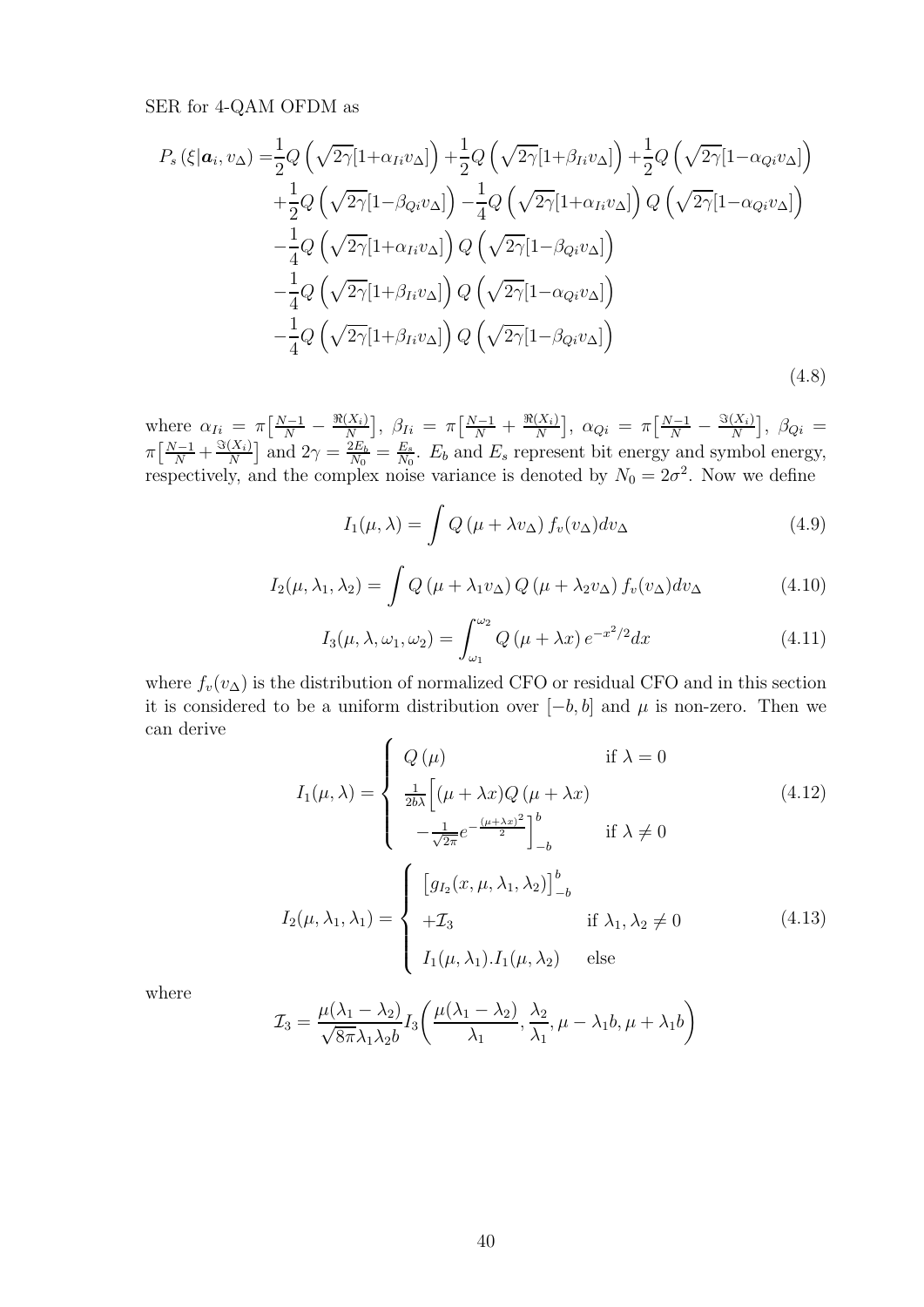SER for 4-QAM OFDM as

$$
\begin{aligned}
P_s\left(\xi|\boldsymbol{a}_i, v_\Delta\right) =& \frac{1}{2}Q\left(\sqrt{2\gamma}[1+\alpha_{Ii}v_\Delta]\right) + \frac{1}{2}Q\left(\sqrt{2\gamma}[1+\beta_{Ii}v_\Delta]\right) + \frac{1}{2}Q\left(\sqrt{2\gamma}[1-\alpha_{Qi}v_\Delta]\right) \\
&+ \frac{1}{2}Q\left(\sqrt{2\gamma}[1-\beta_{Qi}v_\Delta]\right) - \frac{1}{4}Q\left(\sqrt{2\gamma}[1+\alpha_{Ii}v_\Delta]\right)Q\left(\sqrt{2\gamma}[1-\alpha_{Qi}v_\Delta]\right) \\
&- \frac{1}{4}Q\left(\sqrt{2\gamma}[1+\alpha_{Ii}v_\Delta]\right)Q\left(\sqrt{2\gamma}[1-\beta_{Qi}v_\Delta]\right) \\
&- \frac{1}{4}Q\left(\sqrt{2\gamma}[1+\beta_{Ii}v_\Delta]\right)Q\left(\sqrt{2\gamma}[1-\alpha_{Qi}v_\Delta]\right) \\
&- \frac{1}{4}Q\left(\sqrt{2\gamma}[1+\beta_{Ii}v_\Delta]\right)Q\left(\sqrt{2\gamma}[1-\beta_{Qi}v_\Delta]\right)
\end{aligned}
\tag{4.8}
$$

where $\alpha_{Ii} = \pi\left[\frac{N-1}{N} - \frac{\Re(X_i)}{N}\right]$, $\beta_{Ii} = \pi\left[\frac{N-1}{N} + \frac{\Re(X_i)}{N}\right]$, $\alpha_{Qi} = \pi\left[\frac{N-1}{N} - \frac{\Im(X_i)}{N}\right]$, $\beta_{Qi} = \pi\left[\frac{N-1}{N} + \frac{\Im(X_i)}{N}\right]$ and $2\gamma = \frac{2E_b}{N_0} = \frac{E_s}{N_0}$. $E_b$ and $E_s$ represent bit energy and symbol energy, respectively, and the complex noise variance is denoted by $N_0 = 2\sigma^2$. Now we define

$$
I_1(\mu, \lambda) = \int Q\left(\mu + \lambda v_\Delta\right) f_v(v_\Delta) dv_\Delta \tag{4.9}
$$

$$
I_2(\mu, \lambda_1, \lambda_2) = \int Q\left(\mu + \lambda_1 v_\Delta\right) Q\left(\mu + \lambda_2 v_\Delta\right) f_v(v_\Delta) dv_\Delta \tag{4.10}
$$

$$
I_3(\mu, \lambda, \omega_1, \omega_2) = \int_{\omega_1}^{\omega_2} Q\left(\mu + \lambda x\right) e^{-x^2/2} dx \tag{4.11}
$$

where $f_v(v_\Delta)$ is the distribution of normalized CFO or residual CFO and in this section it is considered to be a uniform distribution over $[-b, b]$ and $\mu$ is non-zero. Then we can derive

$$
I_1(\mu, \lambda) = \begin{cases} Q\left(\mu\right) & \text{if } \lambda = 0 \\ \frac{1}{2b\lambda}\Big[(\mu + \lambda x)Q\left(\mu + \lambda x\right) \\ \quad -\frac{1}{\sqrt{2\pi}}e^{-\frac{(\mu+\lambda x)^2}{2}}\Big]_{-b}^{b} & \text{if } \lambda \neq 0 \end{cases} \tag{4.12}
$$

$$
I_2(\mu, \lambda_1, \lambda_1) = \begin{cases} \left[g_{I_2}(x, \mu, \lambda_1, \lambda_2)\right]_{-b}^{b} \\ +\mathcal{I}_3 & \text{if } \lambda_1, \lambda_2 \neq 0 \\ I_1(\mu, \lambda_1).I_1(\mu, \lambda_2) & \text{else} \end{cases} \tag{4.13}
$$

where

$$
\mathcal{I}_3 = \frac{\mu(\lambda_1 - \lambda_2)}{\sqrt{8\pi}\lambda_1\lambda_2 b} I_3\left(\frac{\mu(\lambda_1 - \lambda_2)}{\lambda_1}, \frac{\lambda_2}{\lambda_1}, \mu - \lambda_1 b, \mu + \lambda_1 b\right)
$$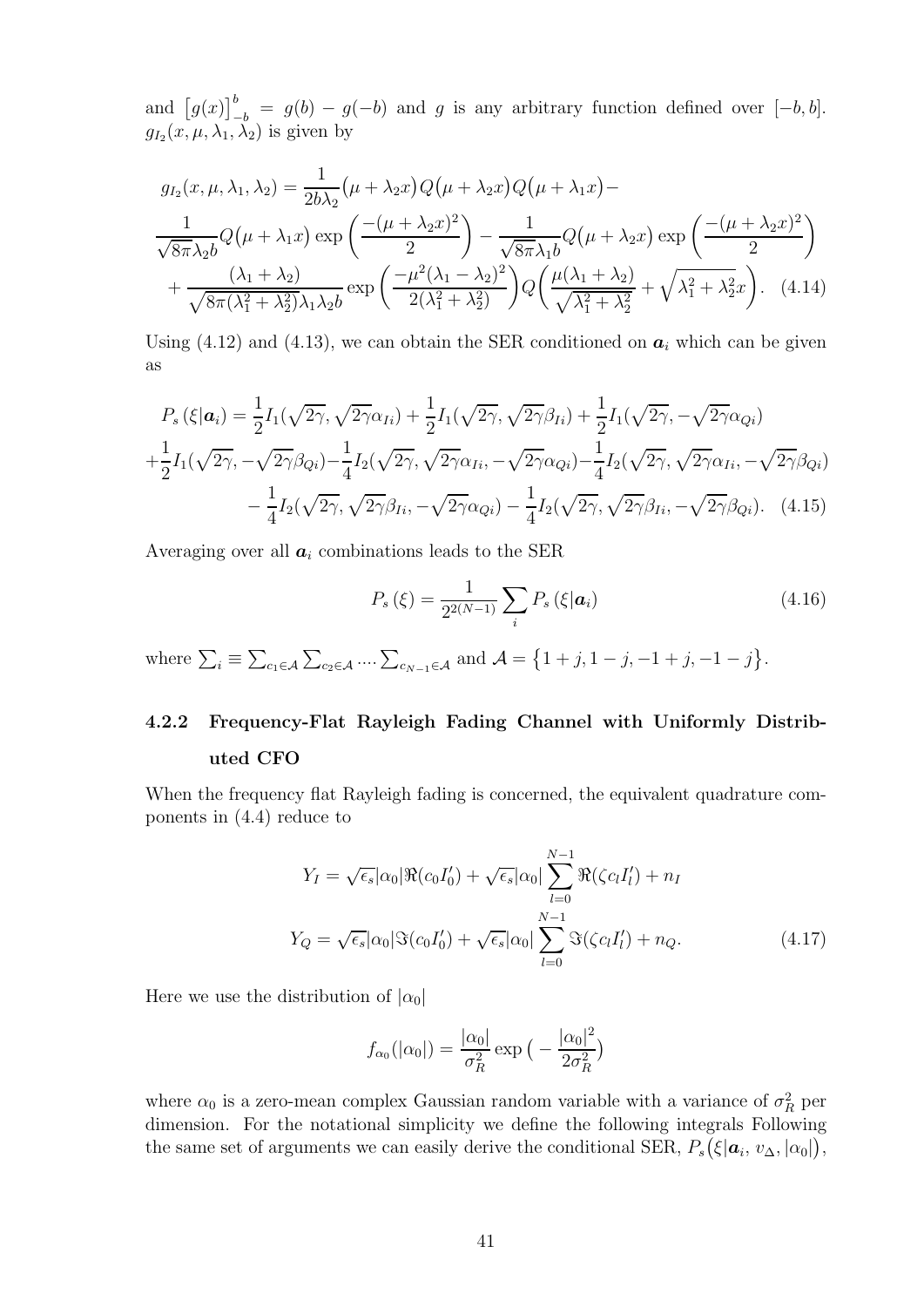and $\big[g(x)\big]_{-b}^{b} = g(b) - g(-b)$ and $g$ is any arbitrary function defined over $[-b, b]$. $g_{I_2}(x, \mu, \lambda_1, \lambda_2)$ is given by

$$
\begin{aligned}
g_{I_2}(x, \mu, \lambda_1, \lambda_2) &= \frac{1}{2b\lambda_2}\big(\mu + \lambda_2 x\big) Q\big(\mu + \lambda_2 x\big) Q\big(\mu + \lambda_1 x\big) - \\
&\frac{1}{\sqrt{8\pi}\lambda_2 b} Q\big(\mu + \lambda_1 x\big) \exp\left(\frac{-(\mu + \lambda_2 x)^2}{2}\right) - \frac{1}{\sqrt{8\pi}\lambda_1 b} Q\big(\mu + \lambda_2 x\big) \exp\left(\frac{-(\mu + \lambda_2 x)^2}{2}\right) \\
&+ \frac{(\lambda_1 + \lambda_2)}{\sqrt{8\pi(\lambda_1^2 + \lambda_2^2)}\lambda_1 \lambda_2 b} \exp\left(\frac{-\mu^2(\lambda_1 - \lambda_2)^2}{2(\lambda_1^2 + \lambda_2^2)}\right) Q\left(\frac{\mu(\lambda_1 + \lambda_2)}{\sqrt{\lambda_1^2 + \lambda_2^2}} + \sqrt{\lambda_1^2 + \lambda_2^2}\, x\right). \quad (4.14)
\end{aligned}
$$

Using (4.12) and (4.13), we can obtain the SER conditioned on $\boldsymbol{a}_i$ which can be given as

$$
\begin{aligned}
P_s\left(\xi|\boldsymbol{a}_i\right) &= \frac{1}{2} I_1(\sqrt{2\gamma}, \sqrt{2\gamma}\alpha_{Ii}) + \frac{1}{2} I_1(\sqrt{2\gamma}, \sqrt{2\gamma}\beta_{Ii}) + \frac{1}{2} I_1(\sqrt{2\gamma}, -\sqrt{2\gamma}\alpha_{Qi}) \\
&+ \frac{1}{2} I_1(\sqrt{2\gamma}, -\sqrt{2\gamma}\beta_{Qi}) - \frac{1}{4} I_2(\sqrt{2\gamma}, \sqrt{2\gamma}\alpha_{Ii}, -\sqrt{2\gamma}\alpha_{Qi}) - \frac{1}{4} I_2(\sqrt{2\gamma}, \sqrt{2\gamma}\alpha_{Ii}, -\sqrt{2\gamma}\beta_{Qi}) \\
&- \frac{1}{4} I_2(\sqrt{2\gamma}, \sqrt{2\gamma}\beta_{Ii}, -\sqrt{2\gamma}\alpha_{Qi}) - \frac{1}{4} I_2(\sqrt{2\gamma}, \sqrt{2\gamma}\beta_{Ii}, -\sqrt{2\gamma}\beta_{Qi}). \quad (4.15)
\end{aligned}
$$

Averaging over all $\boldsymbol{a}_i$ combinations leads to the SER

$$
P_s\left(\xi\right) = \frac{1}{2^{2(N-1)}} \sum_i P_s\left(\xi|\boldsymbol{a}_i\right) \quad (4.16)
$$

where $\sum_i \equiv \sum_{c_1 \in \mathcal{A}} \sum_{c_2 \in \mathcal{A}} \dots \sum_{c_{N-1} \in \mathcal{A}}$ and $\mathcal{A} = \big\{1 + j, 1 - j, -1 + j, -1 - j\big\}$.

### 4.2.2 Frequency-Flat Rayleigh Fading Channel with Uniformly Distributed CFO

When the frequency flat Rayleigh fading is concerned, the equivalent quadrature components in (4.4) reduce to

$$
\begin{aligned}
Y_I &= \sqrt{\epsilon_s}|\alpha_0|\Re(c_0 I_0') + \sqrt{\epsilon_s}|\alpha_0| \sum_{l=0}^{N-1} \Re(\zeta c_l I_l') + n_I \\
Y_Q &= \sqrt{\epsilon_s}|\alpha_0|\Im(c_0 I_0') + \sqrt{\epsilon_s}|\alpha_0| \sum_{l=0}^{N-1} \Im(\zeta c_l I_l') + n_Q. \quad (4.17)
\end{aligned}
$$

Here we use the distribution of $|\alpha_0|$

$$
f_{\alpha_0}(|\alpha_0|) = \frac{|\alpha_0|}{\sigma_R^2} \exp\big(-\frac{|\alpha_0|^2}{2\sigma_R^2}\big)
$$

where $\alpha_0$ is a zero-mean complex Gaussian random variable with a variance of $\sigma_R^2$ per dimension. For the notational simplicity we define the following integrals Following the same set of arguments we can easily derive the conditional SER, $P_s\big(\xi|\boldsymbol{a}_i, v_\Delta, |\alpha_0|\big)$,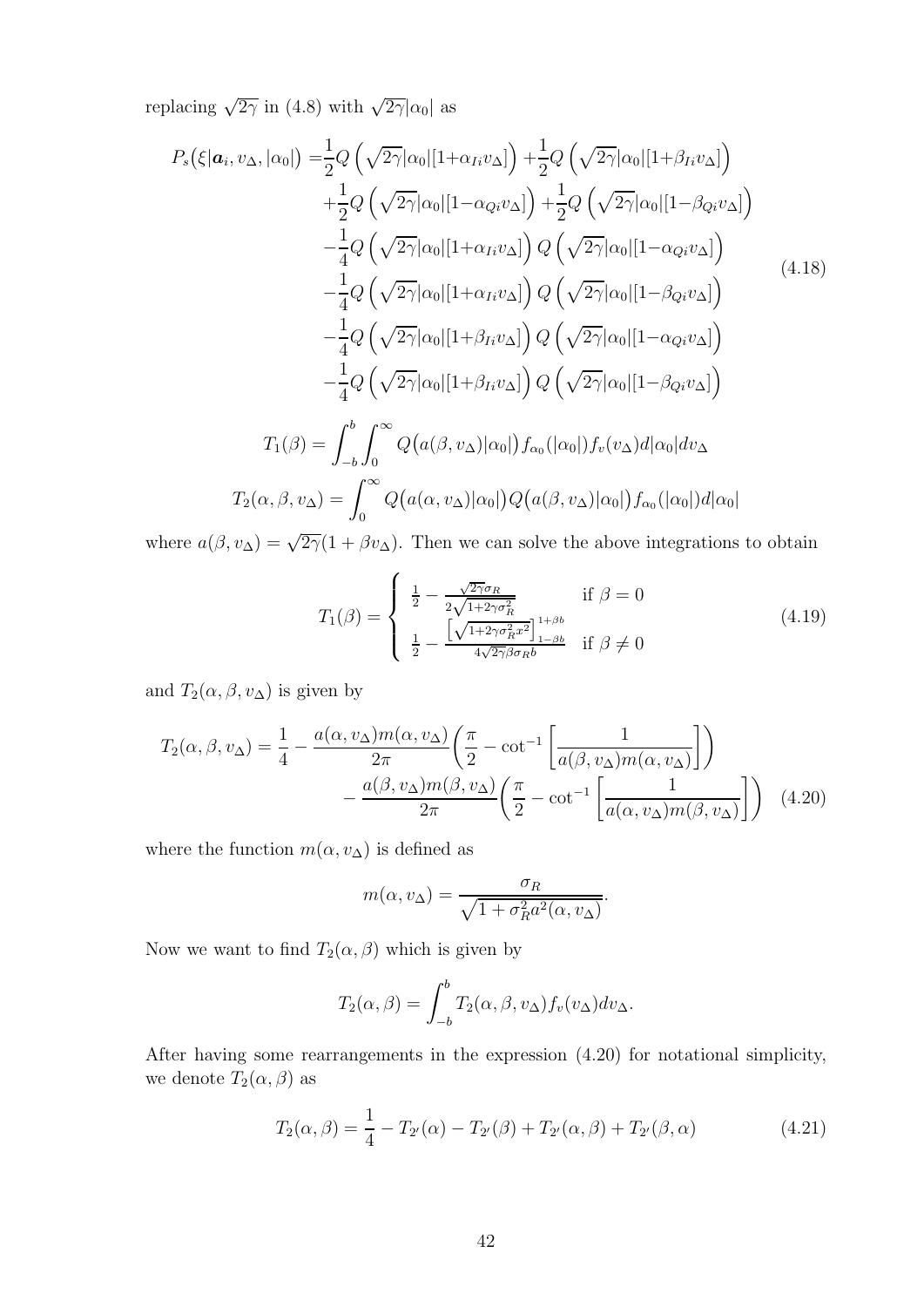replacing $\sqrt{2\gamma}$ in (4.8) with $\sqrt{2\gamma}|\alpha_0|$ as

$$
\begin{aligned}
P_s\big(\xi|\boldsymbol{a}_i, v_\Delta, |\alpha_0|\big) =& \frac{1}{2}Q\left(\sqrt{2\gamma}|\alpha_0|[1+\alpha_{Ii}v_\Delta]\right) + \frac{1}{2}Q\left(\sqrt{2\gamma}|\alpha_0|[1+\beta_{Ii}v_\Delta]\right) \\
&+ \frac{1}{2}Q\left(\sqrt{2\gamma}|\alpha_0|[1-\alpha_{Qi}v_\Delta]\right) + \frac{1}{2}Q\left(\sqrt{2\gamma}|\alpha_0|[1-\beta_{Qi}v_\Delta]\right) \\
&- \frac{1}{4}Q\left(\sqrt{2\gamma}|\alpha_0|[1+\alpha_{Ii}v_\Delta]\right)Q\left(\sqrt{2\gamma}|\alpha_0|[1-\alpha_{Qi}v_\Delta]\right) \\
&- \frac{1}{4}Q\left(\sqrt{2\gamma}|\alpha_0|[1+\alpha_{Ii}v_\Delta]\right)Q\left(\sqrt{2\gamma}|\alpha_0|[1-\beta_{Qi}v_\Delta]\right) \\
&- \frac{1}{4}Q\left(\sqrt{2\gamma}|\alpha_0|[1+\beta_{Ii}v_\Delta]\right)Q\left(\sqrt{2\gamma}|\alpha_0|[1-\alpha_{Qi}v_\Delta]\right) \\
&- \frac{1}{4}Q\left(\sqrt{2\gamma}|\alpha_0|[1+\beta_{Ii}v_\Delta]\right)Q\left(\sqrt{2\gamma}|\alpha_0|[1-\beta_{Qi}v_\Delta]\right)
\end{aligned}
\tag{4.18}
$$

$$
T_1(\beta) = \int_{-b}^{b}\int_0^\infty Q\big(a(\beta, v_\Delta)|\alpha_0|\big) f_{\alpha_0}(|\alpha_0|) f_v(v_\Delta) d|\alpha_0| dv_\Delta
$$

$$
T_2(\alpha, \beta, v_\Delta) = \int_0^\infty Q\big(a(\alpha, v_\Delta)|\alpha_0|\big) Q\big(a(\beta, v_\Delta)|\alpha_0|\big) f_{\alpha_0}(|\alpha_0|) d|\alpha_0|
$$

where $a(\beta, v_\Delta) = \sqrt{2\gamma}(1+\beta v_\Delta)$. Then we can solve the above integrations to obtain

$$
T_1(\beta) = \begin{cases} \frac{1}{2} - \frac{\sqrt{2\gamma}\sigma_R}{2\sqrt{1+2\gamma\sigma_R^2}} & \text{if } \beta = 0 \\ \frac{1}{2} - \frac{\left[\sqrt{1+2\gamma\sigma_R^2 x^2}\right]_{1-\beta b}^{1+\beta b}}{4\sqrt{2\gamma}\beta\sigma_R b} & \text{if } \beta \neq 0 \end{cases}
\tag{4.19}
$$

and $T_2(\alpha, \beta, v_\Delta)$ is given by

$$
\begin{aligned}
T_2(\alpha, \beta, v_\Delta) = \frac{1}{4} &- \frac{a(\alpha, v_\Delta)m(\alpha, v_\Delta)}{2\pi}\left(\frac{\pi}{2} - \cot^{-1}\left[\frac{1}{a(\beta, v_\Delta)m(\alpha, v_\Delta)}\right]\right) \\
&- \frac{a(\beta, v_\Delta)m(\beta, v_\Delta)}{2\pi}\left(\frac{\pi}{2} - \cot^{-1}\left[\frac{1}{a(\alpha, v_\Delta)m(\beta, v_\Delta)}\right]\right)
\end{aligned}
\tag{4.20}
$$

where the function $m(\alpha, v_\Delta)$ is defined as

$$
m(\alpha, v_\Delta) = \frac{\sigma_R}{\sqrt{1+\sigma_R^2 a^2(\alpha, v_\Delta)}}.
$$

Now we want to find $T_2(\alpha, \beta)$ which is given by

$$
T_2(\alpha, \beta) = \int_{-b}^{b} T_2(\alpha, \beta, v_\Delta) f_v(v_\Delta) dv_\Delta.
$$

After having some rearrangements in the expression (4.20) for notational simplicity, we denote $T_2(\alpha, \beta)$ as

$$
T_2(\alpha, \beta) = \frac{1}{4} - T_{2'}(\alpha) - T_{2'}(\beta) + T_{2'}(\alpha, \beta) + T_{2'}(\beta, \alpha)
\tag{4.21}
$$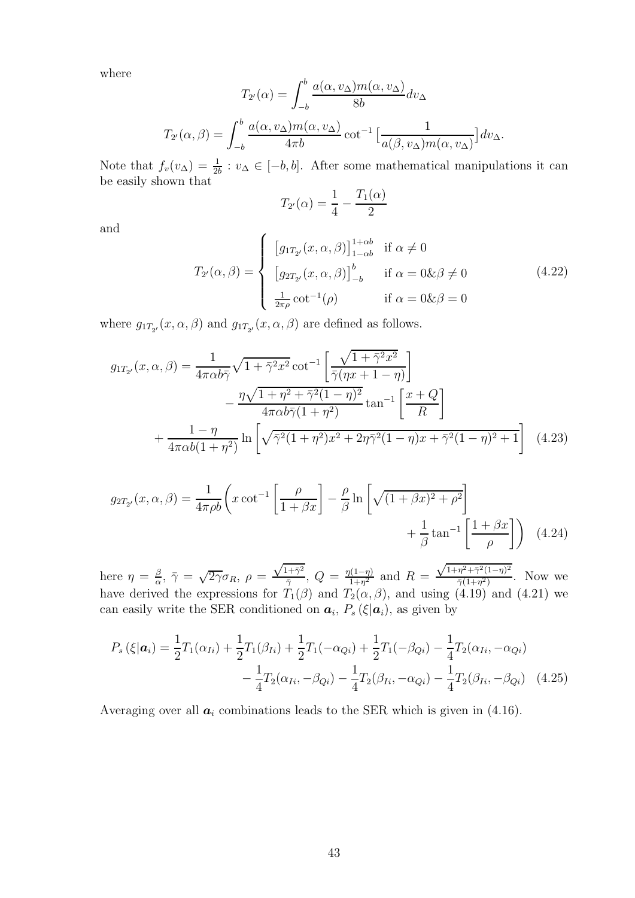where

$$T_{2'}(\alpha) = \int_{-b}^{b} \frac{a(\alpha, v_\Delta)m(\alpha, v_\Delta)}{8b} dv_\Delta$$

$$T_{2'}(\alpha, \beta) = \int_{-b}^{b} \frac{a(\alpha, v_\Delta)m(\alpha, v_\Delta)}{4\pi b} \cot^{-1}\big[\frac{1}{a(\beta, v_\Delta)m(\alpha, v_\Delta)}\big] dv_\Delta.$$

Note that $f_v(v_\Delta) = \frac{1}{2b} : v_\Delta \in [-b, b]$. After some mathematical manipulations it can be easily shown that

$$T_{2'}(\alpha) = \frac{1}{4} - \frac{T_1(\alpha)}{2}$$

and

$$T_{2'}(\alpha, \beta) = \begin{cases} \left[g_{1T_{2'}}(x, \alpha, \beta)\right]_{1-\alpha b}^{1+\alpha b} & \text{if } \alpha \neq 0 \\ \left[g_{2T_{2'}}(x, \alpha, \beta)\right]_{-b}^{b} & \text{if } \alpha = 0 \& \beta \neq 0 \\ \frac{1}{2\pi\rho}\cot^{-1}(\rho) & \text{if } \alpha = 0 \& \beta = 0 \end{cases} \tag{4.22}$$

where $g_{1T_{2'}}(x, \alpha, \beta)$ and $g_{1T_{2'}}(x, \alpha, \beta)$ are defined as follows.

$$g_{1T_{2'}}(x, \alpha, \beta) = \frac{1}{4\pi\alpha b\bar{\gamma}}\sqrt{1+\bar{\gamma}^2x^2}\cot^{-1}\left[\frac{\sqrt{1+\bar{\gamma}^2x^2}}{\bar{\gamma}(\eta x + 1 - \eta)}\right] - \frac{\eta\sqrt{1+\eta^2+\bar{\gamma}^2(1-\eta)^2}}{4\pi\alpha b\bar{\gamma}(1+\eta^2)}\tan^{-1}\left[\frac{x+Q}{R}\right] + \frac{1-\eta}{4\pi\alpha b(1+\eta^2)}\ln\left[\sqrt{\bar{\gamma}^2(1+\eta^2)x^2 + 2\eta\bar{\gamma}^2(1-\eta)x + \bar{\gamma}^2(1-\eta)^2 + 1}\right] \tag{4.23}$$

$$g_{2T_{2'}}(x, \alpha, \beta) = \frac{1}{4\pi\rho b}\left(x\cot^{-1}\left[\frac{\rho}{1+\beta x}\right] - \frac{\rho}{\beta}\ln\left[\sqrt{(1+\beta x)^2+\rho^2}\right] + \frac{1}{\beta}\tan^{-1}\left[\frac{1+\beta x}{\rho}\right]\right) \tag{4.24}$$

here $\eta = \frac{\beta}{\alpha}$, $\bar{\gamma} = \sqrt{2\gamma}\sigma_R$, $\rho = \frac{\sqrt{1+\bar{\gamma}^2}}{\bar{\gamma}}$, $Q = \frac{\eta(1-\eta)}{1+\eta^2}$ and $R = \frac{\sqrt{1+\eta^2+\bar{\gamma}^2(1-\eta)^2}}{\bar{\gamma}(1+\eta^2)}$. Now we have derived the expressions for $T_1(\beta)$ and $T_2(\alpha, \beta)$, and using (4.19) and (4.21) we can easily write the SER conditioned on $\boldsymbol{a}_i$, $P_s(\xi|\boldsymbol{a}_i)$, as given by

$$P_s(\xi|\boldsymbol{a}_i) = \frac{1}{2}T_1(\alpha_{Ii}) + \frac{1}{2}T_1(\beta_{Ii}) + \frac{1}{2}T_1(-\alpha_{Qi}) + \frac{1}{2}T_1(-\beta_{Qi}) - \frac{1}{4}T_2(\alpha_{Ii}, -\alpha_{Qi}) - \frac{1}{4}T_2(\alpha_{Ii}, -\beta_{Qi}) - \frac{1}{4}T_2(\beta_{Ii}, -\alpha_{Qi}) - \frac{1}{4}T_2(\beta_{Ii}, -\beta_{Qi}) \tag{4.25}$$

Averaging over all $\boldsymbol{a}_i$ combinations leads to the SER which is given in (4.16).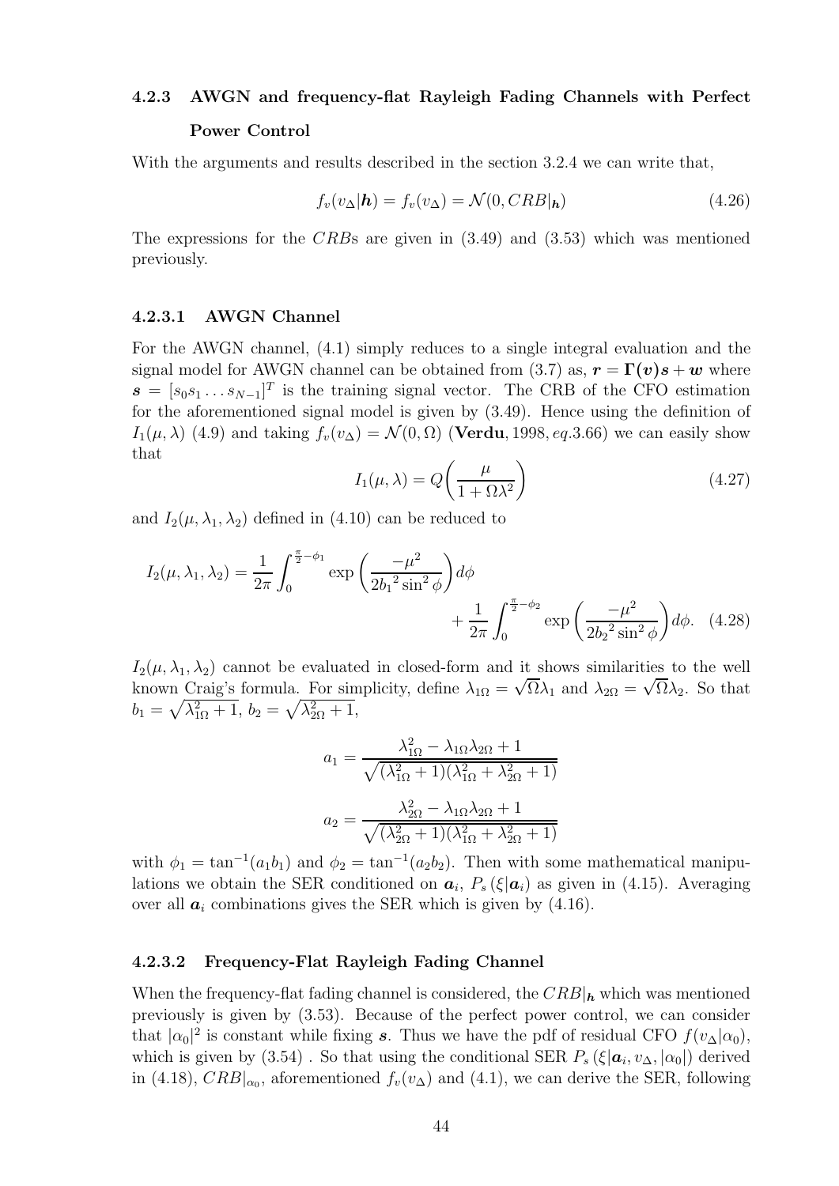### 4.2.3 AWGN and frequency-flat Rayleigh Fading Channels with Perfect Power Control

With the arguments and results described in the section 3.2.4 we can write that,

$$f_v(v_\Delta|\boldsymbol{h}) = f_v(v_\Delta) = \mathcal{N}(0, CRB|_{\boldsymbol{h}}) \tag{4.26}$$

The expressions for the $CRB$s are given in (3.49) and (3.53) which was mentioned previously.

#### 4.2.3.1 AWGN Channel

For the AWGN channel, (4.1) simply reduces to a single integral evaluation and the signal model for AWGN channel can be obtained from (3.7) as, $\boldsymbol{r} = \boldsymbol{\Gamma(v)s} + \boldsymbol{w}$ where $\boldsymbol{s} = [s_0 s_1 \ldots s_{N-1}]^T$ is the training signal vector. The CRB of the CFO estimation for the aforementioned signal model is given by (3.49). Hence using the definition of $I_1(\mu, \lambda)$ (4.9) and taking $f_v(v_\Delta) = \mathcal{N}(0, \Omega)$ (**Verdu**, 1998, *eq.*3.66) we can easily show that

$$I_1(\mu, \lambda) = Q\left(\frac{\mu}{1 + \Omega\lambda^2}\right) \tag{4.27}$$

and $I_2(\mu, \lambda_1, \lambda_2)$ defined in (4.10) can be reduced to

$$I_2(\mu, \lambda_1, \lambda_2) = \frac{1}{2\pi}\int_0^{\frac{\pi}{2}-\phi_1} \exp\left(\frac{-\mu^2}{2{b_1}^2 \sin^2\phi}\right) d\phi + \frac{1}{2\pi}\int_0^{\frac{\pi}{2}-\phi_2} \exp\left(\frac{-\mu^2}{2{b_2}^2 \sin^2\phi}\right) d\phi. \tag{4.28}$$

$I_2(\mu, \lambda_1, \lambda_2)$ cannot be evaluated in closed-form and it shows similarities to the well known Craig's formula. For simplicity, define $\lambda_{1\Omega} = \sqrt{\Omega}\lambda_1$ and $\lambda_{2\Omega} = \sqrt{\Omega}\lambda_2$. So that $b_1 = \sqrt{\lambda_{1\Omega}^2 + 1}$, $b_2 = \sqrt{\lambda_{2\Omega}^2 + 1}$,

$$a_1 = \frac{\lambda_{1\Omega}^2 - \lambda_{1\Omega}\lambda_{2\Omega} + 1}{\sqrt{(\lambda_{1\Omega}^2 + 1)(\lambda_{1\Omega}^2 + \lambda_{2\Omega}^2 + 1)}}$$

$$a_2 = \frac{\lambda_{2\Omega}^2 - \lambda_{1\Omega}\lambda_{2\Omega} + 1}{\sqrt{(\lambda_{2\Omega}^2 + 1)(\lambda_{1\Omega}^2 + \lambda_{2\Omega}^2 + 1)}}$$

with $\phi_1 = \tan^{-1}(a_1 b_1)$ and $\phi_2 = \tan^{-1}(a_2 b_2)$. Then with some mathematical manipulations we obtain the SER conditioned on $\boldsymbol{a}_i$, $P_s(\xi|\boldsymbol{a}_i)$ as given in (4.15). Averaging over all $\boldsymbol{a}_i$ combinations gives the SER which is given by (4.16).

#### 4.2.3.2 Frequency-Flat Rayleigh Fading Channel

When the frequency-flat fading channel is considered, the $CRB|_{\boldsymbol{h}}$ which was mentioned previously is given by (3.53). Because of the perfect power control, we can consider that $|\alpha_0|^2$ is constant while fixing $\boldsymbol{s}$. Thus we have the pdf of residual CFO $f(v_\Delta|\alpha_0)$, which is given by (3.54) . So that using the conditional SER $P_s(\xi|\boldsymbol{a}_i, v_\Delta, |\alpha_0|)$ derived in (4.18), $CRB|_{\alpha_0}$, aforementioned $f_v(v_\Delta)$ and (4.1), we can derive the SER, following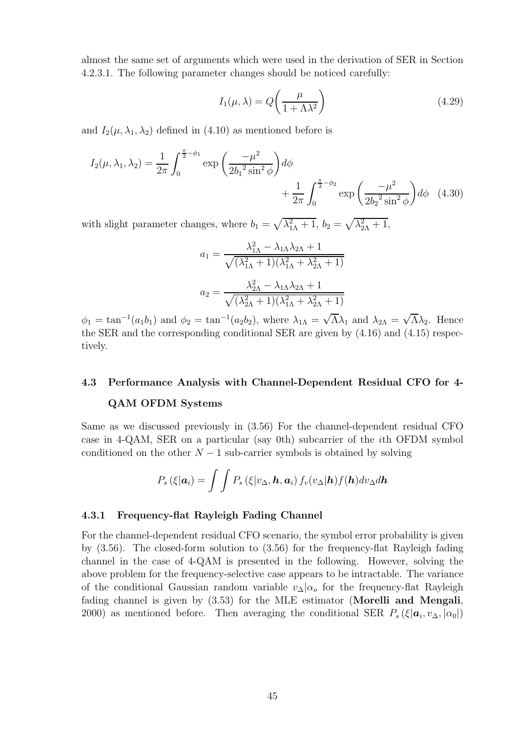almost the same set of arguments which were used in the derivation of SER in Section 4.2.3.1. The following parameter changes should be noticed carefully:

$$I_1(\mu, \lambda) = Q\left(\frac{\mu}{1 + \Lambda\lambda^2}\right) \tag{4.29}$$

and $I_2(\mu, \lambda_1, \lambda_2)$ defined in (4.10) as mentioned before is

$$I_2(\mu, \lambda_1, \lambda_2) = \frac{1}{2\pi}\int_0^{\frac{\pi}{2}-\phi_1} \exp\left(\frac{-\mu^2}{2{b_1}^2 \sin^2\phi}\right)d\phi + \frac{1}{2\pi}\int_0^{\frac{\pi}{2}-\phi_2} \exp\left(\frac{-\mu^2}{2{b_2}^2 \sin^2\phi}\right)d\phi \tag{4.30}$$

with slight parameter changes, where $b_1 = \sqrt{\lambda_{1\Lambda}^2 + 1}$, $b_2 = \sqrt{\lambda_{2\Lambda}^2 + 1}$,

$$a_1 = \frac{\lambda_{1\Lambda}^2 - \lambda_{1\Lambda}\lambda_{2\Lambda} + 1}{\sqrt{(\lambda_{1\Lambda}^2 + 1)(\lambda_{1\Lambda}^2 + \lambda_{2\Lambda}^2 + 1)}}$$

$$a_2 = \frac{\lambda_{2\Lambda}^2 - \lambda_{1\Lambda}\lambda_{2\Lambda} + 1}{\sqrt{(\lambda_{2\Lambda}^2 + 1)(\lambda_{1\Lambda}^2 + \lambda_{2\Lambda}^2 + 1)}}$$

$\phi_1 = \tan^{-1}(a_1 b_1)$ and $\phi_2 = \tan^{-1}(a_2 b_2)$, where $\lambda_{1\Lambda} = \sqrt{\Lambda}\lambda_1$ and $\lambda_{2\Lambda} = \sqrt{\Lambda}\lambda_2$. Hence the SER and the corresponding conditional SER are given by (4.16) and (4.15) respectively.

## 4.3 Performance Analysis with Channel-Dependent Residual CFO for 4-QAM OFDM Systems

Same as we discussed previously in (3.56) For the channel-dependent residual CFO case in 4-QAM, SER on a particular (say 0th) subcarrier of the $i$th OFDM symbol conditioned on the other $N-1$ sub-carrier symbols is obtained by solving

$$P_s\left(\xi|\boldsymbol{a}_i\right) = \int\int P_s\left(\xi|v_\Delta, \boldsymbol{h}, \boldsymbol{a}_i\right) f_v(v_\Delta|\boldsymbol{h}) f(\boldsymbol{h}) dv_\Delta d\boldsymbol{h}$$

### 4.3.1 Frequency-flat Rayleigh Fading Channel

For the channel-dependent residual CFO scenario, the symbol error probability is given by (3.56). The closed-form solution to (3.56) for the frequency-flat Rayleigh fading channel in the case of 4-QAM is presented in the following. However, solving the above problem for the frequency-selective case appears to be intractable. The variance of the conditional Gaussian random variable $v_\Delta|\alpha_o$ for the frequency-flat Rayleigh fading channel is given by (3.53) for the MLE estimator (**Morelli and Mengali**, 2000) as mentioned before. Then averaging the conditional SER $P_s\left(\xi|\boldsymbol{a}_i, v_\Delta, |\alpha_0|\right)$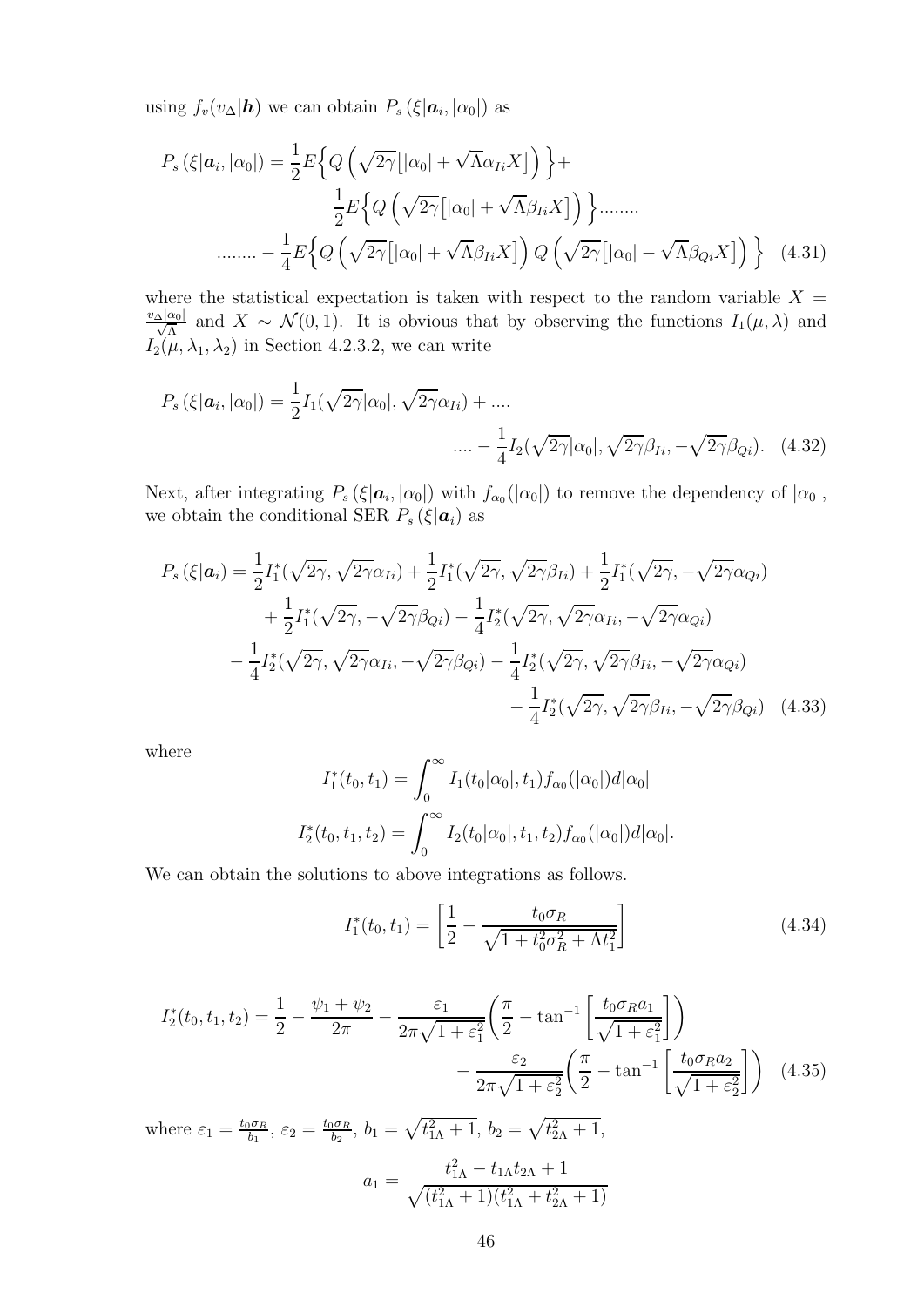using $f_v(v_\Delta|\boldsymbol{h})$ we can obtain $P_s\left(\xi|\boldsymbol{a}_i, |\alpha_0|\right)$ as

$$
\begin{aligned}
P_s\left(\xi|\boldsymbol{a}_i, |\alpha_0|\right) = \frac{1}{2}E\Big\{Q\left(\sqrt{2\gamma}\big[|\alpha_0| + \sqrt{\Lambda}\alpha_{Ii}X\big]\right)\Big\} + \\
\frac{1}{2}E\Big\{Q\left(\sqrt{2\gamma}\big[|\alpha_0| + \sqrt{\Lambda}\beta_{Ii}X\big]\right)\Big\}........ \\
........ - \frac{1}{4}E\Big\{Q\left(\sqrt{2\gamma}\big[|\alpha_0| + \sqrt{\Lambda}\beta_{Ii}X\big]\right)Q\left(\sqrt{2\gamma}\big[|\alpha_0| - \sqrt{\Lambda}\beta_{Qi}X\big]\right)\Big\} \quad (4.31)
\end{aligned}
$$

where the statistical expectation is taken with respect to the random variable $X = \frac{v_\Delta|\alpha_0|}{\sqrt{\Lambda}}$ and $X \sim \mathcal{N}(0,1)$. It is obvious that by observing the functions $I_1(\mu, \lambda)$ and $I_2(\mu, \lambda_1, \lambda_2)$ in Section 4.2.3.2, we can write

$$
\begin{aligned}
P_s\left(\xi|\boldsymbol{a}_i, |\alpha_0|\right) = \frac{1}{2}I_1(\sqrt{2\gamma}|\alpha_0|, \sqrt{2\gamma}\alpha_{Ii}) + .... \\
.... - \frac{1}{4}I_2(\sqrt{2\gamma}|\alpha_0|, \sqrt{2\gamma}\beta_{Ii}, -\sqrt{2\gamma}\beta_{Qi}). \quad (4.32)
\end{aligned}
$$

Next, after integrating $P_s\left(\xi|\boldsymbol{a}_i, |\alpha_0|\right)$ with $f_{\alpha_0}(|\alpha_0|)$ to remove the dependency of $|\alpha_0|$, we obtain the conditional SER $P_s\left(\xi|\boldsymbol{a}_i\right)$ as

$$
\begin{aligned}
P_s\left(\xi|\boldsymbol{a}_i\right) = \frac{1}{2}I_1^*(\sqrt{2\gamma}, \sqrt{2\gamma}\alpha_{Ii}) + \frac{1}{2}I_1^*(\sqrt{2\gamma}, \sqrt{2\gamma}\beta_{Ii}) + \frac{1}{2}I_1^*(\sqrt{2\gamma}, -\sqrt{2\gamma}\alpha_{Qi}) \\
+ \frac{1}{2}I_1^*(\sqrt{2\gamma}, -\sqrt{2\gamma}\beta_{Qi}) - \frac{1}{4}I_2^*(\sqrt{2\gamma}, \sqrt{2\gamma}\alpha_{Ii}, -\sqrt{2\gamma}\alpha_{Qi}) \\
- \frac{1}{4}I_2^*(\sqrt{2\gamma}, \sqrt{2\gamma}\alpha_{Ii}, -\sqrt{2\gamma}\beta_{Qi}) - \frac{1}{4}I_2^*(\sqrt{2\gamma}, \sqrt{2\gamma}\beta_{Ii}, -\sqrt{2\gamma}\alpha_{Qi}) \\
- \frac{1}{4}I_2^*(\sqrt{2\gamma}, \sqrt{2\gamma}\beta_{Ii}, -\sqrt{2\gamma}\beta_{Qi}) \quad (4.33)
\end{aligned}
$$

where

$$
I_1^*(t_0, t_1) = \int_0^\infty I_1(t_0|\alpha_0|, t_1) f_{\alpha_0}(|\alpha_0|) d|\alpha_0|
$$

$$
I_2^*(t_0, t_1, t_2) = \int_0^\infty I_2(t_0|\alpha_0|, t_1, t_2) f_{\alpha_0}(|\alpha_0|) d|\alpha_0|.
$$

We can obtain the solutions to above integrations as follows.

$$
I_1^*(t_0, t_1) = \left[\frac{1}{2} - \frac{t_0\sigma_R}{\sqrt{1 + t_0^2\sigma_R^2 + \Lambda t_1^2}}\right] \quad (4.34)
$$

$$
\begin{aligned}
I_2^*(t_0, t_1, t_2) = \frac{1}{2} - \frac{\psi_1 + \psi_2}{2\pi} - \frac{\varepsilon_1}{2\pi\sqrt{1+\varepsilon_1^2}}\left(\frac{\pi}{2} - \tan^{-1}\left[\frac{t_0\sigma_R a_1}{\sqrt{1+\varepsilon_1^2}}\right]\right) \\
- \frac{\varepsilon_2}{2\pi\sqrt{1+\varepsilon_2^2}}\left(\frac{\pi}{2} - \tan^{-1}\left[\frac{t_0\sigma_R a_2}{\sqrt{1+\varepsilon_2^2}}\right]\right) \quad (4.35)
\end{aligned}
$$

where $\varepsilon_1 = \frac{t_0\sigma_R}{b_1}$, $\varepsilon_2 = \frac{t_0\sigma_R}{b_2}$, $b_1 = \sqrt{t_{1\Lambda}^2 + 1}$, $b_2 = \sqrt{t_{2\Lambda}^2 + 1}$,

$$
a_1 = \frac{t_{1\Lambda}^2 - t_{1\Lambda}t_{2\Lambda} + 1}{\sqrt{(t_{1\Lambda}^2 + 1)(t_{1\Lambda}^2 + t_{2\Lambda}^2 + 1)}}
$$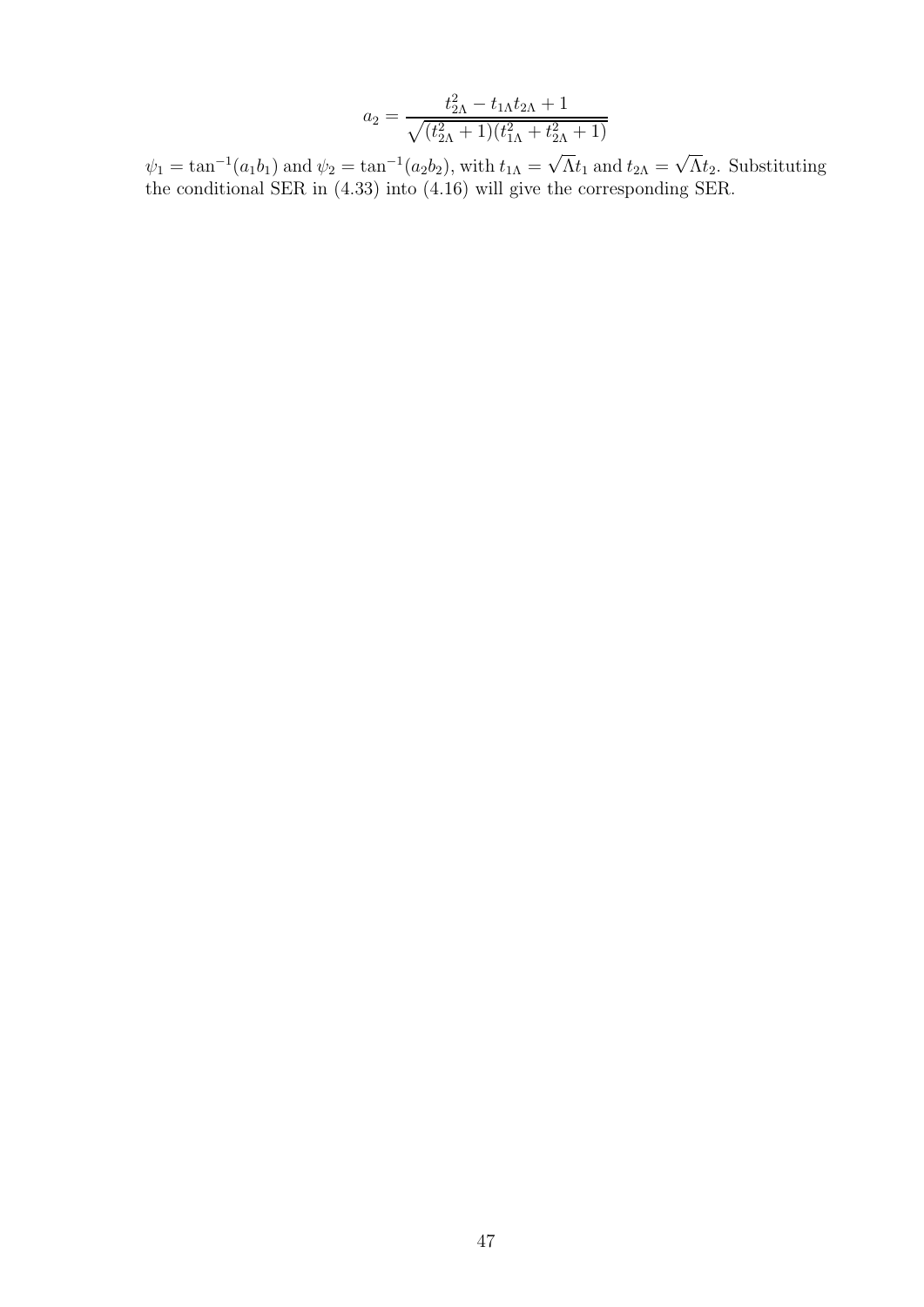$$a_2 = \frac{t_{2\Lambda}^2 - t_{1\Lambda}t_{2\Lambda} + 1}{\sqrt{(t_{2\Lambda}^2 + 1)(t_{1\Lambda}^2 + t_{2\Lambda}^2 + 1)}}$$

$\psi_1 = \tan^{-1}(a_1 b_1)$ and $\psi_2 = \tan^{-1}(a_2 b_2)$, with $t_{1\Lambda} = \sqrt{\Lambda}t_1$ and $t_{2\Lambda} = \sqrt{\Lambda}t_2$. Substituting the conditional SER in (4.33) into (4.16) will give the corresponding SER.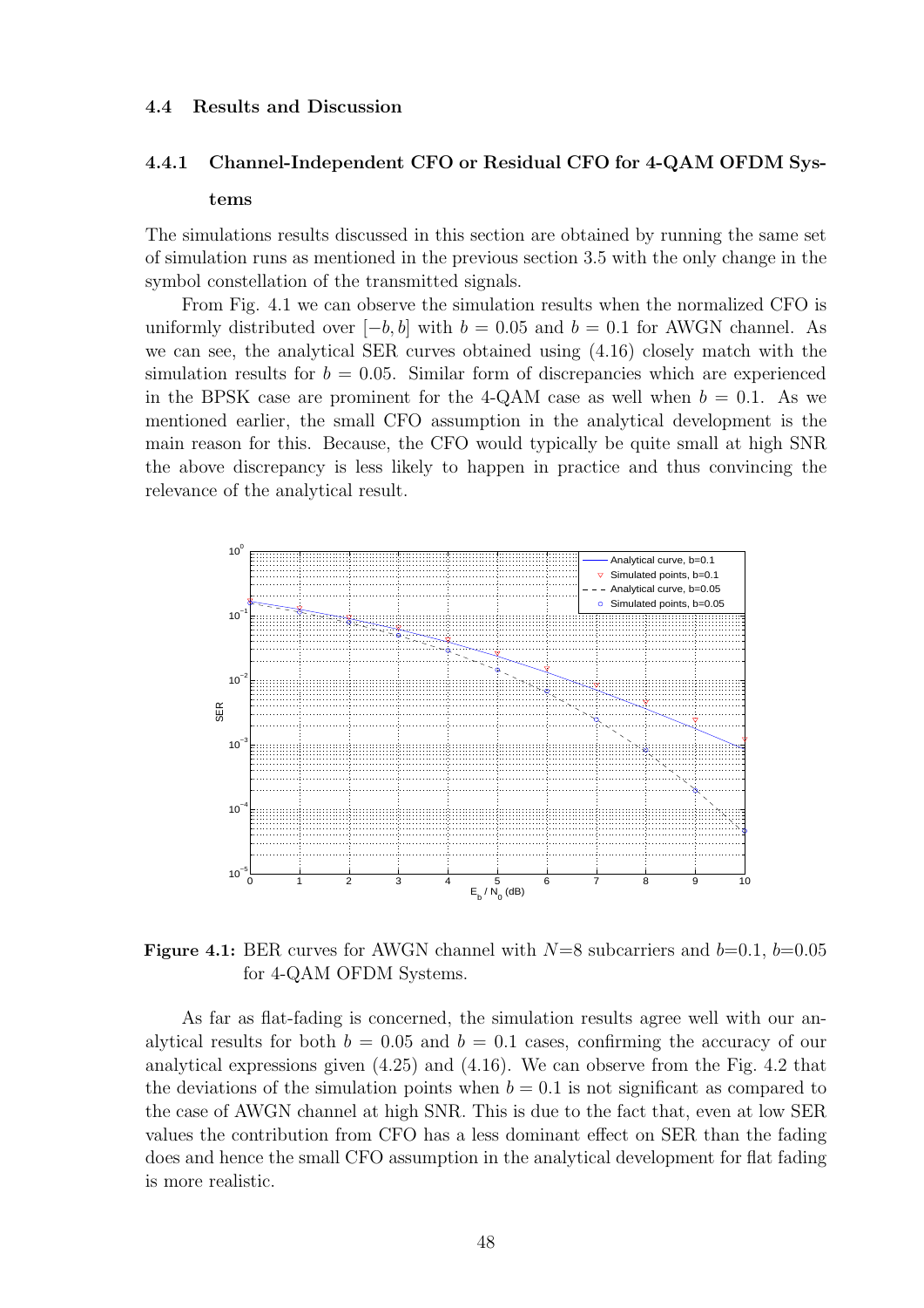### 4.4 Results and Discussion

#### 4.4.1 Channel-Independent CFO or Residual CFO for 4-QAM OFDM Systems

The simulations results discussed in this section are obtained by running the same set of simulation runs as mentioned in the previous section 3.5 with the only change in the symbol constellation of the transmitted signals.

From Fig. 4.1 we can observe the simulation results when the normalized CFO is uniformly distributed over $[-b, b]$ with $b = 0.05$ and $b = 0.1$ for AWGN channel. As we can see, the analytical SER curves obtained using (4.16) closely match with the simulation results for $b = 0.05$. Similar form of discrepancies which are experienced in the BPSK case are prominent for the 4-QAM case as well when $b = 0.1$. As we mentioned earlier, the small CFO assumption in the analytical development is the main reason for this. Because, the CFO would typically be quite small at high SNR the above discrepancy is less likely to happen in practice and thus convincing the relevance of the analytical result.

**Figure 4.1:** BER curves for AWGN channel with $N$=8 subcarriers and $b$=0.1, $b$=0.05 for 4-QAM OFDM Systems.

As far as flat-fading is concerned, the simulation results agree well with our analytical results for both $b = 0.05$ and $b = 0.1$ cases, confirming the accuracy of our analytical expressions given (4.25) and (4.16). We can observe from the Fig. 4.2 that the deviations of the simulation points when $b = 0.1$ is not significant as compared to the case of AWGN channel at high SNR. This is due to the fact that, even at low SER values the contribution from CFO has a less dominant effect on SER than the fading does and hence the small CFO assumption in the analytical development for flat fading is more realistic.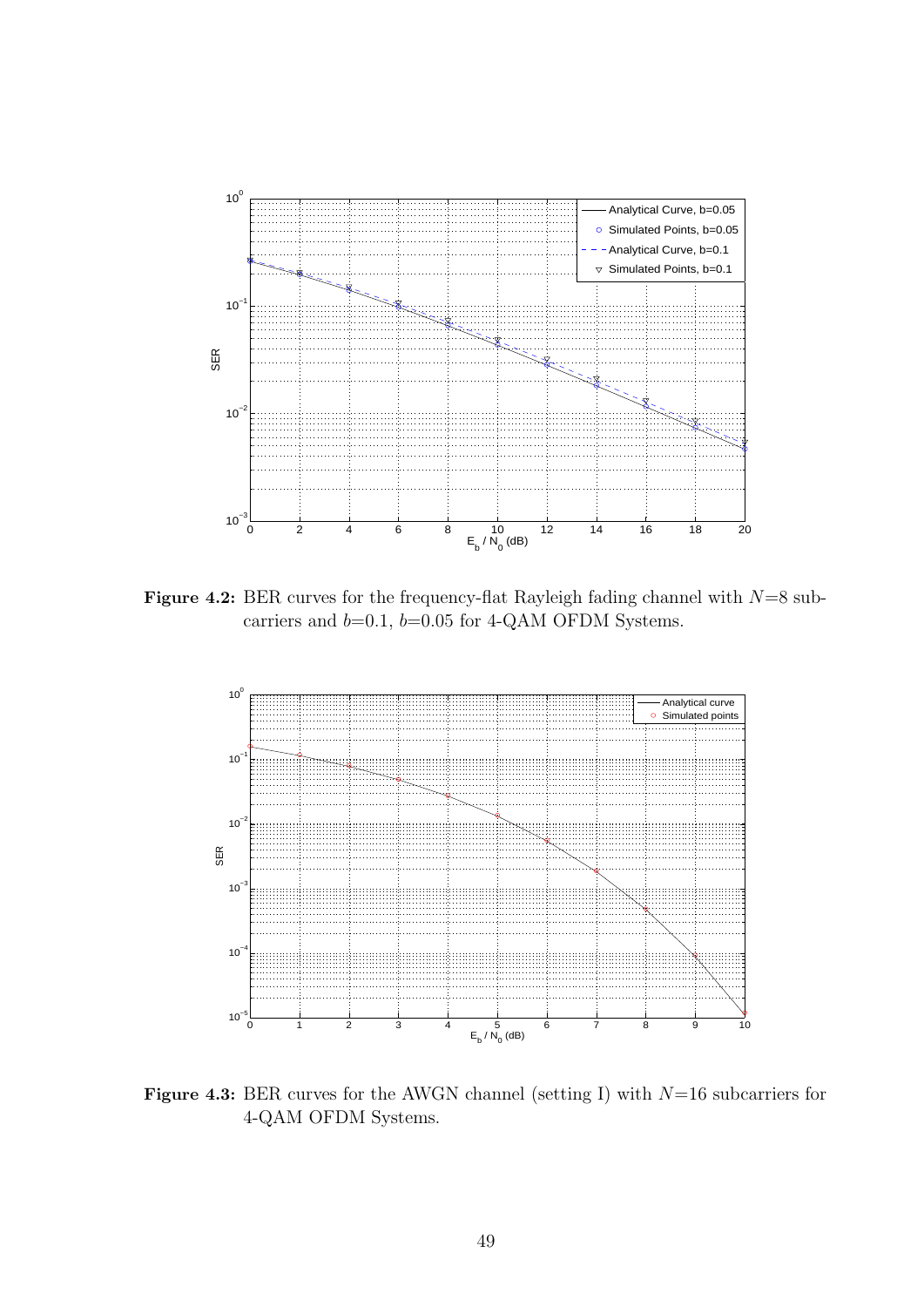Figure 4.2: BER curves for the frequency-flat Rayleigh fading channel with $N$=8 subcarriers and $b$=0.1, $b$=0.05 for 4-QAM OFDM Systems.

Figure 4.3: BER curves for the AWGN channel (setting I) with $N$=16 subcarriers for 4-QAM OFDM Systems.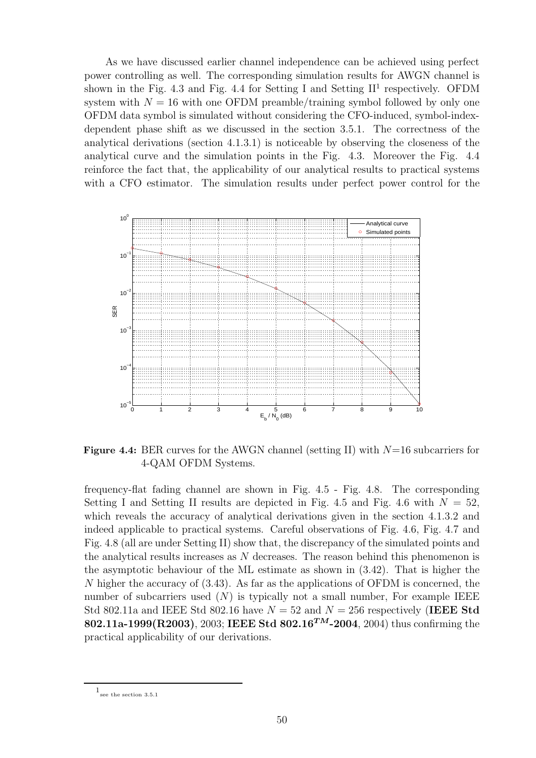As we have discussed earlier channel independence can be achieved using perfect power controlling as well. The corresponding simulation results for AWGN channel is shown in the Fig. 4.3 and Fig. 4.4 for Setting I and Setting II[1] respectively. OFDM system with $N = 16$ with one OFDM preamble/training symbol followed by only one OFDM data symbol is simulated without considering the CFO-induced, symbol-index-dependent phase shift as we discussed in the section 3.5.1. The correctness of the analytical derivations (section 4.1.3.1) is noticeable by observing the closeness of the analytical curve and the simulation points in the Fig. 4.3. Moreover the Fig. 4.4 reinforce the fact that, the applicability of our analytical results to practical systems with a CFO estimator. The simulation results under perfect power control for the

**Figure 4.4:** BER curves for the AWGN channel (setting II) with $N$=16 subcarriers for 4-QAM OFDM Systems.

frequency-flat fading channel are shown in Fig. 4.5 - Fig. 4.8. The corresponding Setting I and Setting II results are depicted in Fig. 4.5 and Fig. 4.6 with $N = 52$, which reveals the accuracy of analytical derivations given in the section 4.1.3.2 and indeed applicable to practical systems. Careful observations of Fig. 4.6, Fig. 4.7 and Fig. 4.8 (all are under Setting II) show that, the discrepancy of the simulated points and the analytical results increases as $N$ decreases. The reason behind this phenomenon is the asymptotic behaviour of the ML estimate as shown in (3.42). That is higher the $N$ higher the accuracy of (3.43). As far as the applications of OFDM is concerned, the number of subcarriers used ($N$) is typically not a small number, For example IEEE Std 802.11a and IEEE Std 802.16 have $N = 52$ and $N = 256$ respectively (**IEEE Std 802.11a-1999(R2003)**, 2003; **IEEE Std 802.16$^{TM}$-2004**, 2004) thus confirming the practical applicability of our derivations.

[1] see the section 3.5.1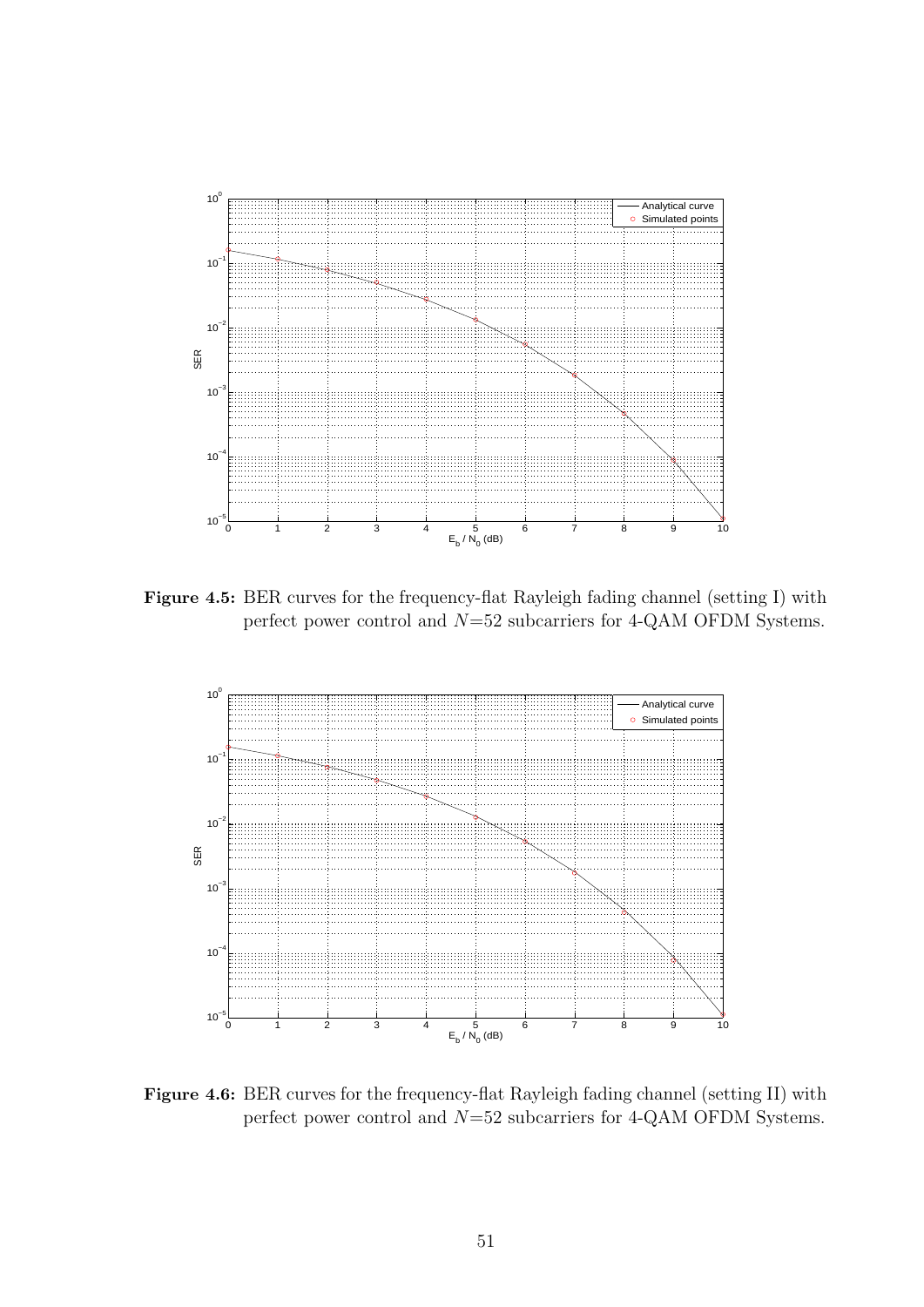**Figure 4.5:** BER curves for the frequency-flat Rayleigh fading channel (setting I) with perfect power control and $N$=52 subcarriers for 4-QAM OFDM Systems.

**Figure 4.6:** BER curves for the frequency-flat Rayleigh fading channel (setting II) with perfect power control and $N$=52 subcarriers for 4-QAM OFDM Systems.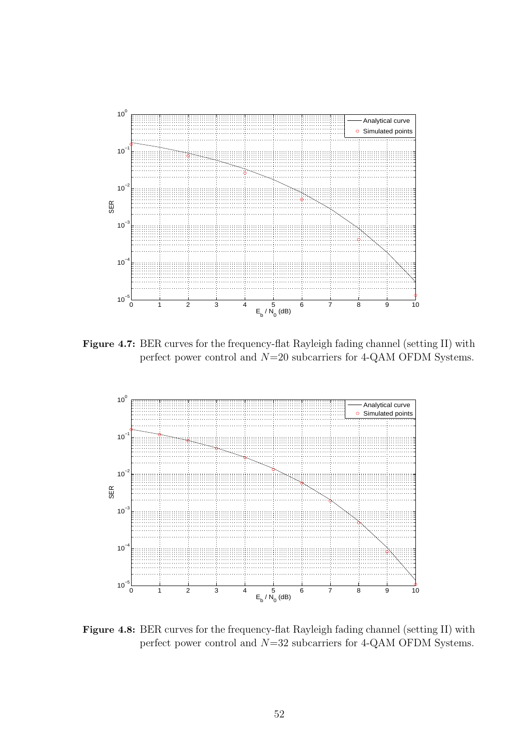**Figure 4.7:** BER curves for the frequency-flat Rayleigh fading channel (setting II) with perfect power control and $N$=20 subcarriers for 4-QAM OFDM Systems.

**Figure 4.8:** BER curves for the frequency-flat Rayleigh fading channel (setting II) with perfect power control and $N$=32 subcarriers for 4-QAM OFDM Systems.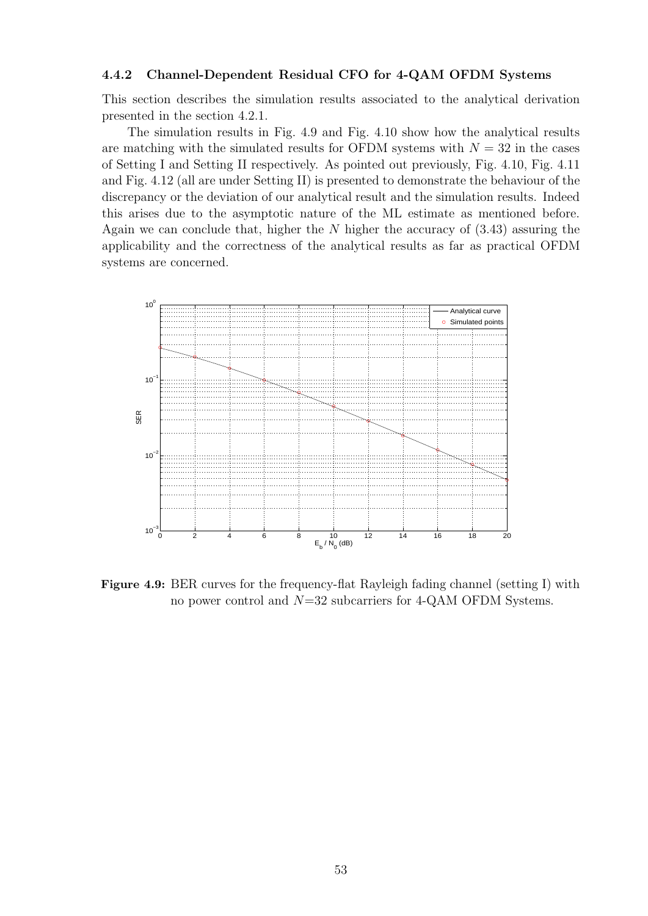### 4.4.2 Channel-Dependent Residual CFO for 4-QAM OFDM Systems

This section describes the simulation results associated to the analytical derivation presented in the section 4.2.1.

The simulation results in Fig. 4.9 and Fig. 4.10 show how the analytical results are matching with the simulated results for OFDM systems with $N = 32$ in the cases of Setting I and Setting II respectively. As pointed out previously, Fig. 4.10, Fig. 4.11 and Fig. 4.12 (all are under Setting II) is presented to demonstrate the behaviour of the discrepancy or the deviation of our analytical result and the simulation results. Indeed this arises due to the asymptotic nature of the ML estimate as mentioned before. Again we can conclude that, higher the $N$ higher the accuracy of (3.43) assuring the applicability and the correctness of the analytical results as far as practical OFDM systems are concerned.

**Figure 4.9:** BER curves for the frequency-flat Rayleigh fading channel (setting I) with no power control and $N$=32 subcarriers for 4-QAM OFDM Systems.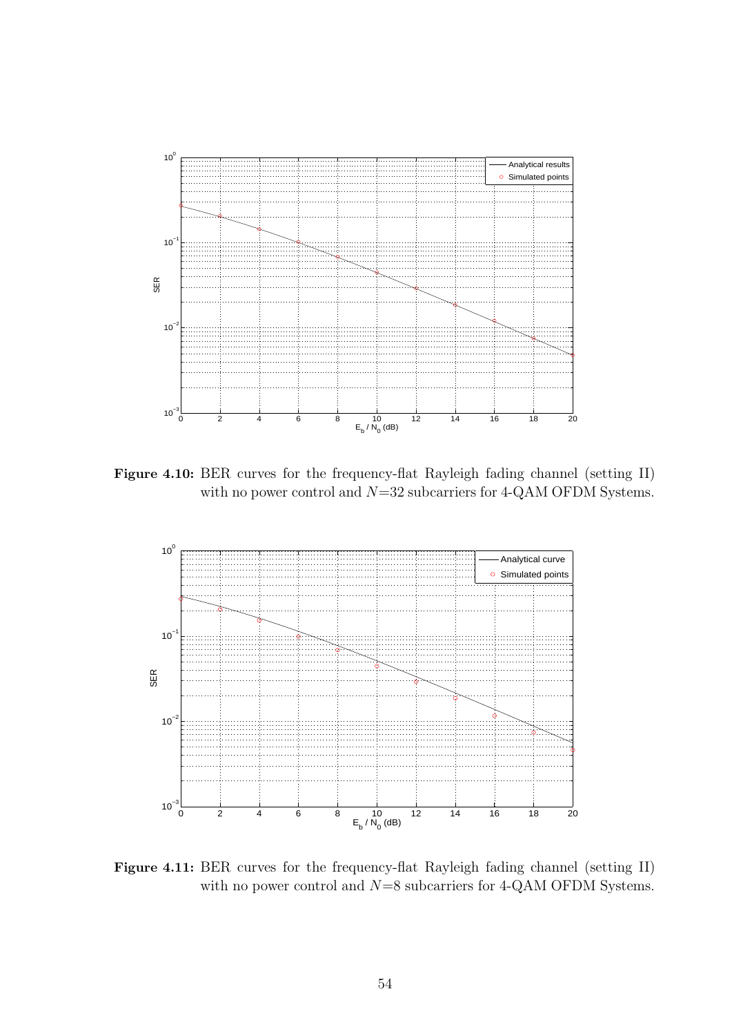**Figure 4.10:** BER curves for the frequency-flat Rayleigh fading channel (setting II) with no power control and $N$=32 subcarriers for 4-QAM OFDM Systems.

**Figure 4.11:** BER curves for the frequency-flat Rayleigh fading channel (setting II) with no power control and $N$=8 subcarriers for 4-QAM OFDM Systems.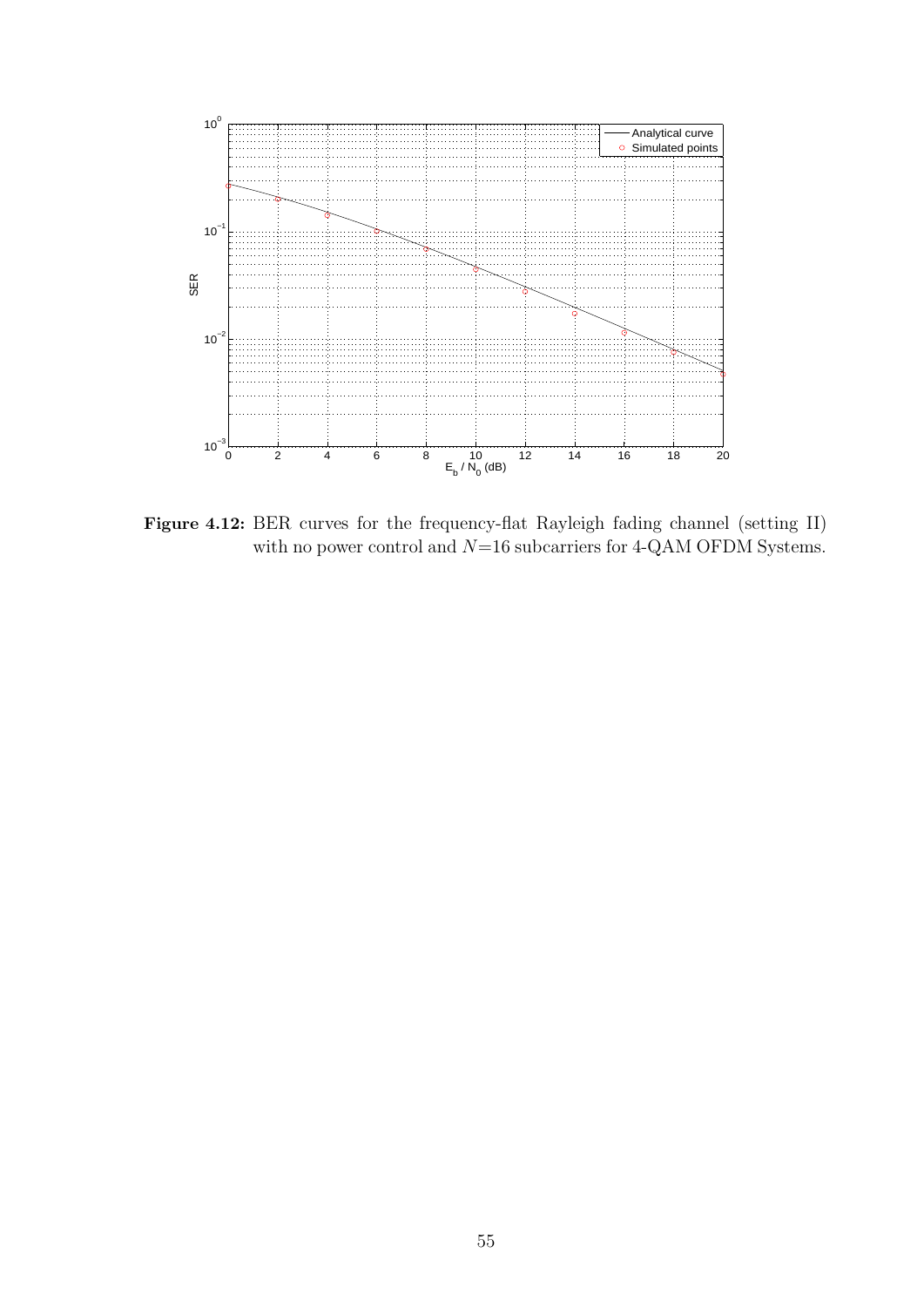**Figure 4.12:** BER curves for the frequency-flat Rayleigh fading channel (setting II) with no power control and $N$=16 subcarriers for 4-QAM OFDM Systems.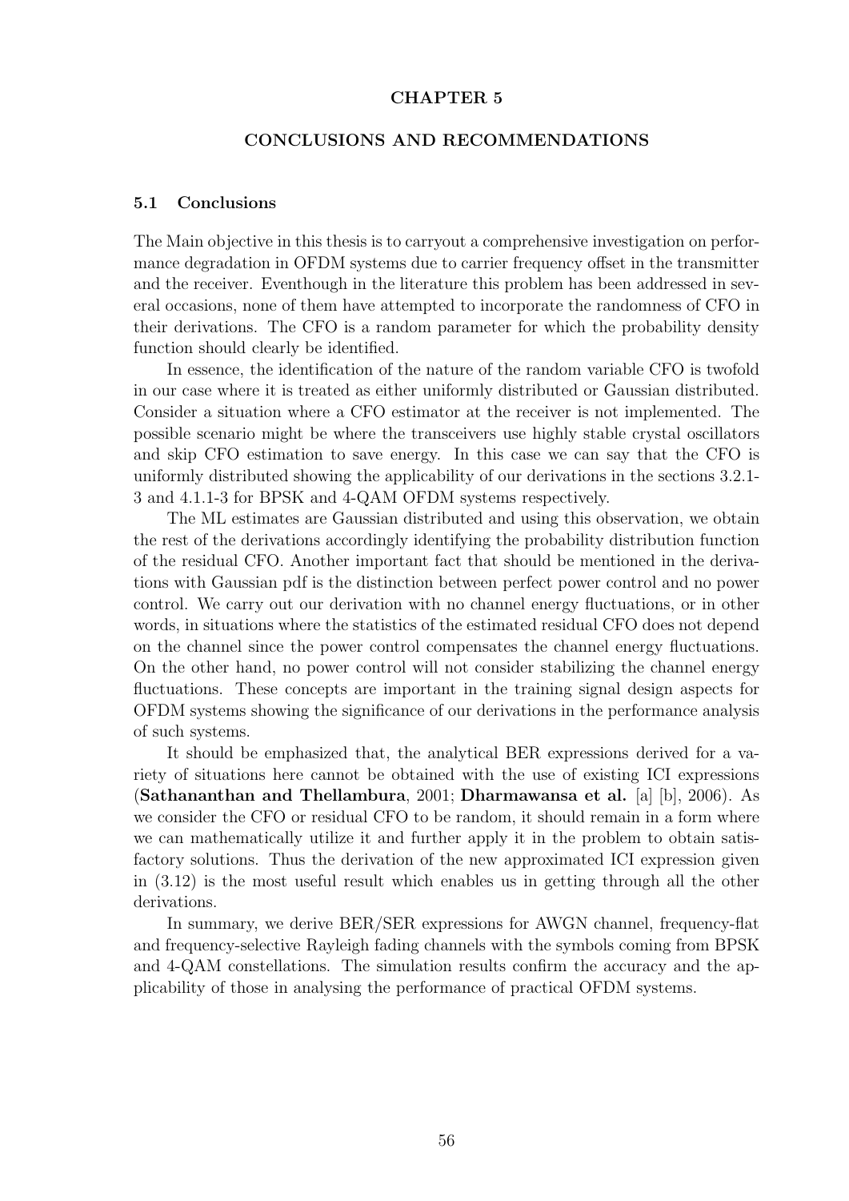# CHAPTER 5

# CONCLUSIONS AND RECOMMENDATIONS

## 5.1 Conclusions

The Main objective in this thesis is to carryout a comprehensive investigation on performance degradation in OFDM systems due to carrier frequency offset in the transmitter and the receiver. Eventhough in the literature this problem has been addressed in several occasions, none of them have attempted to incorporate the randomness of CFO in their derivations. The CFO is a random parameter for which the probability density function should clearly be identified.

In essence, the identification of the nature of the random variable CFO is twofold in our case where it is treated as either uniformly distributed or Gaussian distributed. Consider a situation where a CFO estimator at the receiver is not implemented. The possible scenario might be where the transceivers use highly stable crystal oscillators and skip CFO estimation to save energy. In this case we can say that the CFO is uniformly distributed showing the applicability of our derivations in the sections 3.2.1-3 and 4.1.1-3 for BPSK and 4-QAM OFDM systems respectively.

The ML estimates are Gaussian distributed and using this observation, we obtain the rest of the derivations accordingly identifying the probability distribution function of the residual CFO. Another important fact that should be mentioned in the derivations with Gaussian pdf is the distinction between perfect power control and no power control. We carry out our derivation with no channel energy fluctuations, or in other words, in situations where the statistics of the estimated residual CFO does not depend on the channel since the power control compensates the channel energy fluctuations. On the other hand, no power control will not consider stabilizing the channel energy fluctuations. These concepts are important in the training signal design aspects for OFDM systems showing the significance of our derivations in the performance analysis of such systems.

It should be emphasized that, the analytical BER expressions derived for a variety of situations here cannot be obtained with the use of existing ICI expressions (**Sathananthan and Thellambura**, 2001; **Dharmawansa et al.** [a] [b], 2006). As we consider the CFO or residual CFO to be random, it should remain in a form where we can mathematically utilize it and further apply it in the problem to obtain satisfactory solutions. Thus the derivation of the new approximated ICI expression given in (3.12) is the most useful result which enables us in getting through all the other derivations.

In summary, we derive BER/SER expressions for AWGN channel, frequency-flat and frequency-selective Rayleigh fading channels with the symbols coming from BPSK and 4-QAM constellations. The simulation results confirm the accuracy and the applicability of those in analysing the performance of practical OFDM systems.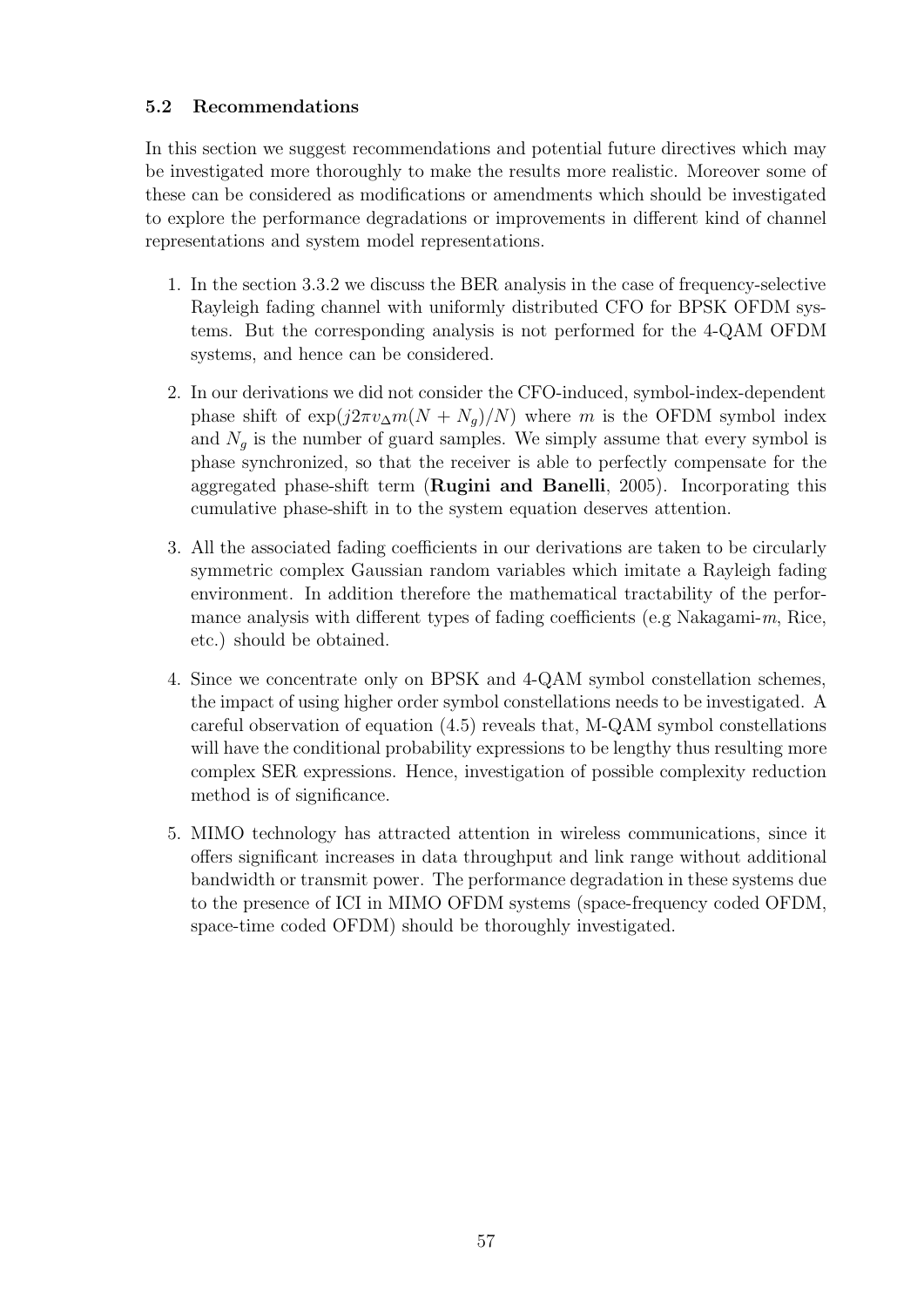### 5.2 Recommendations

In this section we suggest recommendations and potential future directives which may be investigated more thoroughly to make the results more realistic. Moreover some of these can be considered as modifications or amendments which should be investigated to explore the performance degradations or improvements in different kind of channel representations and system model representations.

1. In the section 3.3.2 we discuss the BER analysis in the case of frequency-selective Rayleigh fading channel with uniformly distributed CFO for BPSK OFDM systems. But the corresponding analysis is not performed for the 4-QAM OFDM systems, and hence can be considered.

2. In our derivations we did not consider the CFO-induced, symbol-index-dependent phase shift of $\exp(j2\pi v_{\Delta} m(N + N_g)/N)$ where $m$ is the OFDM symbol index and $N_g$ is the number of guard samples. We simply assume that every symbol is phase synchronized, so that the receiver is able to perfectly compensate for the aggregated phase-shift term (**Rugini and Banelli**, 2005). Incorporating this cumulative phase-shift in to the system equation deserves attention.

3. All the associated fading coefficients in our derivations are taken to be circularly symmetric complex Gaussian random variables which imitate a Rayleigh fading environment. In addition therefore the mathematical tractability of the performance analysis with different types of fading coefficients (e.g Nakagami-$m$, Rice, etc.) should be obtained.

4. Since we concentrate only on BPSK and 4-QAM symbol constellation schemes, the impact of using higher order symbol constellations needs to be investigated. A careful observation of equation (4.5) reveals that, M-QAM symbol constellations will have the conditional probability expressions to be lengthy thus resulting more complex SER expressions. Hence, investigation of possible complexity reduction method is of significance.

5. MIMO technology has attracted attention in wireless communications, since it offers significant increases in data throughput and link range without additional bandwidth or transmit power. The performance degradation in these systems due to the presence of ICI in MIMO OFDM systems (space-frequency coded OFDM, space-time coded OFDM) should be thoroughly investigated.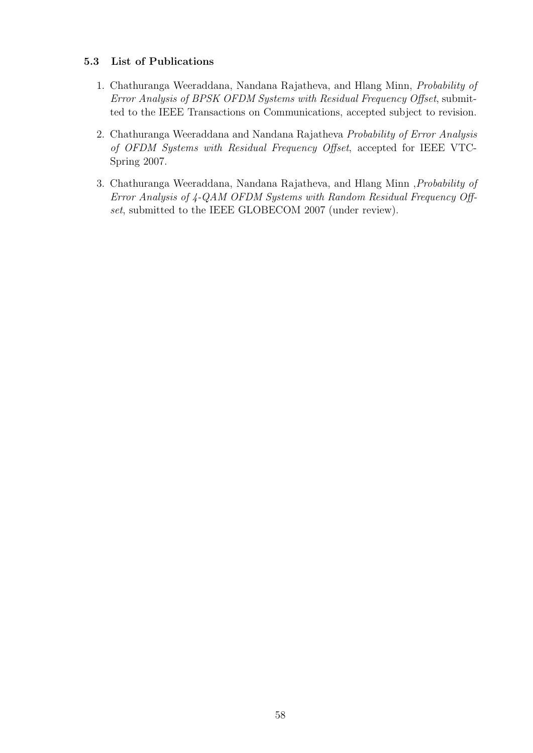### 5.3 List of Publications

1. Chathuranga Weeraddana, Nandana Rajatheva, and Hlang Minn, *Probability of Error Analysis of BPSK OFDM Systems with Residual Frequency Offset*, submitted to the IEEE Transactions on Communications, accepted subject to revision.

2. Chathuranga Weeraddana and Nandana Rajatheva *Probability of Error Analysis of OFDM Systems with Residual Frequency Offset*, accepted for IEEE VTC-Spring 2007.

3. Chathuranga Weeraddana, Nandana Rajatheva, and Hlang Minn ,*Probability of Error Analysis of 4-QAM OFDM Systems with Random Residual Frequency Offset*, submitted to the IEEE GLOBECOM 2007 (under review).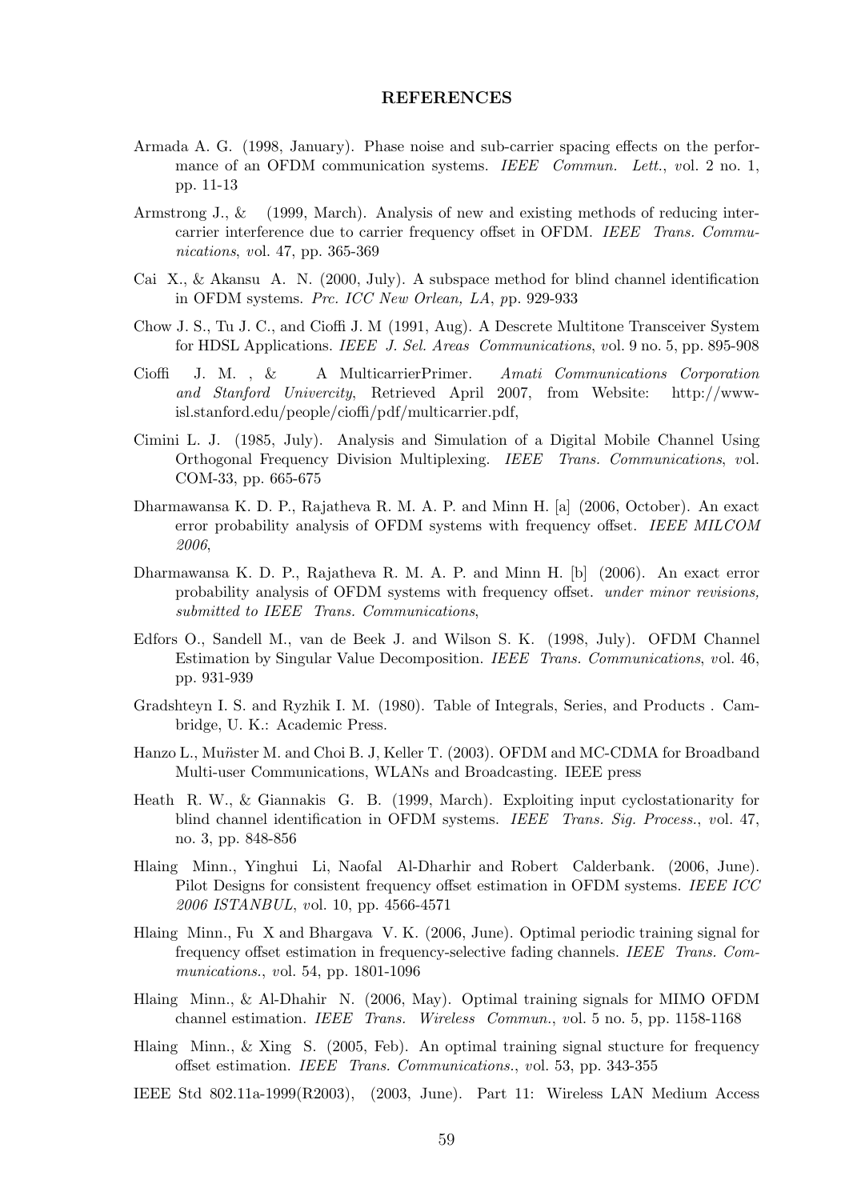## REFERENCES

Armada A. G. (1998, January). Phase noise and sub-carrier spacing effects on the performance of an OFDM communication systems. *IEEE Commun. Lett.*, vol. 2 no. 1, pp. 11-13

Armstrong J., & (1999, March). Analysis of new and existing methods of reducing intercarrier interference due to carrier frequency offset in OFDM. *IEEE Trans. Communications*, vol. 47, pp. 365-369

Cai X., & Akansu A. N. (2000, July). A subspace method for blind channel identification in OFDM systems. *Prc. ICC New Orlean, LA*, pp. 929-933

Chow J. S., Tu J. C., and Cioffi J. M (1991, Aug). A Descrete Multitone Transceiver System for HDSL Applications. *IEEE J. Sel. Areas Communications*, vol. 9 no. 5, pp. 895-908

Cioffi J. M. , & A MulticarrierPrimer. *Amati Communications Corporation and Stanford Univercity*, Retrieved April 2007, from Website: http://www-isl.stanford.edu/people/cioffi/pdf/multicarrier.pdf,

Cimini L. J. (1985, July). Analysis and Simulation of a Digital Mobile Channel Using Orthogonal Frequency Division Multiplexing. *IEEE Trans. Communications*, vol. COM-33, pp. 665-675

Dharmawansa K. D. P., Rajatheva R. M. A. P. and Minn H. [a] (2006, October). An exact error probability analysis of OFDM systems with frequency offset. *IEEE MILCOM 2006*,

Dharmawansa K. D. P., Rajatheva R. M. A. P. and Minn H. [b] (2006). An exact error probability analysis of OFDM systems with frequency offset. *under minor revisions, submitted to IEEE Trans. Communications*,

Edfors O., Sandell M., van de Beek J. and Wilson S. K. (1998, July). OFDM Channel Estimation by Singular Value Decomposition. *IEEE Trans. Communications*, vol. 46, pp. 931-939

Gradshteyn I. S. and Ryzhik I. M. (1980). Table of Integrals, Series, and Products . Cambridge, U. K.: Academic Press.

Hanzo L., Mu̇nster M. and Choi B. J, Keller T. (2003). OFDM and MC-CDMA for Broadband Multi-user Communications, WLANs and Broadcasting. IEEE press

Heath R. W., & Giannakis G. B. (1999, March). Exploiting input cyclostationarity for blind channel identification in OFDM systems. *IEEE Trans. Sig. Process.*, vol. 47, no. 3, pp. 848-856

Hlaing Minn., Yinghui Li, Naofal Al-Dharhir and Robert Calderbank. (2006, June). Pilot Designs for consistent frequency offset estimation in OFDM systems. *IEEE ICC 2006 ISTANBUL*, vol. 10, pp. 4566-4571

Hlaing Minn., Fu X and Bhargava V. K. (2006, June). Optimal periodic training signal for frequency offset estimation in frequency-selective fading channels. *IEEE Trans. Communications.*, vol. 54, pp. 1801-1096

Hlaing Minn., & Al-Dhahir N. (2006, May). Optimal training signals for MIMO OFDM channel estimation. *IEEE Trans. Wireless Commun.*, vol. 5 no. 5, pp. 1158-1168

Hlaing Minn., & Xing S. (2005, Feb). An optimal training signal stucture for frequency offset estimation. *IEEE Trans. Communications.*, vol. 53, pp. 343-355

IEEE Std 802.11a-1999(R2003), (2003, June). Part 11: Wireless LAN Medium Access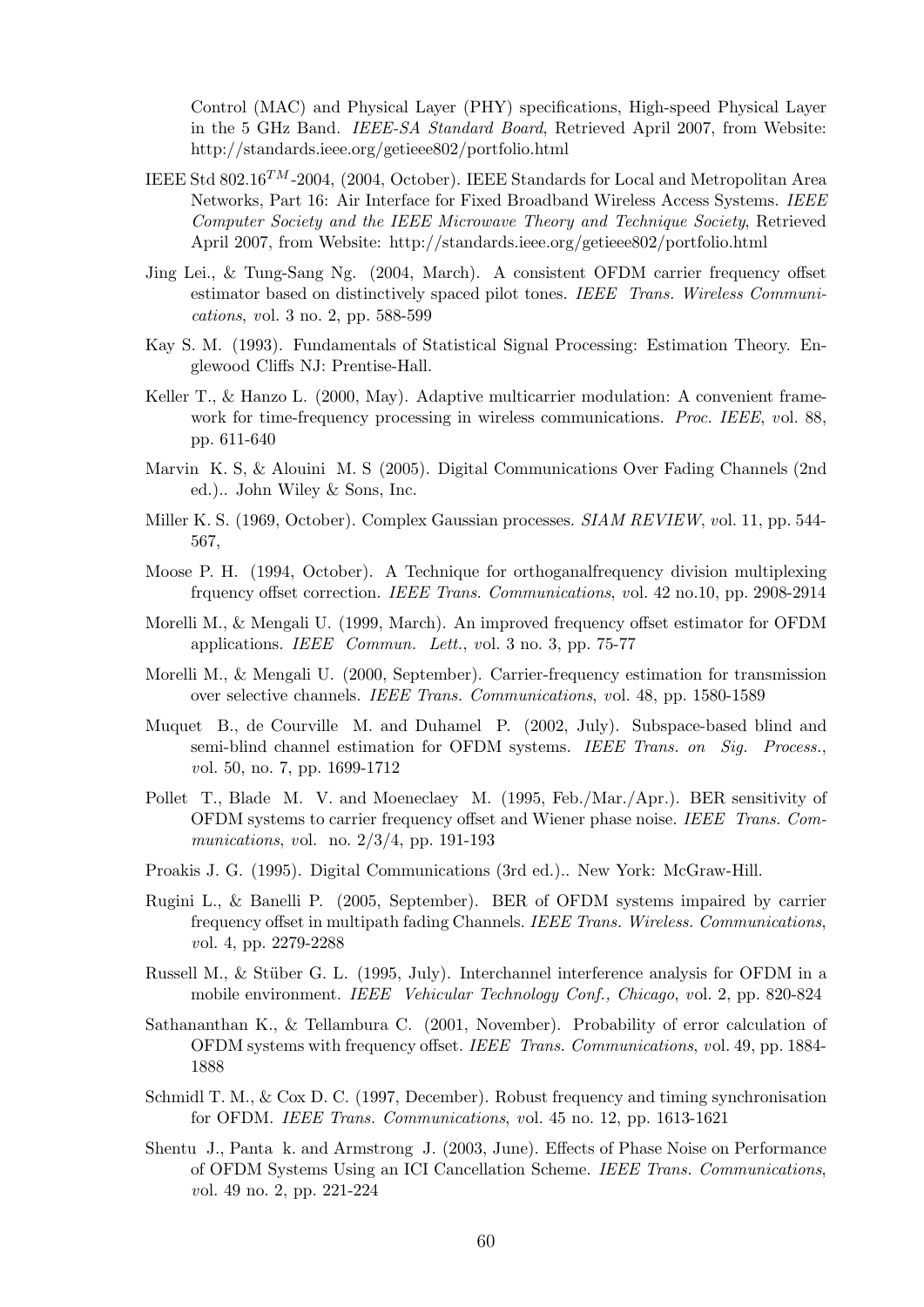Control (MAC) and Physical Layer (PHY) specifications, High-speed Physical Layer in the 5 GHz Band. *IEEE-SA Standard Board*, Retrieved April 2007, from Website: http://standards.ieee.org/getieee802/portfolio.html

IEEE Std 802.16$^{TM}$-2004, (2004, October). IEEE Standards for Local and Metropolitan Area Networks, Part 16: Air Interface for Fixed Broadband Wireless Access Systems. *IEEE Computer Society and the IEEE Microwave Theory and Technique Society*, Retrieved April 2007, from Website: http://standards.ieee.org/getieee802/portfolio.html

Jing Lei., & Tung-Sang Ng. (2004, March). A consistent OFDM carrier frequency offset estimator based on distinctively spaced pilot tones. *IEEE Trans. Wireless Communications*, vol. 3 no. 2, pp. 588-599

Kay S. M. (1993). Fundamentals of Statistical Signal Processing: Estimation Theory. Englewood Cliffs NJ: Prentise-Hall.

Keller T., & Hanzo L. (2000, May). Adaptive multicarrier modulation: A convenient framework for time-frequency processing in wireless communications. *Proc. IEEE*, vol. 88, pp. 611-640

Marvin K. S, & Alouini M. S (2005). Digital Communications Over Fading Channels (2nd ed.).. John Wiley & Sons, Inc.

Miller K. S. (1969, October). Complex Gaussian processes. *SIAM REVIEW*, vol. 11, pp. 544-567,

Moose P. H. (1994, October). A Technique for orthoganalfrequency division multiplexing frquency offset correction. *IEEE Trans. Communications*, vol. 42 no.10, pp. 2908-2914

Morelli M., & Mengali U. (1999, March). An improved frequency offset estimator for OFDM applications. *IEEE Commun. Lett.*, vol. 3 no. 3, pp. 75-77

Morelli M., & Mengali U. (2000, September). Carrier-frequency estimation for transmission over selective channels. *IEEE Trans. Communications*, vol. 48, pp. 1580-1589

Muquet B., de Courville M. and Duhamel P. (2002, July). Subspace-based blind and semi-blind channel estimation for OFDM systems. *IEEE Trans. on Sig. Process.*, vol. 50, no. 7, pp. 1699-1712

Pollet T., Blade M. V. and Moeneclaey M. (1995, Feb./Mar./Apr.). BER sensitivity of OFDM systems to carrier frequency offset and Wiener phase noise. *IEEE Trans. Communications*, vol. no. 2/3/4, pp. 191-193

Proakis J. G. (1995). Digital Communications (3rd ed.).. New York: McGraw-Hill.

Rugini L., & Banelli P. (2005, September). BER of OFDM systems impaired by carrier frequency offset in multipath fading Channels. *IEEE Trans. Wireless. Communications*, vol. 4, pp. 2279-2288

Russell M., & Stüber G. L. (1995, July). Interchannel interference analysis for OFDM in a mobile environment. *IEEE Vehicular Technology Conf., Chicago*, vol. 2, pp. 820-824

Sathananthan K., & Tellambura C. (2001, November). Probability of error calculation of OFDM systems with frequency offset. *IEEE Trans. Communications*, vol. 49, pp. 1884-1888

Schmidl T. M., & Cox D. C. (1997, December). Robust frequency and timing synchronisation for OFDM. *IEEE Trans. Communications*, vol. 45 no. 12, pp. 1613-1621

Shentu J., Panta k. and Armstrong J. (2003, June). Effects of Phase Noise on Performance of OFDM Systems Using an ICI Cancellation Scheme. *IEEE Trans. Communications*, vol. 49 no. 2, pp. 221-224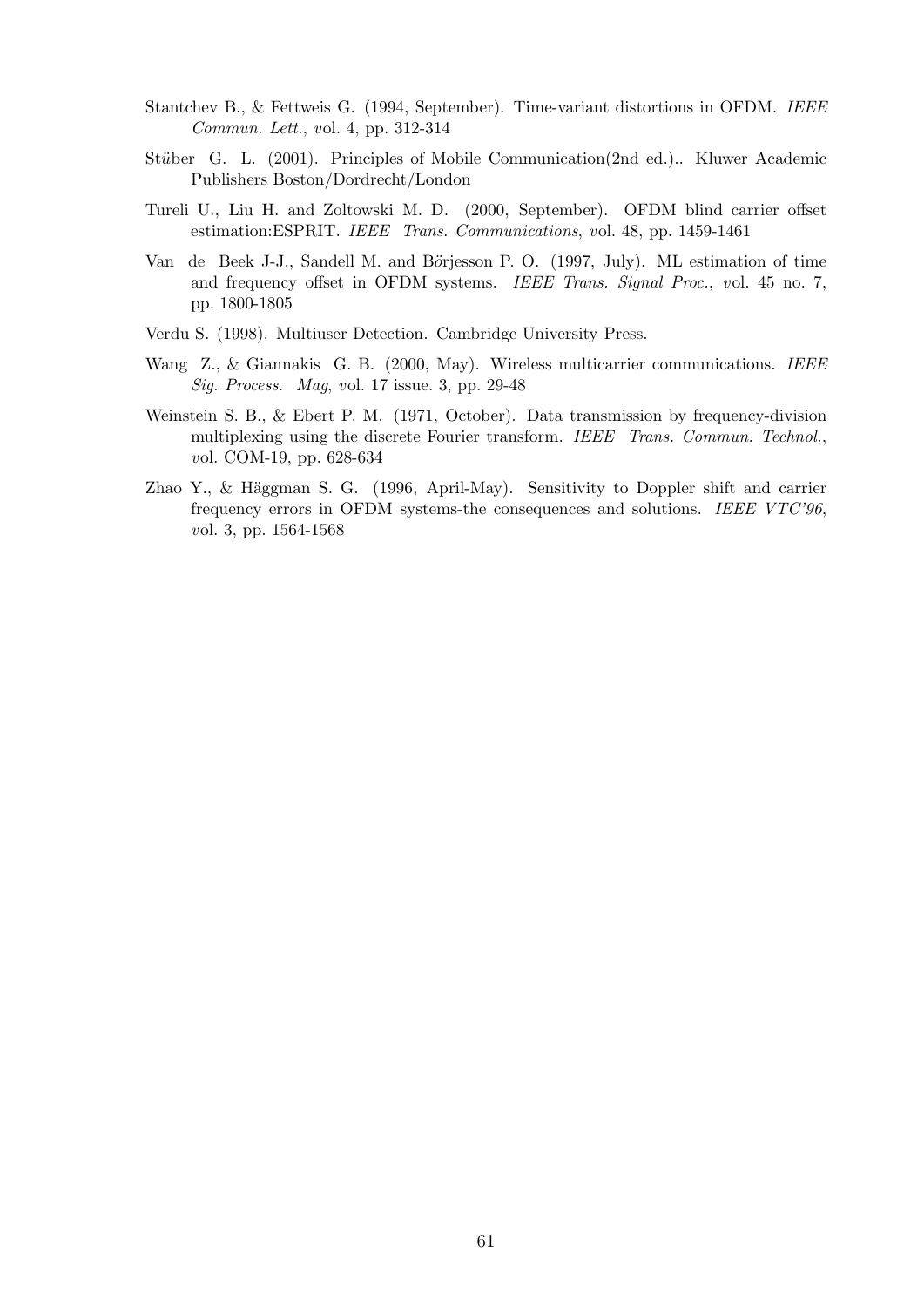Stantchev B., & Fettweis G. (1994, September). Time-variant distortions in OFDM. *IEEE Commun. Lett.*, vol. 4, pp. 312-314

Stüber G. L. (2001). Principles of Mobile Communication(2nd ed.).. Kluwer Academic Publishers Boston/Dordrecht/London

Tureli U., Liu H. and Zoltowski M. D. (2000, September). OFDM blind carrier offset estimation:ESPRIT. *IEEE Trans. Communications*, vol. 48, pp. 1459-1461

Van de Beek J-J., Sandell M. and Börjesson P. O. (1997, July). ML estimation of time and frequency offset in OFDM systems. *IEEE Trans. Signal Proc.*, vol. 45 no. 7, pp. 1800-1805

Verdu S. (1998). Multiuser Detection. Cambridge University Press.

Wang Z., & Giannakis G. B. (2000, May). Wireless multicarrier communications. *IEEE Sig. Process. Mag*, vol. 17 issue. 3, pp. 29-48

Weinstein S. B., & Ebert P. M. (1971, October). Data transmission by frequency-division multiplexing using the discrete Fourier transform. *IEEE Trans. Commun. Technol.*, vol. COM-19, pp. 628-634

Zhao Y., & Häggman S. G. (1996, April-May). Sensitivity to Doppler shift and carrier frequency errors in OFDM systems-the consequences and solutions. *IEEE VTC'96*, vol. 3, pp. 1564-1568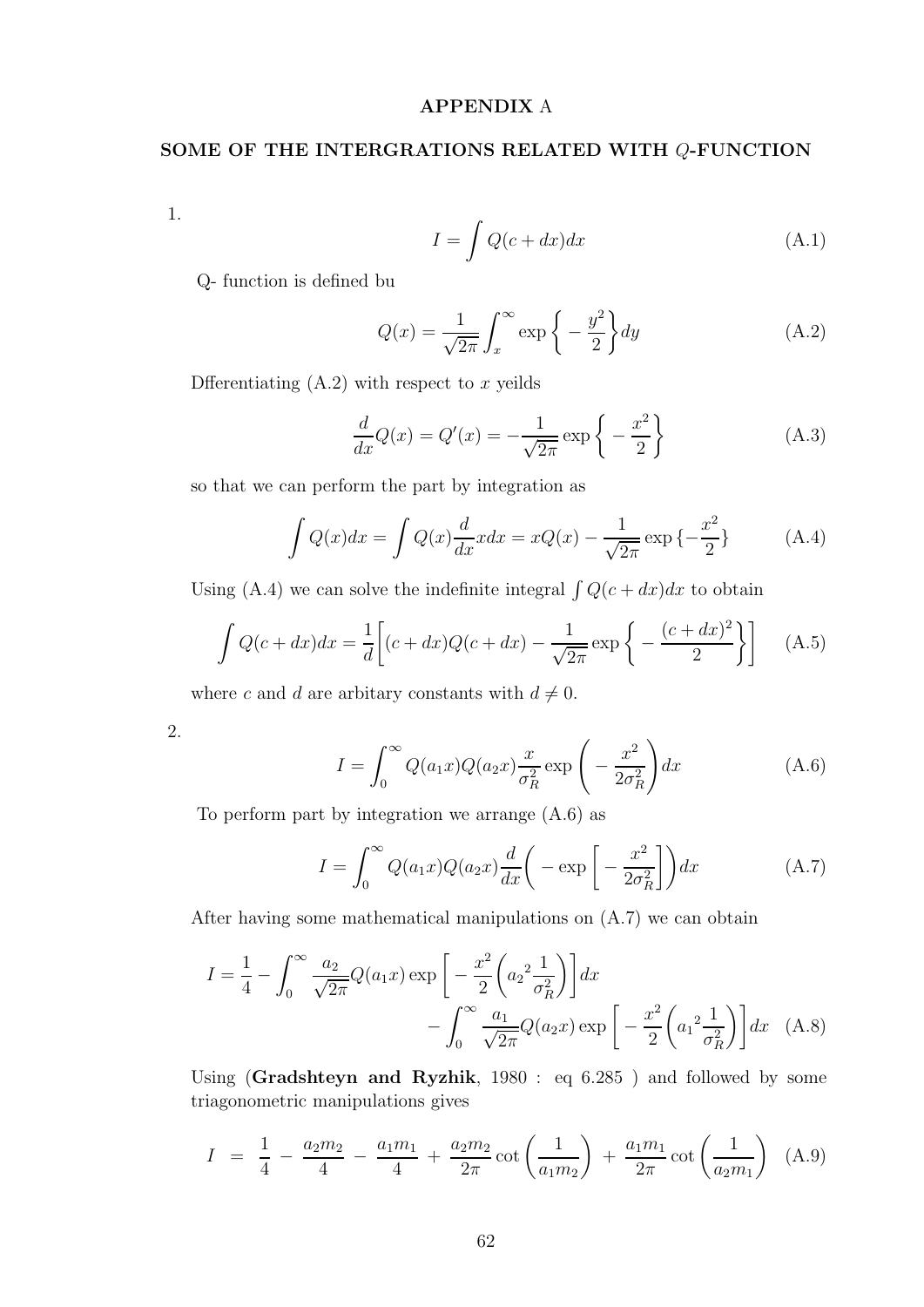# APPENDIX A

## SOME OF THE INTERGRATIONS RELATED WITH $Q$-FUNCTION

1.

$$I = \int Q(c + dx)dx \tag{A.1}$$

Q- function is defined bu

$$Q(x) = \frac{1}{\sqrt{2\pi}} \int_x^\infty \exp\left\{ -\frac{y^2}{2} \right\} dy \tag{A.2}$$

Dfferentiating (A.2) with respect to $x$ yeilds

$$\frac{d}{dx}Q(x) = Q'(x) = -\frac{1}{\sqrt{2\pi}} \exp\left\{ -\frac{x^2}{2} \right\} \tag{A.3}$$

so that we can perform the part by integration as

$$\int Q(x)dx = \int Q(x)\frac{d}{dx}x dx = xQ(x) - \frac{1}{\sqrt{2\pi}} \exp\{-\frac{x^2}{2}\} \tag{A.4}$$

Using (A.4) we can solve the indefinite integral $\int Q(c + dx)dx$ to obtain

$$\int Q(c + dx)dx = \frac{1}{d}\left[ (c + dx)Q(c + dx) - \frac{1}{\sqrt{2\pi}} \exp\left\{ -\frac{(c + dx)^2}{2} \right\} \right] \tag{A.5}$$

where $c$ and $d$ are arbitary constants with $d \neq 0$.

2.

$$I = \int_0^\infty Q(a_1 x)Q(a_2 x)\frac{x}{\sigma_R^2} \exp\left( -\frac{x^2}{2\sigma_R^2} \right) dx \tag{A.6}$$

To perform part by integration we arrange (A.6) as

$$I = \int_0^\infty Q(a_1 x)Q(a_2 x)\frac{d}{dx}\left( -\exp\left[ -\frac{x^2}{2\sigma_R^2} \right] \right) dx \tag{A.7}$$

After having some mathematical manipulations on (A.7) we can obtain

$$I = \frac{1}{4} - \int_0^\infty \frac{a_2}{\sqrt{2\pi}} Q(a_1 x) \exp\left[ -\frac{x^2}{2}\left( {a_2}^2 \frac{1}{\sigma_R^2} \right) \right] dx - \int_0^\infty \frac{a_1}{\sqrt{2\pi}} Q(a_2 x) \exp\left[ -\frac{x^2}{2}\left( {a_1}^2 \frac{1}{\sigma_R^2} \right) \right] dx \tag{A.8}$$

Using (**Gradshteyn and Ryzhik**, 1980 : eq 6.285 ) and followed by some triagonometric manipulations gives

$$I = \frac{1}{4} - \frac{a_2 m_2}{4} - \frac{a_1 m_1}{4} + \frac{a_2 m_2}{2\pi} \cot\left( \frac{1}{a_1 m_2} \right) + \frac{a_1 m_1}{2\pi} \cot\left( \frac{1}{a_2 m_1} \right) \tag{A.9}$$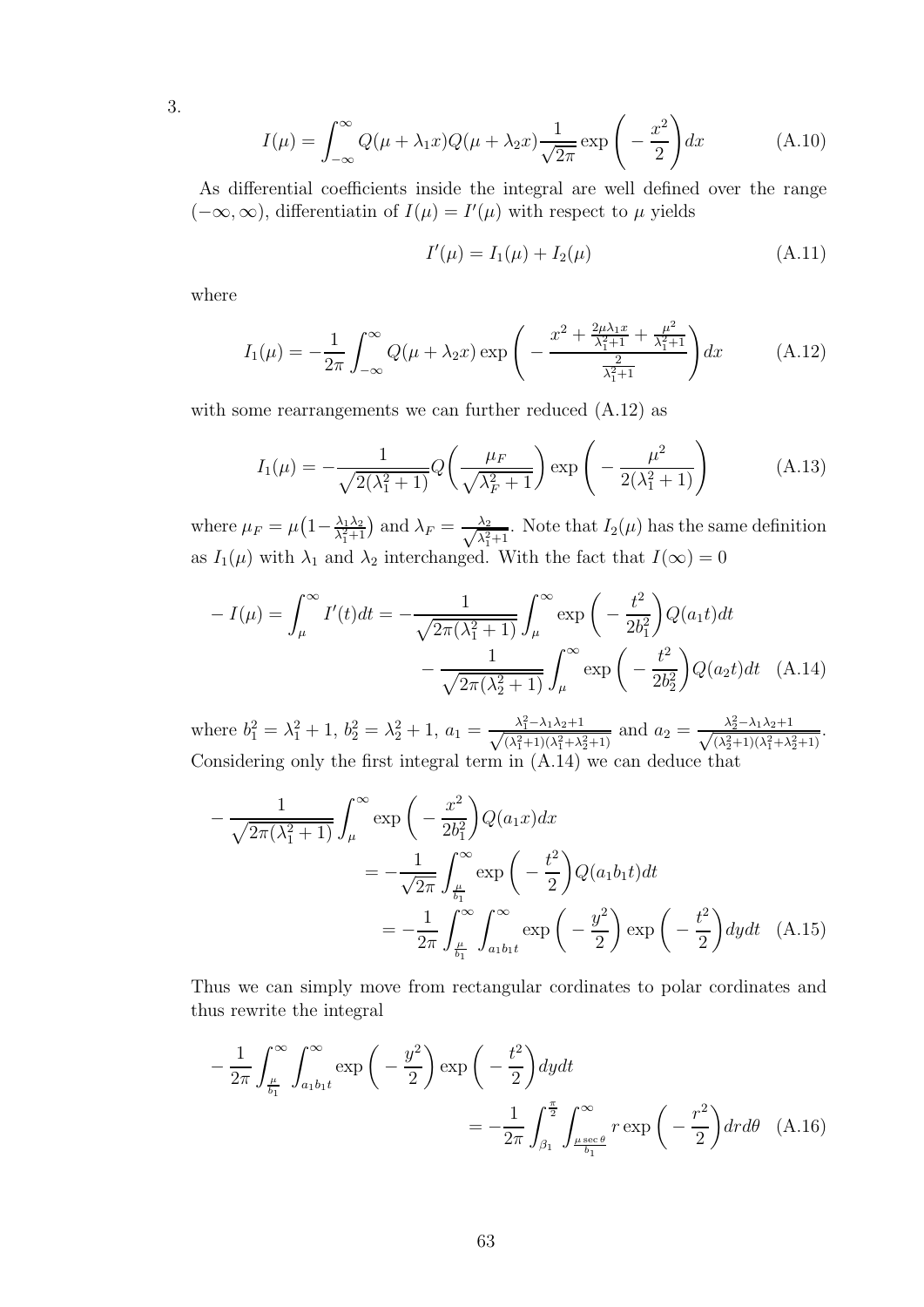3.

$$I(\mu) = \int_{-\infty}^{\infty} Q(\mu + \lambda_1 x) Q(\mu + \lambda_2 x) \frac{1}{\sqrt{2\pi}} \exp\Bigg( -\frac{x^2}{2}\Bigg) dx \tag{A.10}$$

As differential coefficients inside the integral are well defined over the range $(-\infty, \infty)$, differentiatin of $I(\mu) = I'(\mu)$ with respect to $\mu$ yields

$$I'(\mu) = I_1(\mu) + I_2(\mu) \tag{A.11}$$

where

$$I_1(\mu) = -\frac{1}{2\pi} \int_{-\infty}^{\infty} Q(\mu + \lambda_2 x) \exp\Bigg( -\frac{x^2 + \frac{2\mu\lambda_1 x}{\lambda_1^2+1} + \frac{\mu^2}{\lambda_1^2+1}}{\frac{2}{\lambda_1^2+1}}\Bigg) dx \tag{A.12}$$

with some rearrangements we can further reduced (A.12) as

$$I_1(\mu) = -\frac{1}{\sqrt{2(\lambda_1^2+1)}} Q\Bigg(\frac{\mu_F}{\sqrt{\lambda_F^2+1}}\Bigg) \exp\Bigg( -\frac{\mu^2}{2(\lambda_1^2+1)}\Bigg) \tag{A.13}$$

where $\mu_F = \mu\big(1 - \frac{\lambda_1\lambda_2}{\lambda_1^2+1}\big)$ and $\lambda_F = \frac{\lambda_2}{\sqrt{\lambda_1^2+1}}$. Note that $I_2(\mu)$ has the same definition as $I_1(\mu)$ with $\lambda_1$ and $\lambda_2$ interchanged. With the fact that $I(\infty) = 0$

$$\begin{aligned} -I(\mu) = \int_{\mu}^{\infty} I'(t) dt = &-\frac{1}{\sqrt{2\pi(\lambda_1^2+1)}} \int_{\mu}^{\infty} \exp\Bigg( -\frac{t^2}{2b_1^2}\Bigg) Q(a_1 t) dt \\ &- \frac{1}{\sqrt{2\pi(\lambda_2^2+1)}} \int_{\mu}^{\infty} \exp\Bigg( -\frac{t^2}{2b_2^2}\Bigg) Q(a_2 t) dt \end{aligned} \tag{A.14}$$

where $b_1^2 = \lambda_1^2 + 1$, $b_2^2 = \lambda_2^2 + 1$, $a_1 = \frac{\lambda_1^2 - \lambda_1\lambda_2 + 1}{\sqrt{(\lambda_1^2+1)(\lambda_1^2+\lambda_2^2+1)}}$ and $a_2 = \frac{\lambda_2^2 - \lambda_1\lambda_2 + 1}{\sqrt{(\lambda_2^2+1)(\lambda_1^2+\lambda_2^2+1)}}$. Considering only the first integral term in (A.14) we can deduce that

$$\begin{aligned} &-\frac{1}{\sqrt{2\pi(\lambda_1^2+1)}} \int_{\mu}^{\infty} \exp\Bigg( -\frac{x^2}{2b_1^2}\Bigg) Q(a_1 x) dx \\ &\qquad = -\frac{1}{\sqrt{2\pi}} \int_{\frac{\mu}{b_1}}^{\infty} \exp\Bigg( -\frac{t^2}{2}\Bigg) Q(a_1 b_1 t) dt \\ &\qquad = -\frac{1}{2\pi} \int_{\frac{\mu}{b_1}}^{\infty} \int_{a_1 b_1 t}^{\infty} \exp\Bigg( -\frac{y^2}{2}\Bigg) \exp\Bigg( -\frac{t^2}{2}\Bigg) dy dt \end{aligned} \tag{A.15}$$

Thus we can simply move from rectangular cordinates to polar cordinates and thus rewrite the integral

$$\begin{aligned} &-\frac{1}{2\pi} \int_{\frac{\mu}{b_1}}^{\infty} \int_{a_1 b_1 t}^{\infty} \exp\Bigg( -\frac{y^2}{2}\Bigg) \exp\Bigg( -\frac{t^2}{2}\Bigg) dy dt \\ &\qquad = -\frac{1}{2\pi} \int_{\beta_1}^{\frac{\pi}{2}} \int_{\frac{\mu \sec\theta}{b_1}}^{\infty} r \exp\Bigg( -\frac{r^2}{2}\Bigg) dr d\theta \end{aligned} \tag{A.16}$$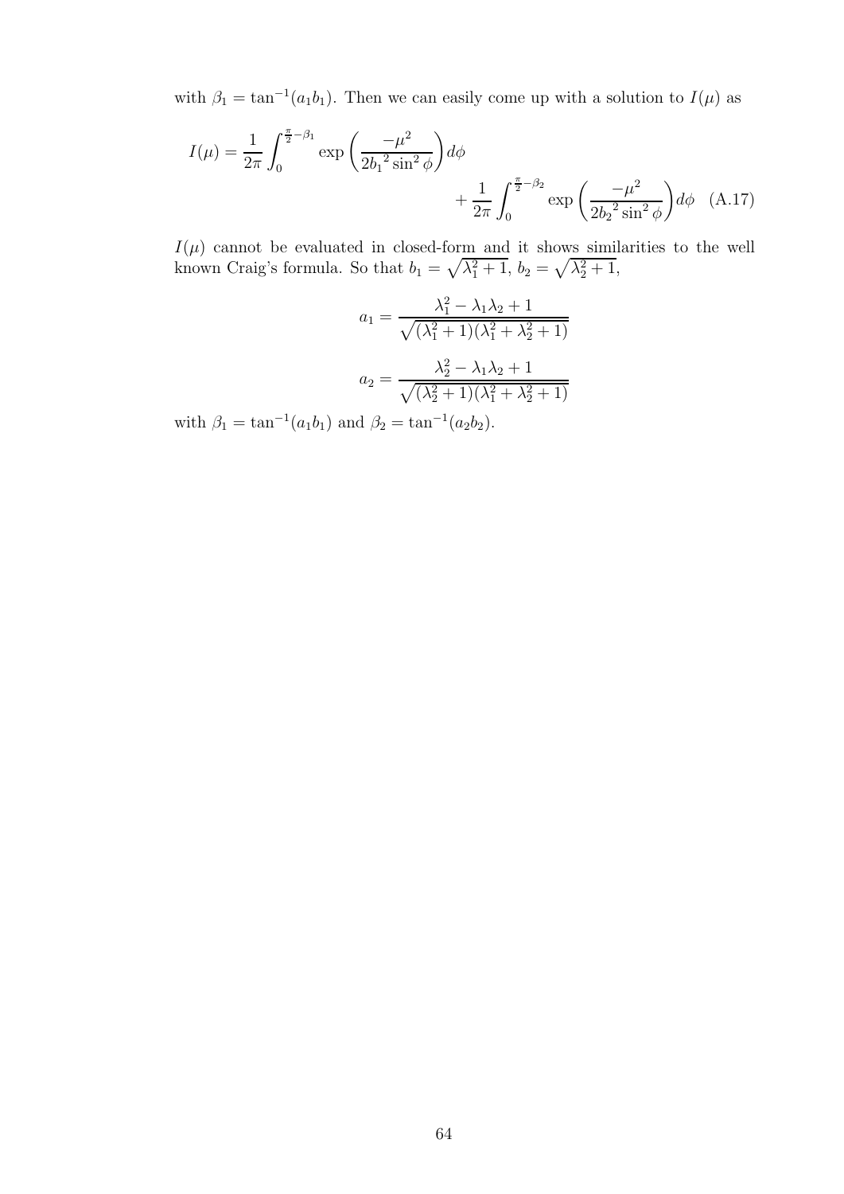with $\beta_1 = \tan^{-1}(a_1 b_1)$. Then we can easily come up with a solution to $I(\mu)$ as

$$I(\mu) = \frac{1}{2\pi} \int_0^{\frac{\pi}{2}-\beta_1} \exp\left(\frac{-\mu^2}{2{b_1}^2 \sin^2\phi}\right) d\phi + \frac{1}{2\pi} \int_0^{\frac{\pi}{2}-\beta_2} \exp\left(\frac{-\mu^2}{2{b_2}^2 \sin^2\phi}\right) d\phi \quad \text{(A.17)}$$

$I(\mu)$ cannot be evaluated in closed-form and it shows similarities to the well known Craig's formula. So that $b_1 = \sqrt{\lambda_1^2 + 1}$, $b_2 = \sqrt{\lambda_2^2 + 1}$,

$$a_1 = \frac{\lambda_1^2 - \lambda_1 \lambda_2 + 1}{\sqrt{(\lambda_1^2 + 1)(\lambda_1^2 + \lambda_2^2 + 1)}}$$

$$a_2 = \frac{\lambda_2^2 - \lambda_1 \lambda_2 + 1}{\sqrt{(\lambda_2^2 + 1)(\lambda_1^2 + \lambda_2^2 + 1)}}$$

with $\beta_1 = \tan^{-1}(a_1 b_1)$ and $\beta_2 = \tan^{-1}(a_2 b_2)$.